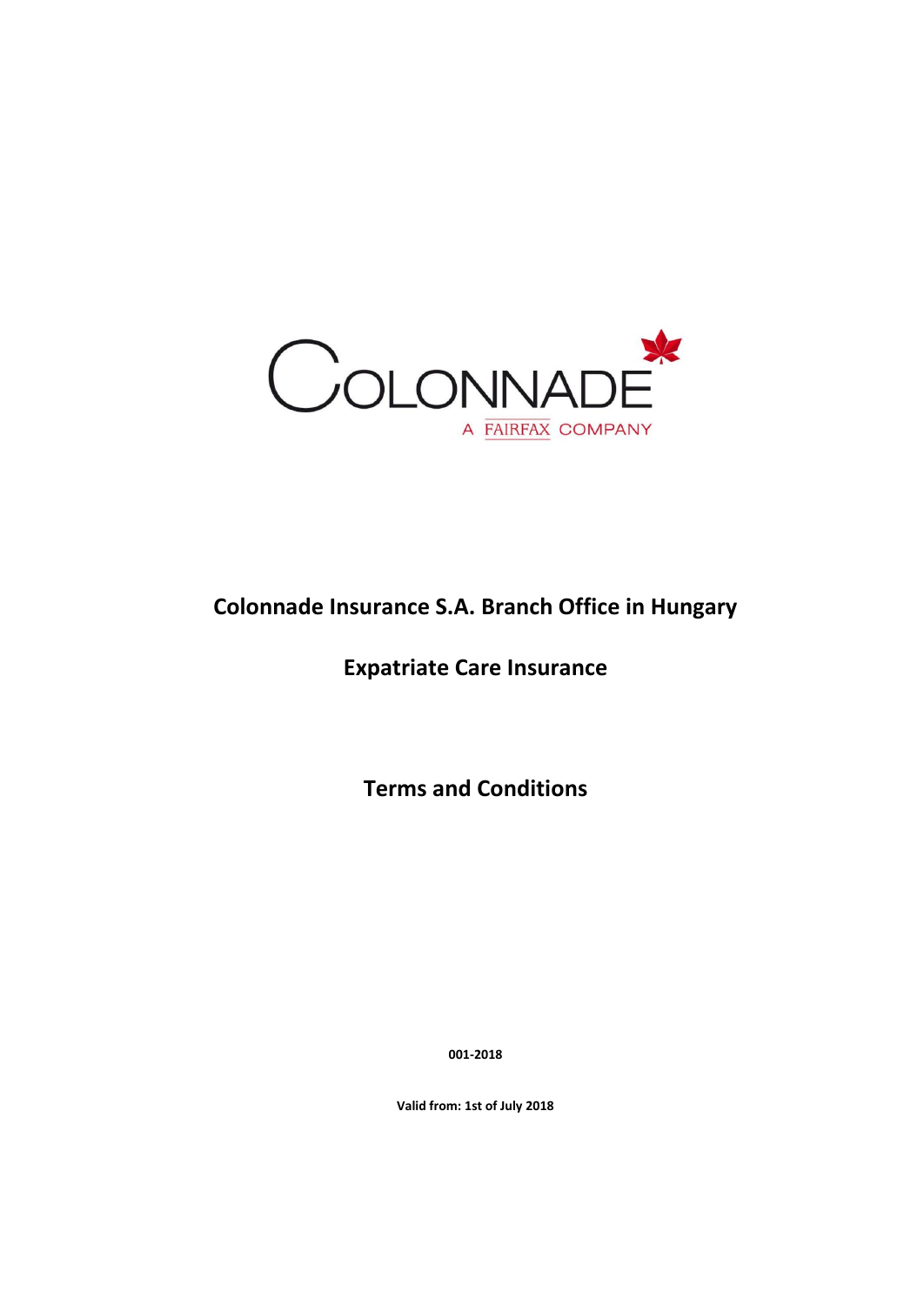COLONNADE

A FAIRFAX COMPANY

# Colonnade Insurance S.A. Branch Office in Hungary

## Expatriate Care Insurance

## Terms and Conditions

**001-2018**

**Valid from: 1st of July 2018**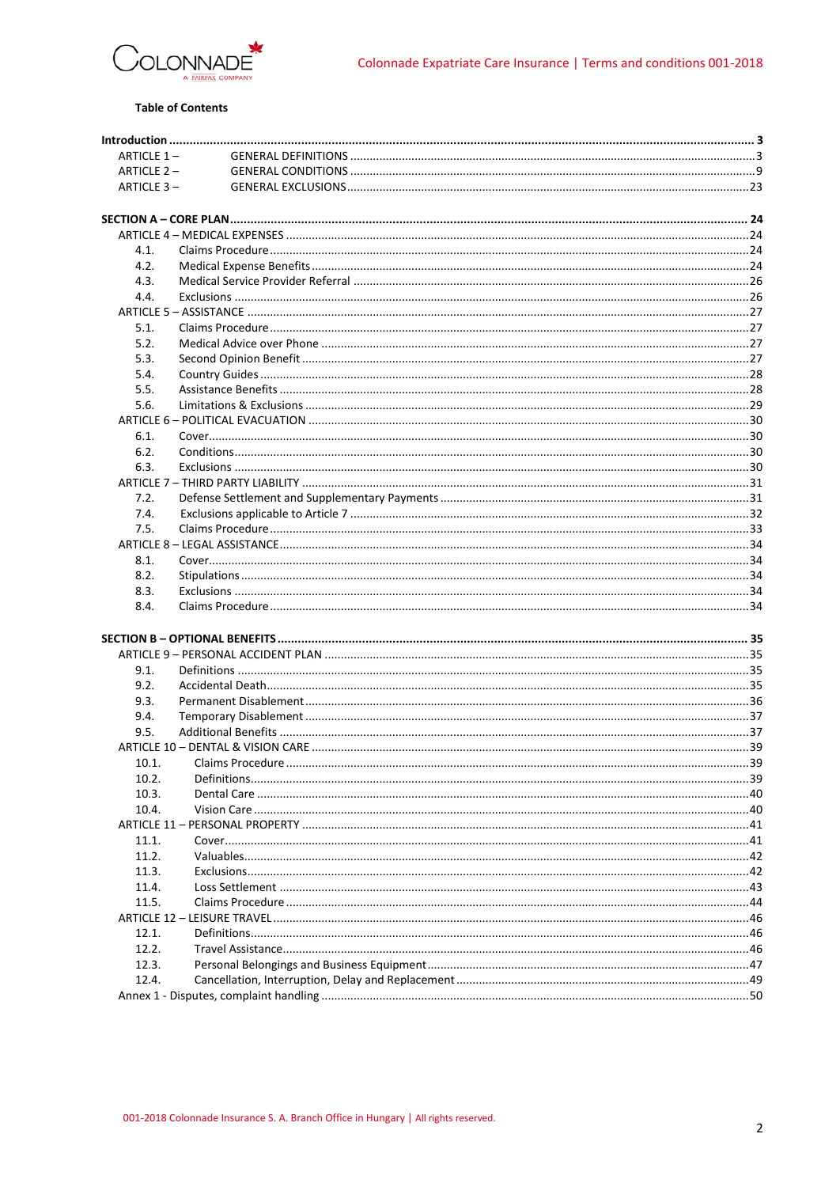**Table of Contents**

**Introduction** ........................................................................ **3**

ARTICLE 1 – GENERAL DEFINITIONS ........................................................................ 3

ARTICLE 2 – GENERAL CONDITIONS ........................................................................ 9

ARTICLE 3 – GENERAL EXCLUSIONS ........................................................................ 23

**SECTION A – CORE PLAN** ........................................................................ **24**

ARTICLE 4 – MEDICAL EXPENSES ........................................................................ 24

- 4.1. Claims Procedure ........................................................................ 24
- 4.2. Medical Expense Benefits ........................................................................ 24
- 4.3. Medical Service Provider Referral ........................................................................ 26
- 4.4. Exclusions ........................................................................ 26

ARTICLE 5 – ASSISTANCE ........................................................................ 27

- 5.1. Claims Procedure ........................................................................ 27
- 5.2. Medical Advice over Phone ........................................................................ 27
- 5.3. Second Opinion Benefit ........................................................................ 27
- 5.4. Country Guides ........................................................................ 28
- 5.5. Assistance Benefits ........................................................................ 28
- 5.6. Limitations & Exclusions ........................................................................ 29

ARTICLE 6 – POLITICAL EVACUATION ........................................................................ 30

- 6.1. Cover ........................................................................ 30
- 6.2. Conditions ........................................................................ 30
- 6.3. Exclusions ........................................................................ 30

ARTICLE 7 – THIRD PARTY LIABILITY ........................................................................ 31

- 7.2. Defense Settlement and Supplementary Payments ........................................................................ 31
- 7.4. Exclusions applicable to Article 7 ........................................................................ 32
- 7.5. Claims Procedure ........................................................................ 33

ARTICLE 8 – LEGAL ASSISTANCE ........................................................................ 34

- 8.1. Cover ........................................................................ 34
- 8.2. Stipulations ........................................................................ 34
- 8.3. Exclusions ........................................................................ 34
- 8.4. Claims Procedure ........................................................................ 34

**SECTION B – OPTIONAL BENEFITS** ........................................................................ **35**

ARTICLE 9 – PERSONAL ACCIDENT PLAN ........................................................................ 35

- 9.1. Definitions ........................................................................ 35
- 9.2. Accidental Death ........................................................................ 35
- 9.3. Permanent Disablement ........................................................................ 36
- 9.4. Temporary Disablement ........................................................................ 37
- 9.5. Additional Benefits ........................................................................ 37

ARTICLE 10 – DENTAL & VISION CARE ........................................................................ 39

- 10.1. Claims Procedure ........................................................................ 39
- 10.2. Definitions ........................................................................ 39
- 10.3. Dental Care ........................................................................ 40
- 10.4. Vision Care ........................................................................ 40

ARTICLE 11 – PERSONAL PROPERTY ........................................................................ 41

- 11.1. Cover ........................................................................ 41
- 11.2. Valuables ........................................................................ 42
- 11.3. Exclusions ........................................................................ 42
- 11.4. Loss Settlement ........................................................................ 43
- 11.5. Claims Procedure ........................................................................ 44

ARTICLE 12 – LEISURE TRAVEL ........................................................................ 46

- 12.1. Definitions ........................................................................ 46
- 12.2. Travel Assistance ........................................................................ 46
- 12.3. Personal Belongings and Business Equipment ........................................................................ 47
- 12.4. Cancellation, Interruption, Delay and Replacement ........................................................................ 49

Annex 1 - Disputes, complaint handling ........................................................................ 50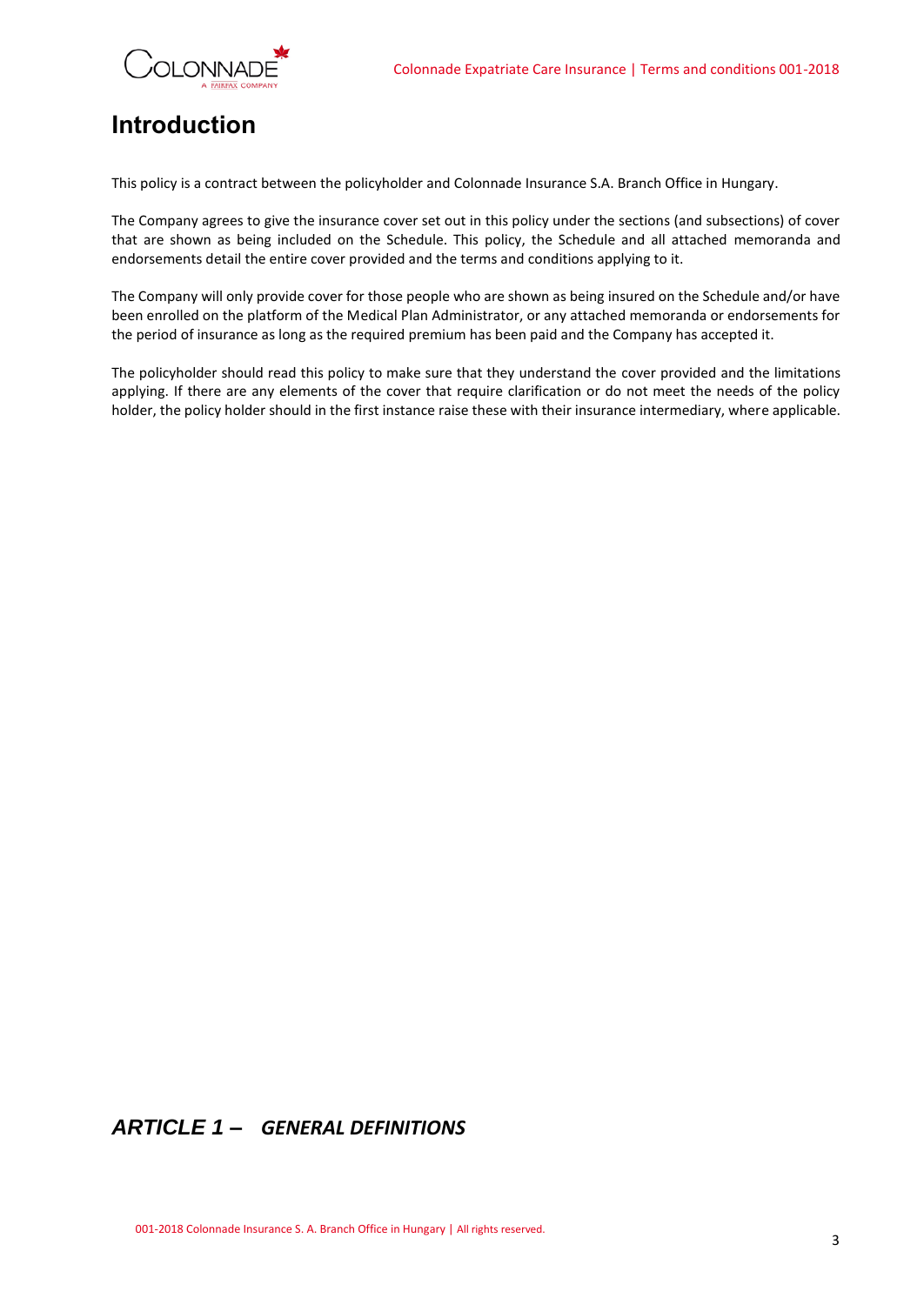# Introduction

This policy is a contract between the policyholder and Colonnade Insurance S.A. Branch Office in Hungary.

The Company agrees to give the insurance cover set out in this policy under the sections (and subsections) of cover that are shown as being included on the Schedule. This policy, the Schedule and all attached memoranda and endorsements detail the entire cover provided and the terms and conditions applying to it.

The Company will only provide cover for those people who are shown as being insured on the Schedule and/or have been enrolled on the platform of the Medical Plan Administrator, or any attached memoranda or endorsements for the period of insurance as long as the required premium has been paid and the Company has accepted it.

The policyholder should read this policy to make sure that they understand the cover provided and the limitations applying. If there are any elements of the cover that require clarification or do not meet the needs of the policy holder, the policy holder should in the first instance raise these with their insurance intermediary, where applicable.

## *ARTICLE 1 – GENERAL DEFINITIONS*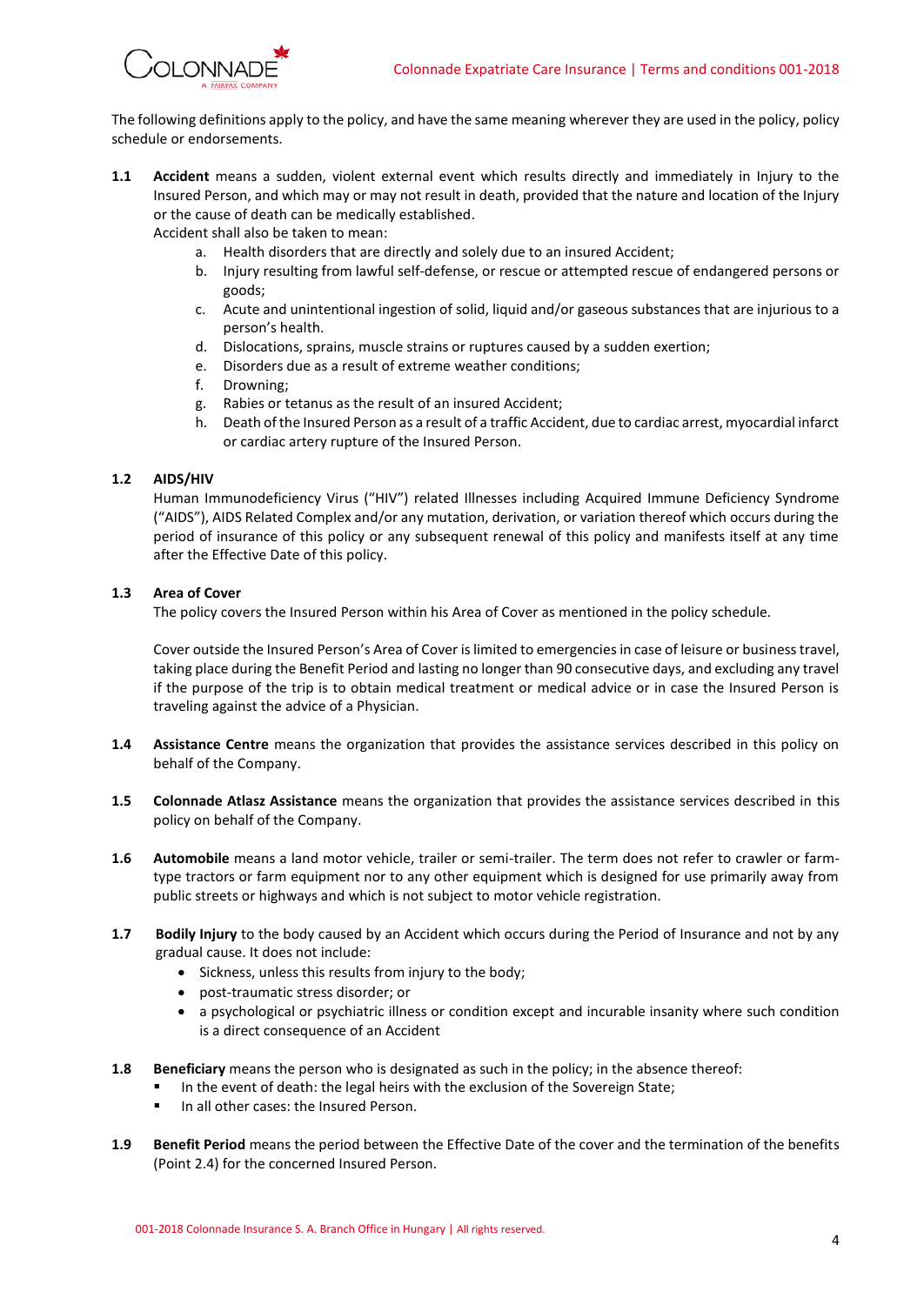The following definitions apply to the policy, and have the same meaning wherever they are used in the policy, policy schedule or endorsements.

**1.1** **Accident** means a sudden, violent external event which results directly and immediately in Injury to the Insured Person, and which may or may not result in death, provided that the nature and location of the Injury or the cause of death can be medically established.

Accident shall also be taken to mean:

a. Health disorders that are directly and solely due to an insured Accident;
b. Injury resulting from lawful self-defense, or rescue or attempted rescue of endangered persons or goods;
c. Acute and unintentional ingestion of solid, liquid and/or gaseous substances that are injurious to a person's health.
d. Dislocations, sprains, muscle strains or ruptures caused by a sudden exertion;
e. Disorders due as a result of extreme weather conditions;
f. Drowning;
g. Rabies or tetanus as the result of an insured Accident;
h. Death of the Insured Person as a result of a traffic Accident, due to cardiac arrest, myocardial infarct or cardiac artery rupture of the Insured Person.

**1.2** **AIDS/HIV**

Human Immunodeficiency Virus ("HIV") related Illnesses including Acquired Immune Deficiency Syndrome ("AIDS"), AIDS Related Complex and/or any mutation, derivation, or variation thereof which occurs during the period of insurance of this policy or any subsequent renewal of this policy and manifests itself at any time after the Effective Date of this policy.

**1.3** **Area of Cover**

The policy covers the Insured Person within his Area of Cover as mentioned in the policy schedule.

Cover outside the Insured Person's Area of Cover is limited to emergencies in case of leisure or business travel, taking place during the Benefit Period and lasting no longer than 90 consecutive days, and excluding any travel if the purpose of the trip is to obtain medical treatment or medical advice or in case the Insured Person is traveling against the advice of a Physician.

**1.4** **Assistance Centre** means the organization that provides the assistance services described in this policy on behalf of the Company.

**1.5** **Colonnade Atlasz Assistance** means the organization that provides the assistance services described in this policy on behalf of the Company.

**1.6** **Automobile** means a land motor vehicle, trailer or semi-trailer. The term does not refer to crawler or farm-type tractors or farm equipment nor to any other equipment which is designed for use primarily away from public streets or highways and which is not subject to motor vehicle registration.

**1.7** **Bodily Injury** to the body caused by an Accident which occurs during the Period of Insurance and not by any gradual cause. It does not include:

- Sickness, unless this results from injury to the body;
- post-traumatic stress disorder; or
- a psychological or psychiatric illness or condition except and incurable insanity where such condition is a direct consequence of an Accident

**1.8** **Beneficiary** means the person who is designated as such in the policy; in the absence thereof:

- In the event of death: the legal heirs with the exclusion of the Sovereign State;
- In all other cases: the Insured Person.

**1.9** **Benefit Period** means the period between the Effective Date of the cover and the termination of the benefits (Point 2.4) for the concerned Insured Person.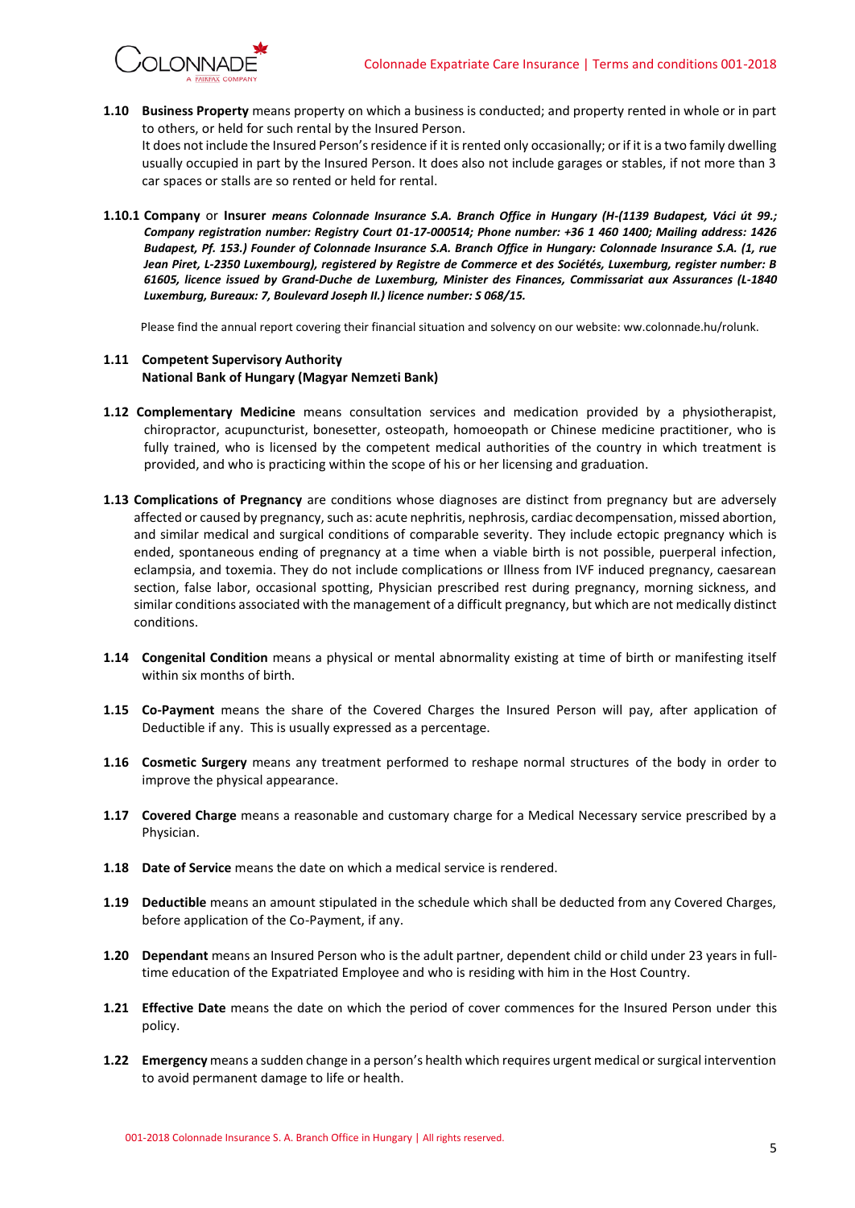**1.10 Business Property** means property on which a business is conducted; and property rented in whole or in part to others, or held for such rental by the Insured Person.
It does not include the Insured Person's residence if it is rented only occasionally; or if it is a two family dwelling usually occupied in part by the Insured Person. It does also not include garages or stables, if not more than 3 car spaces or stalls are so rented or held for rental.

**1.10.1 Company** or **Insurer** ***means Colonnade Insurance S.A. Branch Office in Hungary (H-(1139 Budapest, Váci út 99.; Company registration number: Registry Court 01-17-000514; Phone number: +36 1 460 1400; Mailing address: 1426 Budapest, Pf. 153.) Founder of Colonnade Insurance S.A. Branch Office in Hungary: Colonnade Insurance S.A. (1, rue Jean Piret, L-2350 Luxembourg), registered by Registre de Commerce et des Sociétés, Luxemburg, register number: B 61605, licence issued by Grand-Duche de Luxembourg, Minister des Finances, Commissariat aux Assurances (L-1840 Luxemburg, Bureaux: 7, Boulevard Joseph II.) licence number: S 068/15.***

Please find the annual report covering their financial situation and solvency on our website: ww.colonnade.hu/rolunk.

**1.11 Competent Supervisory Authority**
**National Bank of Hungary (Magyar Nemzeti Bank)**

**1.12 Complementary Medicine** means consultation services and medication provided by a physiotherapist, chiropractor, acupuncturist, bonesetter, osteopath, homoeopath or Chinese medicine practitioner, who is fully trained, who is licensed by the competent medical authorities of the country in which treatment is provided, and who is practicing within the scope of his or her licensing and graduation.

**1.13 Complications of Pregnancy** are conditions whose diagnoses are distinct from pregnancy but are adversely affected or caused by pregnancy, such as: acute nephritis, nephrosis, cardiac decompensation, missed abortion, and similar medical and surgical conditions of comparable severity. They include ectopic pregnancy which is ended, spontaneous ending of pregnancy at a time when a viable birth is not possible, puerperal infection, eclampsia, and toxemia. They do not include complications or Illness from IVF induced pregnancy, caesarean section, false labor, occasional spotting, Physician prescribed rest during pregnancy, morning sickness, and similar conditions associated with the management of a difficult pregnancy, but which are not medically distinct conditions.

**1.14 Congenital Condition** means a physical or mental abnormality existing at time of birth or manifesting itself within six months of birth.

**1.15 Co-Payment** means the share of the Covered Charges the Insured Person will pay, after application of Deductible if any. This is usually expressed as a percentage.

**1.16 Cosmetic Surgery** means any treatment performed to reshape normal structures of the body in order to improve the physical appearance.

**1.17 Covered Charge** means a reasonable and customary charge for a Medical Necessary service prescribed by a Physician.

**1.18 Date of Service** means the date on which a medical service is rendered.

**1.19 Deductible** means an amount stipulated in the schedule which shall be deducted from any Covered Charges, before application of the Co-Payment, if any.

**1.20 Dependant** means an Insured Person who is the adult partner, dependent child or child under 23 years in full-time education of the Expatriated Employee and who is residing with him in the Host Country.

**1.21 Effective Date** means the date on which the period of cover commences for the Insured Person under this policy.

**1.22 Emergency** means a sudden change in a person's health which requires urgent medical or surgical intervention to avoid permanent damage to life or health.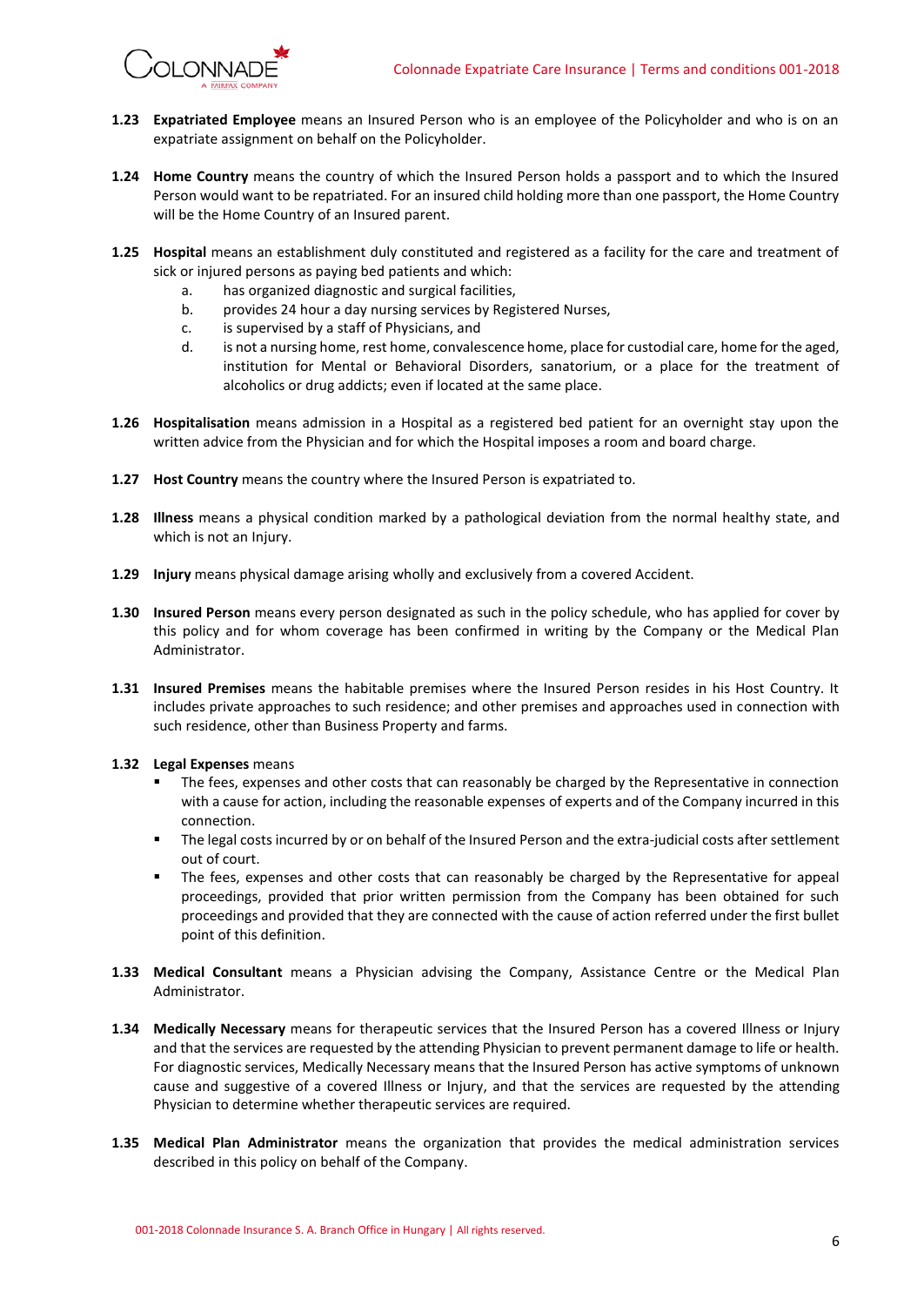**1.23 Expatriated Employee** means an Insured Person who is an employee of the Policyholder and who is on an expatriate assignment on behalf on the Policyholder.

**1.24 Home Country** means the country of which the Insured Person holds a passport and to which the Insured Person would want to be repatriated. For an insured child holding more than one passport, the Home Country will be the Home Country of an Insured parent.

**1.25 Hospital** means an establishment duly constituted and registered as a facility for the care and treatment of sick or injured persons as paying bed patients and which:

a. has organized diagnostic and surgical facilities,
b. provides 24 hour a day nursing services by Registered Nurses,
c. is supervised by a staff of Physicians, and
d. is not a nursing home, rest home, convalescence home, place for custodial care, home for the aged, institution for Mental or Behavioral Disorders, sanatorium, or a place for the treatment of alcoholics or drug addicts; even if located at the same place.

**1.26 Hospitalisation** means admission in a Hospital as a registered bed patient for an overnight stay upon the written advice from the Physician and for which the Hospital imposes a room and board charge.

**1.27 Host Country** means the country where the Insured Person is expatriated to.

**1.28 Illness** means a physical condition marked by a pathological deviation from the normal healthy state, and which is not an Injury.

**1.29 Injury** means physical damage arising wholly and exclusively from a covered Accident.

**1.30 Insured Person** means every person designated as such in the policy schedule, who has applied for cover by this policy and for whom coverage has been confirmed in writing by the Company or the Medical Plan Administrator.

**1.31 Insured Premises** means the habitable premises where the Insured Person resides in his Host Country. It includes private approaches to such residence; and other premises and approaches used in connection with such residence, other than Business Property and farms.

**1.32 Legal Expenses** means

- The fees, expenses and other costs that can reasonably be charged by the Representative in connection with a cause for action, including the reasonable expenses of experts and of the Company incurred in this connection.
- The legal costs incurred by or on behalf of the Insured Person and the extra-judicial costs after settlement out of court.
- The fees, expenses and other costs that can reasonably be charged by the Representative for appeal proceedings, provided that prior written permission from the Company has been obtained for such proceedings and provided that they are connected with the cause of action referred under the first bullet point of this definition.

**1.33 Medical Consultant** means a Physician advising the Company, Assistance Centre or the Medical Plan Administrator.

**1.34 Medically Necessary** means for therapeutic services that the Insured Person has a covered Illness or Injury and that the services are requested by the attending Physician to prevent permanent damage to life or health. For diagnostic services, Medically Necessary means that the Insured Person has active symptoms of unknown cause and suggestive of a covered Illness or Injury, and that the services are requested by the attending Physician to determine whether therapeutic services are required.

**1.35 Medical Plan Administrator** means the organization that provides the medical administration services described in this policy on behalf of the Company.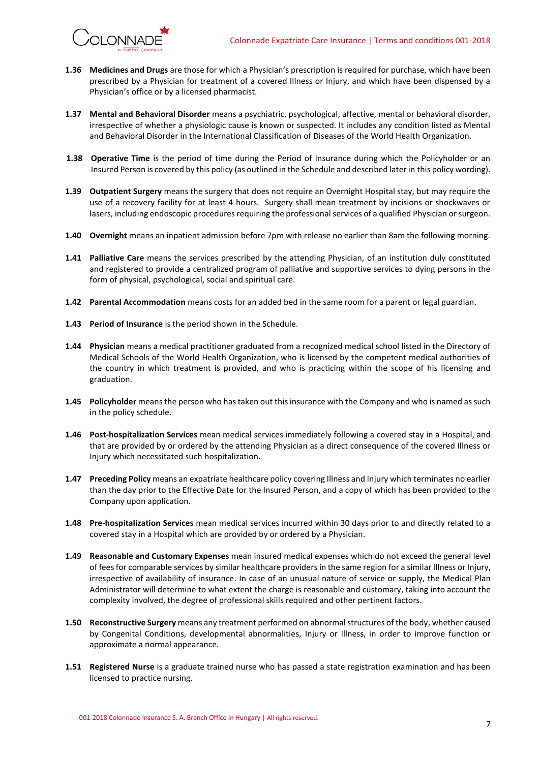**1.36 Medicines and Drugs** are those for which a Physician's prescription is required for purchase, which have been prescribed by a Physician for treatment of a covered Illness or Injury, and which have been dispensed by a Physician's office or by a licensed pharmacist.

**1.37 Mental and Behavioral Disorder** means a psychiatric, psychological, affective, mental or behavioral disorder, irrespective of whether a physiologic cause is known or suspected. It includes any condition listed as Mental and Behavioral Disorder in the International Classification of Diseases of the World Health Organization.

**1.38 Operative Time** is the period of time during the Period of Insurance during which the Policyholder or an Insured Person is covered by this policy (as outlined in the Schedule and described later in this policy wording).

**1.39 Outpatient Surgery** means the surgery that does not require an Overnight Hospital stay, but may require the use of a recovery facility for at least 4 hours. Surgery shall mean treatment by incisions or shockwaves or lasers, including endoscopic procedures requiring the professional services of a qualified Physician or surgeon.

**1.40 Overnight** means an inpatient admission before 7pm with release no earlier than 8am the following morning.

**1.41 Palliative Care** means the services prescribed by the attending Physician, of an institution duly constituted and registered to provide a centralized program of palliative and supportive services to dying persons in the form of physical, psychological, social and spiritual care.

**1.42 Parental Accommodation** means costs for an added bed in the same room for a parent or legal guardian.

**1.43 Period of Insurance** is the period shown in the Schedule.

**1.44 Physician** means a medical practitioner graduated from a recognized medical school listed in the Directory of Medical Schools of the World Health Organization, who is licensed by the competent medical authorities of the country in which treatment is provided, and who is practicing within the scope of his licensing and graduation.

**1.45 Policyholder** means the person who has taken out this insurance with the Company and who is named as such in the policy schedule.

**1.46 Post-hospitalization Services** mean medical services immediately following a covered stay in a Hospital, and that are provided by or ordered by the attending Physician as a direct consequence of the covered Illness or Injury which necessitated such hospitalization.

**1.47 Preceding Policy** means an expatriate healthcare policy covering Illness and Injury which terminates no earlier than the day prior to the Effective Date for the Insured Person, and a copy of which has been provided to the Company upon application.

**1.48 Pre-hospitalization Services** mean medical services incurred within 30 days prior to and directly related to a covered stay in a Hospital which are provided by or ordered by a Physician.

**1.49 Reasonable and Customary Expenses** mean insured medical expenses which do not exceed the general level of fees for comparable services by similar healthcare providers in the same region for a similar Illness or Injury, irrespective of availability of insurance. In case of an unusual nature of service or supply, the Medical Plan Administrator will determine to what extent the charge is reasonable and customary, taking into account the complexity involved, the degree of professional skills required and other pertinent factors.

**1.50 Reconstructive Surgery** means any treatment performed on abnormal structures of the body, whether caused by Congenital Conditions, developmental abnormalities, Injury or Illness, in order to improve function or approximate a normal appearance.

**1.51 Registered Nurse** is a graduate trained nurse who has passed a state registration examination and has been licensed to practice nursing.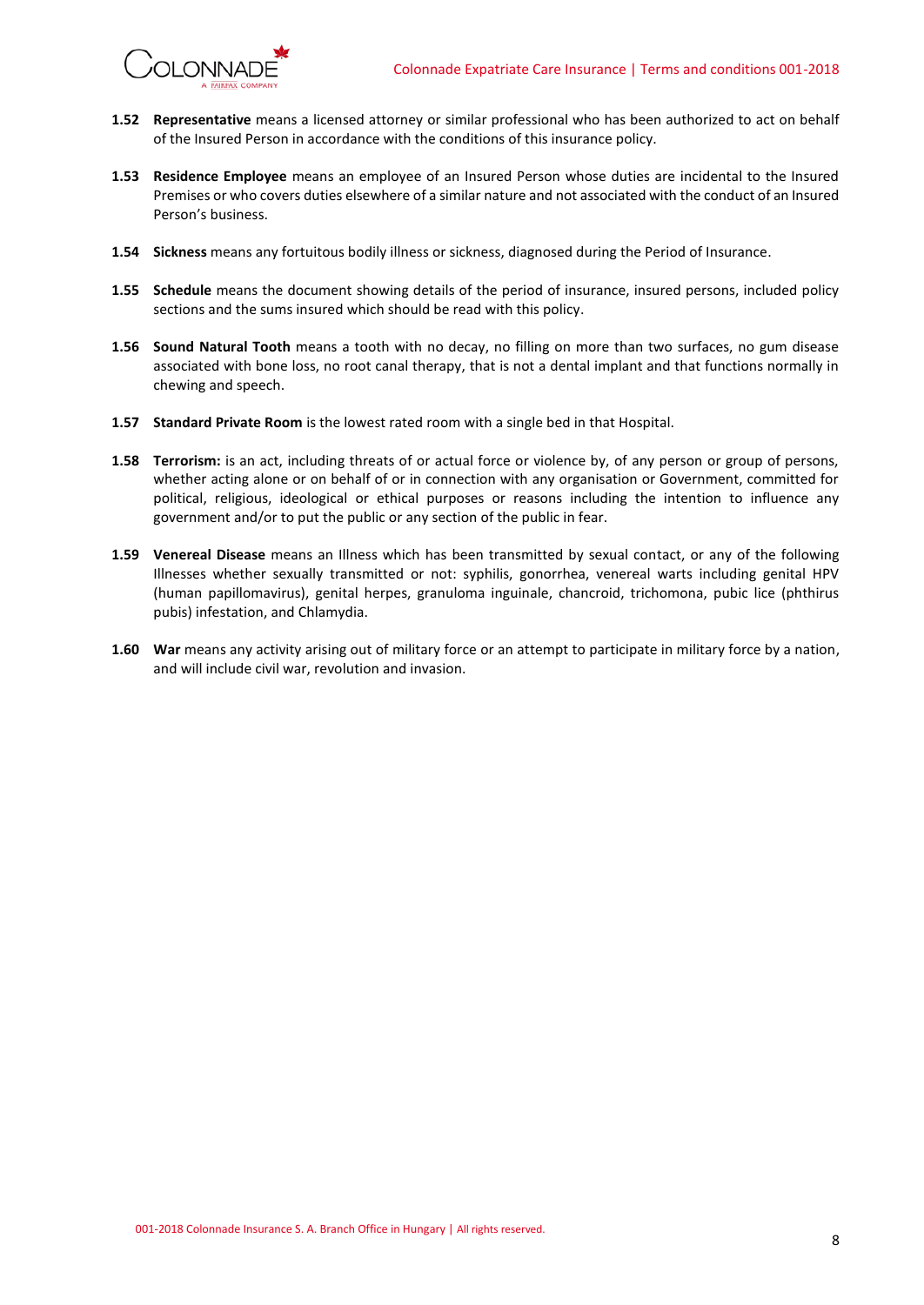**1.52 Representative** means a licensed attorney or similar professional who has been authorized to act on behalf of the Insured Person in accordance with the conditions of this insurance policy.

**1.53 Residence Employee** means an employee of an Insured Person whose duties are incidental to the Insured Premises or who covers duties elsewhere of a similar nature and not associated with the conduct of an Insured Person's business.

**1.54 Sickness** means any fortuitous bodily illness or sickness, diagnosed during the Period of Insurance.

**1.55 Schedule** means the document showing details of the period of insurance, insured persons, included policy sections and the sums insured which should be read with this policy.

**1.56 Sound Natural Tooth** means a tooth with no decay, no filling on more than two surfaces, no gum disease associated with bone loss, no root canal therapy, that is not a dental implant and that functions normally in chewing and speech.

**1.57 Standard Private Room** is the lowest rated room with a single bed in that Hospital.

**1.58 Terrorism:** is an act, including threats of or actual force or violence by, of any person or group of persons, whether acting alone or on behalf of or in connection with any organisation or Government, committed for political, religious, ideological or ethical purposes or reasons including the intention to influence any government and/or to put the public or any section of the public in fear.

**1.59 Venereal Disease** means an Illness which has been transmitted by sexual contact, or any of the following Illnesses whether sexually transmitted or not: syphilis, gonorrhea, venereal warts including genital HPV (human papillomavirus), genital herpes, granuloma inguinale, chancroid, trichomona, pubic lice (phthirus pubis) infestation, and Chlamydia.

**1.60 War** means any activity arising out of military force or an attempt to participate in military force by a nation, and will include civil war, revolution and invasion.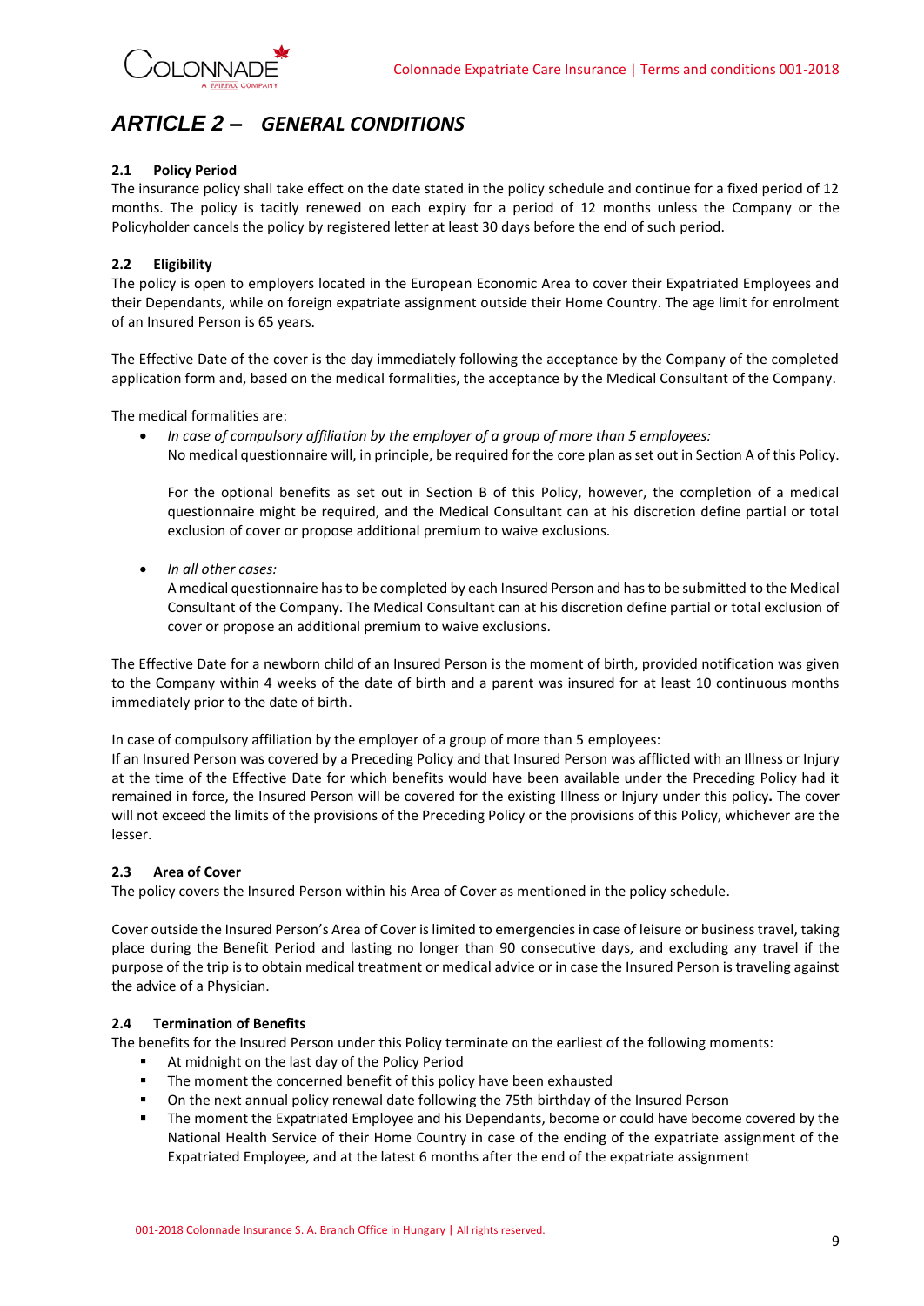# *ARTICLE 2 – GENERAL CONDITIONS*

### 2.1 Policy Period

The insurance policy shall take effect on the date stated in the policy schedule and continue for a fixed period of 12 months. The policy is tacitly renewed on each expiry for a period of 12 months unless the Company or the Policyholder cancels the policy by registered letter at least 30 days before the end of such period.

### 2.2 Eligibility

The policy is open to employers located in the European Economic Area to cover their Expatriated Employees and their Dependants, while on foreign expatriate assignment outside their Home Country. The age limit for enrolment of an Insured Person is 65 years.

The Effective Date of the cover is the day immediately following the acceptance by the Company of the completed application form and, based on the medical formalities, the acceptance by the Medical Consultant of the Company.

The medical formalities are:

- *In case of compulsory affiliation by the employer of a group of more than 5 employees:*
  No medical questionnaire will, in principle, be required for the core plan as set out in Section A of this Policy.

  For the optional benefits as set out in Section B of this Policy, however, the completion of a medical questionnaire might be required, and the Medical Consultant can at his discretion define partial or total exclusion of cover or propose additional premium to waive exclusions.

- *In all other cases:*
  A medical questionnaire has to be completed by each Insured Person and has to be submitted to the Medical Consultant of the Company. The Medical Consultant can at his discretion define partial or total exclusion of cover or propose an additional premium to waive exclusions.

The Effective Date for a newborn child of an Insured Person is the moment of birth, provided notification was given to the Company within 4 weeks of the date of birth and a parent was insured for at least 10 continuous months immediately prior to the date of birth.

In case of compulsory affiliation by the employer of a group of more than 5 employees:
If an Insured Person was covered by a Preceding Policy and that Insured Person was afflicted with an Illness or Injury at the time of the Effective Date for which benefits would have been available under the Preceding Policy had it remained in force, the Insured Person will be covered for the existing Illness or Injury under this policy**.** The cover will not exceed the limits of the provisions of the Preceding Policy or the provisions of this Policy, whichever are the lesser.

### 2.3 Area of Cover

The policy covers the Insured Person within his Area of Cover as mentioned in the policy schedule.

Cover outside the Insured Person's Area of Cover is limited to emergencies in case of leisure or business travel, taking place during the Benefit Period and lasting no longer than 90 consecutive days, and excluding any travel if the purpose of the trip is to obtain medical treatment or medical advice or in case the Insured Person is traveling against the advice of a Physician.

### 2.4 Termination of Benefits

The benefits for the Insured Person under this Policy terminate on the earliest of the following moments:

- At midnight on the last day of the Policy Period
- The moment the concerned benefit of this policy have been exhausted
- On the next annual policy renewal date following the 75th birthday of the Insured Person
- The moment the Expatriated Employee and his Dependants, become or could have become covered by the National Health Service of their Home Country in case of the ending of the expatriate assignment of the Expatriated Employee, and at the latest 6 months after the end of the expatriate assignment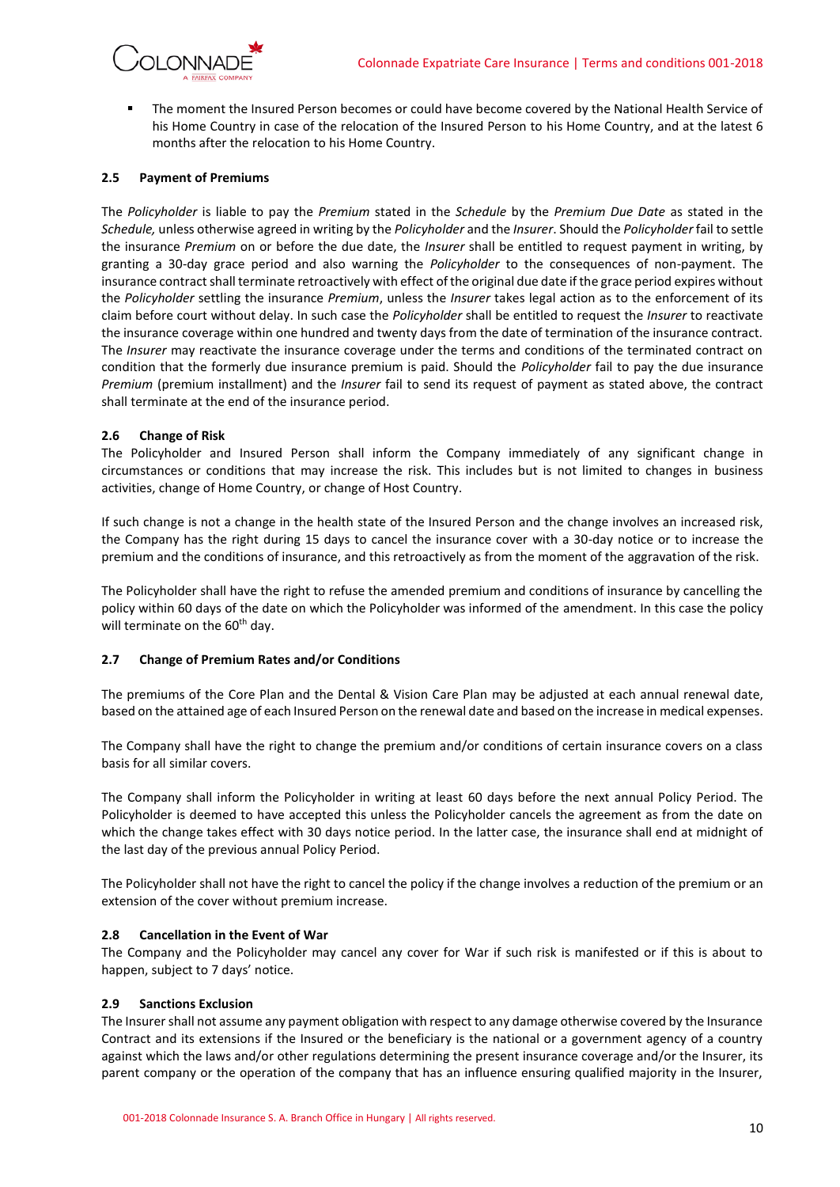- The moment the Insured Person becomes or could have become covered by the National Health Service of his Home Country in case of the relocation of the Insured Person to his Home Country, and at the latest 6 months after the relocation to his Home Country.

### 2.5 Payment of Premiums

The *Policyholder* is liable to pay the *Premium* stated in the *Schedule* by the *Premium Due Date* as stated in the *Schedule,* unless otherwise agreed in writing by the *Policyholder* and the *Insurer*. Should the *Policyholder* fail to settle the insurance *Premium* on or before the due date, the *Insurer* shall be entitled to request payment in writing, by granting a 30-day grace period and also warning the *Policyholder* to the consequences of non-payment. The insurance contract shall terminate retroactively with effect of the original due date if the grace period expires without the *Policyholder* settling the insurance *Premium*, unless the *Insurer* takes legal action as to the enforcement of its claim before court without delay. In such case the *Policyholder* shall be entitled to request the *Insurer* to reactivate the insurance coverage within one hundred and twenty days from the date of termination of the insurance contract. The *Insurer* may reactivate the insurance coverage under the terms and conditions of the terminated contract on condition that the formerly due insurance premium is paid. Should the *Policyholder* fail to pay the due insurance *Premium* (premium installment) and the *Insurer* fail to send its request of payment as stated above, the contract shall terminate at the end of the insurance period.

### 2.6 Change of Risk

The Policyholder and Insured Person shall inform the Company immediately of any significant change in circumstances or conditions that may increase the risk. This includes but is not limited to changes in business activities, change of Home Country, or change of Host Country.

If such change is not a change in the health state of the Insured Person and the change involves an increased risk, the Company has the right during 15 days to cancel the insurance cover with a 30-day notice or to increase the premium and the conditions of insurance, and this retroactively as from the moment of the aggravation of the risk.

The Policyholder shall have the right to refuse the amended premium and conditions of insurance by cancelling the policy within 60 days of the date on which the Policyholder was informed of the amendment. In this case the policy will terminate on the 60th day.

### 2.7 Change of Premium Rates and/or Conditions

The premiums of the Core Plan and the Dental & Vision Care Plan may be adjusted at each annual renewal date, based on the attained age of each Insured Person on the renewal date and based on the increase in medical expenses.

The Company shall have the right to change the premium and/or conditions of certain insurance covers on a class basis for all similar covers.

The Company shall inform the Policyholder in writing at least 60 days before the next annual Policy Period. The Policyholder is deemed to have accepted this unless the Policyholder cancels the agreement as from the date on which the change takes effect with 30 days notice period. In the latter case, the insurance shall end at midnight of the last day of the previous annual Policy Period.

The Policyholder shall not have the right to cancel the policy if the change involves a reduction of the premium or an extension of the cover without premium increase.

### 2.8 Cancellation in the Event of War

The Company and the Policyholder may cancel any cover for War if such risk is manifested or if this is about to happen, subject to 7 days' notice.

### 2.9 Sanctions Exclusion

The Insurer shall not assume any payment obligation with respect to any damage otherwise covered by the Insurance Contract and its extensions if the Insured or the beneficiary is the national or a government agency of a country against which the laws and/or other regulations determining the present insurance coverage and/or the Insurer, its parent company or the operation of the company that has an influence ensuring qualified majority in the Insurer,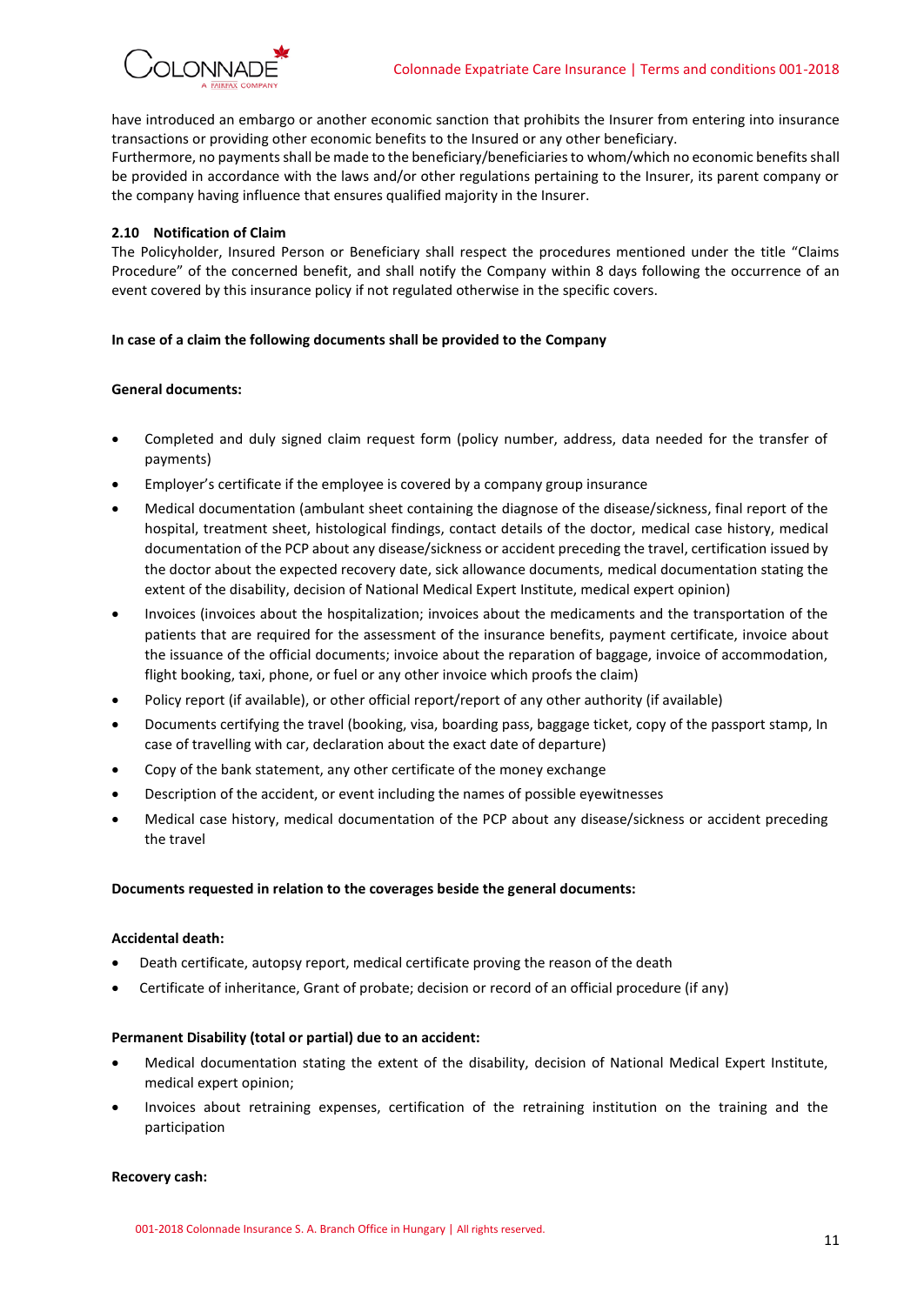have introduced an embargo or another economic sanction that prohibits the Insurer from entering into insurance transactions or providing other economic benefits to the Insured or any other beneficiary.
Furthermore, no payments shall be made to the beneficiary/beneficiaries to whom/which no economic benefits shall be provided in accordance with the laws and/or other regulations pertaining to the Insurer, its parent company or the company having influence that ensures qualified majority in the Insurer.

### 2.10 Notification of Claim

The Policyholder, Insured Person or Beneficiary shall respect the procedures mentioned under the title "Claims Procedure" of the concerned benefit, and shall notify the Company within 8 days following the occurrence of an event covered by this insurance policy if not regulated otherwise in the specific covers.

**In case of a claim the following documents shall be provided to the Company**

**General documents:**

- Completed and duly signed claim request form (policy number, address, data needed for the transfer of payments)
- Employer's certificate if the employee is covered by a company group insurance
- Medical documentation (ambulant sheet containing the diagnose of the disease/sickness, final report of the hospital, treatment sheet, histological findings, contact details of the doctor, medical case history, medical documentation of the PCP about any disease/sickness or accident preceding the travel, certification issued by the doctor about the expected recovery date, sick allowance documents, medical documentation stating the extent of the disability, decision of National Medical Expert Institute, medical expert opinion)
- Invoices (invoices about the hospitalization; invoices about the medicaments and the transportation of the patients that are required for the assessment of the insurance benefits, payment certificate, invoice about the issuance of the official documents; invoice about the reparation of baggage, invoice of accommodation, flight booking, taxi, phone, or fuel or any other invoice which proofs the claim)
- Policy report (if available), or other official report/report of any other authority (if available)
- Documents certifying the travel (booking, visa, boarding pass, baggage ticket, copy of the passport stamp, In case of travelling with car, declaration about the exact date of departure)
- Copy of the bank statement, any other certificate of the money exchange
- Description of the accident, or event including the names of possible eyewitnesses
- Medical case history, medical documentation of the PCP about any disease/sickness or accident preceding the travel

**Documents requested in relation to the coverages beside the general documents:**

**Accidental death:**

- Death certificate, autopsy report, medical certificate proving the reason of the death
- Certificate of inheritance, Grant of probate; decision or record of an official procedure (if any)

**Permanent Disability (total or partial) due to an accident:**

- Medical documentation stating the extent of the disability, decision of National Medical Expert Institute, medical expert opinion;
- Invoices about retraining expenses, certification of the retraining institution on the training and the participation

**Recovery cash:**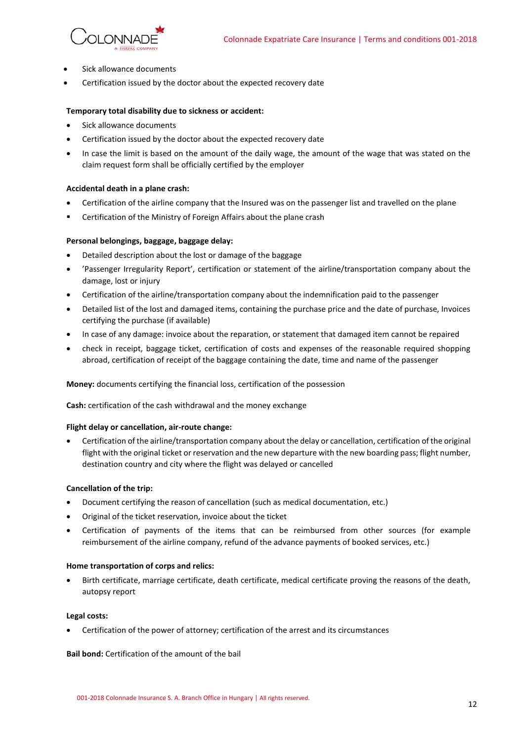- Sick allowance documents
- Certification issued by the doctor about the expected recovery date

**Temporary total disability due to sickness or accident:**

- Sick allowance documents
- Certification issued by the doctor about the expected recovery date
- In case the limit is based on the amount of the daily wage, the amount of the wage that was stated on the claim request form shall be officially certified by the employer

**Accidental death in a plane crash:**

- Certification of the airline company that the Insured was on the passenger list and travelled on the plane
- Certification of the Ministry of Foreign Affairs about the plane crash

**Personal belongings, baggage, baggage delay:**

- Detailed description about the lost or damage of the baggage
- 'Passenger Irregularity Report', certification or statement of the airline/transportation company about the damage, lost or injury
- Certification of the airline/transportation company about the indemnification paid to the passenger
- Detailed list of the lost and damaged items, containing the purchase price and the date of purchase, Invoices certifying the purchase (if available)
- In case of any damage: invoice about the reparation, or statement that damaged item cannot be repaired
- check in receipt, baggage ticket, certification of costs and expenses of the reasonable required shopping abroad, certification of receipt of the baggage containing the date, time and name of the passenger

**Money:** documents certifying the financial loss, certification of the possession

**Cash:** certification of the cash withdrawal and the money exchange

**Flight delay or cancellation, air-route change:**

- Certification of the airline/transportation company about the delay or cancellation, certification of the original flight with the original ticket or reservation and the new departure with the new boarding pass; flight number, destination country and city where the flight was delayed or cancelled

**Cancellation of the trip:**

- Document certifying the reason of cancellation (such as medical documentation, etc.)
- Original of the ticket reservation, invoice about the ticket
- Certification of payments of the items that can be reimbursed from other sources (for example reimbursement of the airline company, refund of the advance payments of booked services, etc.)

**Home transportation of corps and relics:**

- Birth certificate, marriage certificate, death certificate, medical certificate proving the reasons of the death, autopsy report

**Legal costs:**

- Certification of the power of attorney; certification of the arrest and its circumstances

**Bail bond:** Certification of the amount of the bail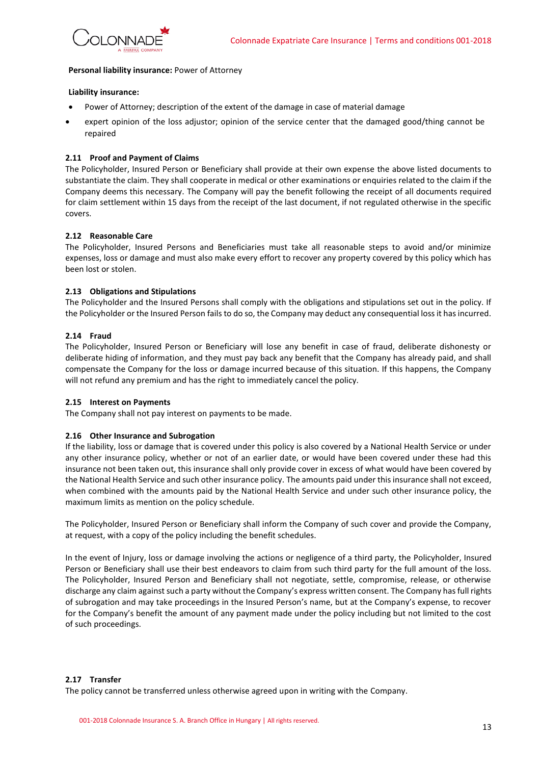**Personal liability insurance:** Power of Attorney

**Liability insurance:**

- Power of Attorney; description of the extent of the damage in case of material damage
- expert opinion of the loss adjustor; opinion of the service center that the damaged good/thing cannot be repaired

### 2.11 Proof and Payment of Claims

The Policyholder, Insured Person or Beneficiary shall provide at their own expense the above listed documents to substantiate the claim. They shall cooperate in medical or other examinations or enquiries related to the claim if the Company deems this necessary. The Company will pay the benefit following the receipt of all documents required for claim settlement within 15 days from the receipt of the last document, if not regulated otherwise in the specific covers.

### 2.12 Reasonable Care

The Policyholder, Insured Persons and Beneficiaries must take all reasonable steps to avoid and/or minimize expenses, loss or damage and must also make every effort to recover any property covered by this policy which has been lost or stolen.

### 2.13 Obligations and Stipulations

The Policyholder and the Insured Persons shall comply with the obligations and stipulations set out in the policy. If the Policyholder or the Insured Person fails to do so, the Company may deduct any consequential loss it has incurred.

### 2.14 Fraud

The Policyholder, Insured Person or Beneficiary will lose any benefit in case of fraud, deliberate dishonesty or deliberate hiding of information, and they must pay back any benefit that the Company has already paid, and shall compensate the Company for the loss or damage incurred because of this situation. If this happens, the Company will not refund any premium and has the right to immediately cancel the policy.

### 2.15 Interest on Payments

The Company shall not pay interest on payments to be made.

### 2.16 Other Insurance and Subrogation

If the liability, loss or damage that is covered under this policy is also covered by a National Health Service or under any other insurance policy, whether or not of an earlier date, or would have been covered under these had this insurance not been taken out, this insurance shall only provide cover in excess of what would have been covered by the National Health Service and such other insurance policy. The amounts paid under this insurance shall not exceed, when combined with the amounts paid by the National Health Service and under such other insurance policy, the maximum limits as mention on the policy schedule.

The Policyholder, Insured Person or Beneficiary shall inform the Company of such cover and provide the Company, at request, with a copy of the policy including the benefit schedules.

In the event of Injury, loss or damage involving the actions or negligence of a third party, the Policyholder, Insured Person or Beneficiary shall use their best endeavors to claim from such third party for the full amount of the loss. The Policyholder, Insured Person and Beneficiary shall not negotiate, settle, compromise, release, or otherwise discharge any claim against such a party without the Company's express written consent. The Company has full rights of subrogation and may take proceedings in the Insured Person's name, but at the Company's expense, to recover for the Company's benefit the amount of any payment made under the policy including but not limited to the cost of such proceedings.

### 2.17 Transfer

The policy cannot be transferred unless otherwise agreed upon in writing with the Company.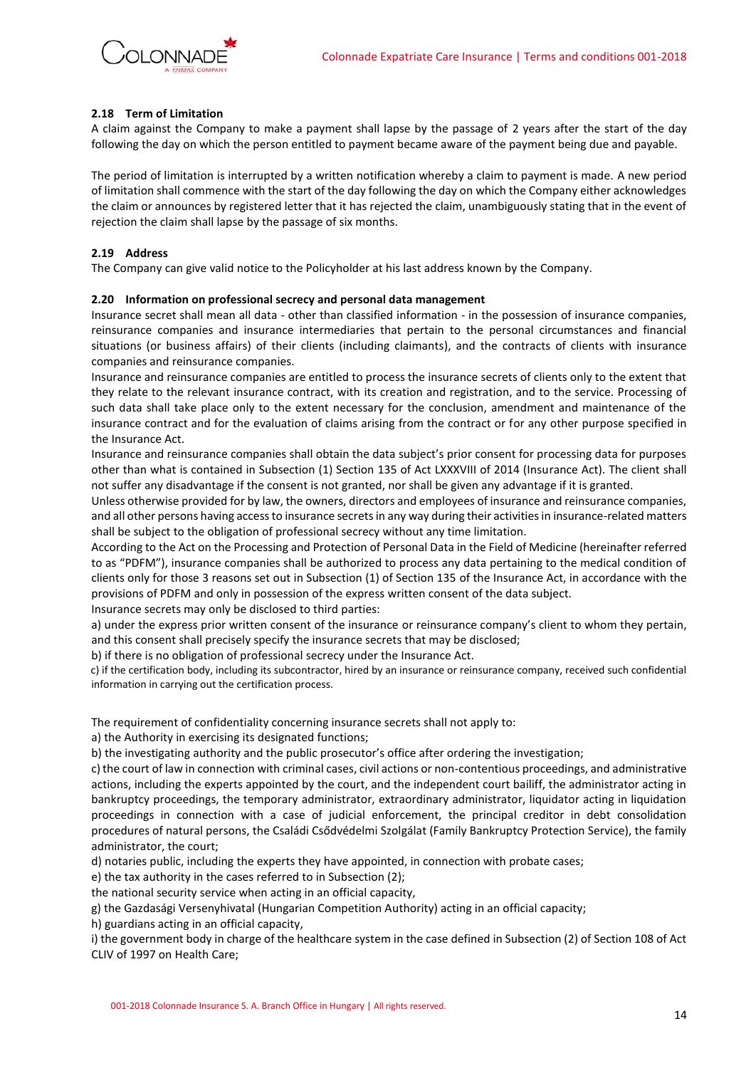### 2.18 Term of Limitation

A claim against the Company to make a payment shall lapse by the passage of 2 years after the start of the day following the day on which the person entitled to payment became aware of the payment being due and payable.

The period of limitation is interrupted by a written notification whereby a claim to payment is made. A new period of limitation shall commence with the start of the day following the day on which the Company either acknowledges the claim or announces by registered letter that it has rejected the claim, unambiguously stating that in the event of rejection the claim shall lapse by the passage of six months.

### 2.19 Address

The Company can give valid notice to the Policyholder at his last address known by the Company.

### 2.20 Information on professional secrecy and personal data management

Insurance secret shall mean all data - other than classified information - in the possession of insurance companies, reinsurance companies and insurance intermediaries that pertain to the personal circumstances and financial situations (or business affairs) of their clients (including claimants), and the contracts of clients with insurance companies and reinsurance companies.

Insurance and reinsurance companies are entitled to process the insurance secrets of clients only to the extent that they relate to the relevant insurance contract, with its creation and registration, and to the service. Processing of such data shall take place only to the extent necessary for the conclusion, amendment and maintenance of the insurance contract and for the evaluation of claims arising from the contract or for any other purpose specified in the Insurance Act.

Insurance and reinsurance companies shall obtain the data subject's prior consent for processing data for purposes other than what is contained in Subsection (1) Section 135 of Act LXXXVIII of 2014 (Insurance Act). The client shall not suffer any disadvantage if the consent is not granted, nor shall be given any advantage if it is granted.

Unless otherwise provided for by law, the owners, directors and employees of insurance and reinsurance companies, and all other persons having access to insurance secrets in any way during their activities in insurance-related matters shall be subject to the obligation of professional secrecy without any time limitation.

According to the Act on the Processing and Protection of Personal Data in the Field of Medicine (hereinafter referred to as "PDFM"), insurance companies shall be authorized to process any data pertaining to the medical condition of clients only for those 3 reasons set out in Subsection (1) of Section 135 of the Insurance Act, in accordance with the provisions of PDFM and only in possession of the express written consent of the data subject.

Insurance secrets may only be disclosed to third parties:

a) under the express prior written consent of the insurance or reinsurance company's client to whom they pertain, and this consent shall precisely specify the insurance secrets that may be disclosed;

b) if there is no obligation of professional secrecy under the Insurance Act.

c) if the certification body, including its subcontractor, hired by an insurance or reinsurance company, received such confidential information in carrying out the certification process.

The requirement of confidentiality concerning insurance secrets shall not apply to:

a) the Authority in exercising its designated functions;

b) the investigating authority and the public prosecutor's office after ordering the investigation;

c) the court of law in connection with criminal cases, civil actions or non-contentious proceedings, and administrative actions, including the experts appointed by the court, and the independent court bailiff, the administrator acting in bankruptcy proceedings, the temporary administrator, extraordinary administrator, liquidator acting in liquidation proceedings in connection with a case of judicial enforcement, the principal creditor in debt consolidation procedures of natural persons, the Családi Csődvédelmi Szolgálat (Family Bankruptcy Protection Service), the family administrator, the court;

d) notaries public, including the experts they have appointed, in connection with probate cases;

e) the tax authority in the cases referred to in Subsection (2);

the national security service when acting in an official capacity,

g) the Gazdasági Versenyhivatal (Hungarian Competition Authority) acting in an official capacity;

h) guardians acting in an official capacity,

i) the government body in charge of the healthcare system in the case defined in Subsection (2) of Section 108 of Act CLIV of 1997 on Health Care;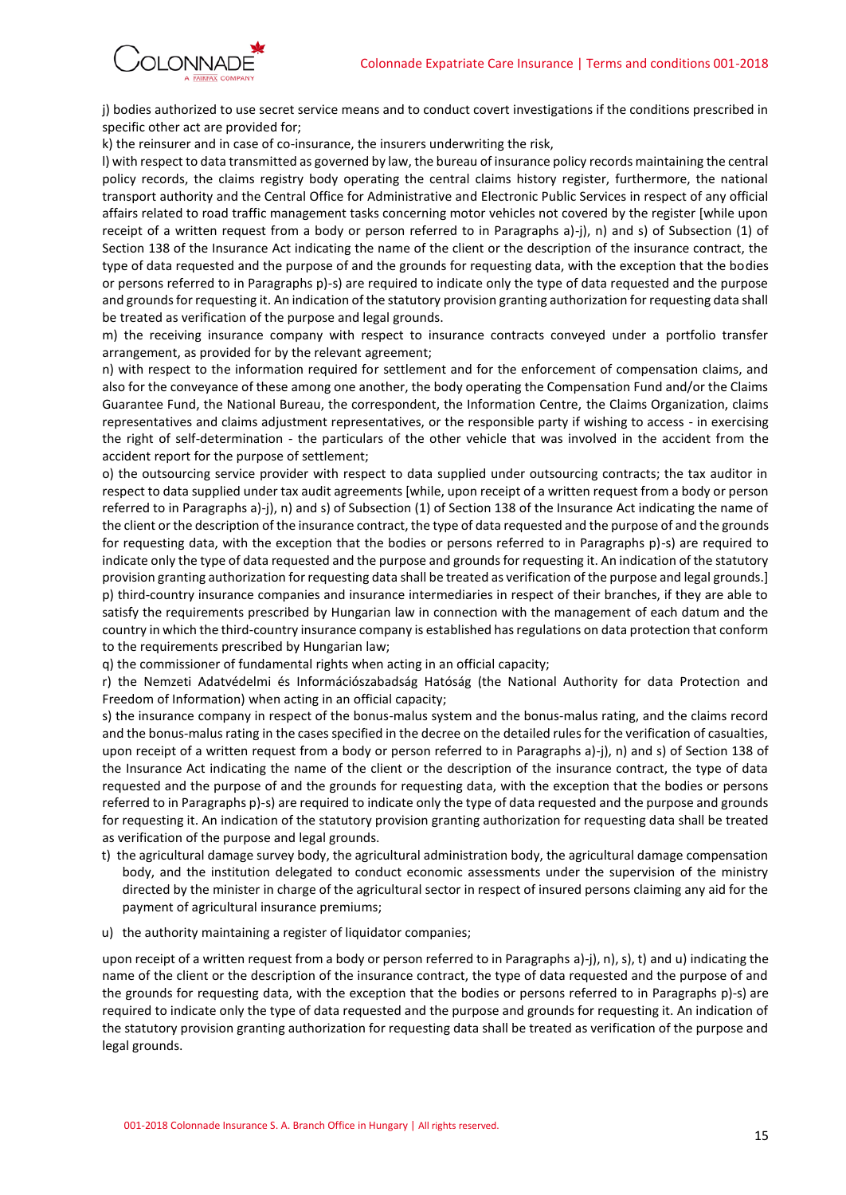j) bodies authorized to use secret service means and to conduct covert investigations if the conditions prescribed in specific other act are provided for;

k) the reinsurer and in case of co-insurance, the insurers underwriting the risk,

l) with respect to data transmitted as governed by law, the bureau of insurance policy records maintaining the central policy records, the claims registry body operating the central claims history register, furthermore, the national transport authority and the Central Office for Administrative and Electronic Public Services in respect of any official affairs related to road traffic management tasks concerning motor vehicles not covered by the register [while upon receipt of a written request from a body or person referred to in Paragraphs a)-j), n) and s) of Subsection (1) of Section 138 of the Insurance Act indicating the name of the client or the description of the insurance contract, the type of data requested and the purpose of and the grounds for requesting data, with the exception that the bodies or persons referred to in Paragraphs p)-s) are required to indicate only the type of data requested and the purpose and grounds for requesting it. An indication of the statutory provision granting authorization for requesting data shall be treated as verification of the purpose and legal grounds.

m) the receiving insurance company with respect to insurance contracts conveyed under a portfolio transfer arrangement, as provided for by the relevant agreement;

n) with respect to the information required for settlement and for the enforcement of compensation claims, and also for the conveyance of these among one another, the body operating the Compensation Fund and/or the Claims Guarantee Fund, the National Bureau, the correspondent, the Information Centre, the Claims Organization, claims representatives and claims adjustment representatives, or the responsible party if wishing to access - in exercising the right of self-determination - the particulars of the other vehicle that was involved in the accident from the accident report for the purpose of settlement;

o) the outsourcing service provider with respect to data supplied under outsourcing contracts; the tax auditor in respect to data supplied under tax audit agreements [while, upon receipt of a written request from a body or person referred to in Paragraphs a)-j), n) and s) of Subsection (1) of Section 138 of the Insurance Act indicating the name of the client or the description of the insurance contract, the type of data requested and the purpose of and the grounds for requesting data, with the exception that the bodies or persons referred to in Paragraphs p)-s) are required to indicate only the type of data requested and the purpose and grounds for requesting it. An indication of the statutory provision granting authorization for requesting data shall be treated as verification of the purpose and legal grounds.]

p) third-country insurance companies and insurance intermediaries in respect of their branches, if they are able to satisfy the requirements prescribed by Hungarian law in connection with the management of each datum and the country in which the third-country insurance company is established has regulations on data protection that conform to the requirements prescribed by Hungarian law;

q) the commissioner of fundamental rights when acting in an official capacity;

r) the Nemzeti Adatvédelmi és Információszabadság Hatóság (the National Authority for data Protection and Freedom of Information) when acting in an official capacity;

s) the insurance company in respect of the bonus-malus system and the bonus-malus rating, and the claims record and the bonus-malus rating in the cases specified in the decree on the detailed rules for the verification of casualties, upon receipt of a written request from a body or person referred to in Paragraphs a)-j), n) and s) of Section 138 of the Insurance Act indicating the name of the client or the description of the insurance contract, the type of data requested and the purpose of and the grounds for requesting data, with the exception that the bodies or persons referred to in Paragraphs p)-s) are required to indicate only the type of data requested and the purpose and grounds for requesting it. An indication of the statutory provision granting authorization for requesting data shall be treated as verification of the purpose and legal grounds.

t) the agricultural damage survey body, the agricultural administration body, the agricultural damage compensation body, and the institution delegated to conduct economic assessments under the supervision of the ministry directed by the minister in charge of the agricultural sector in respect of insured persons claiming any aid for the payment of agricultural insurance premiums;

u) the authority maintaining a register of liquidator companies;

upon receipt of a written request from a body or person referred to in Paragraphs a)-j), n), s), t) and u) indicating the name of the client or the description of the insurance contract, the type of data requested and the purpose of and the grounds for requesting data, with the exception that the bodies or persons referred to in Paragraphs p)-s) are required to indicate only the type of data requested and the purpose and grounds for requesting it. An indication of the statutory provision granting authorization for requesting data shall be treated as verification of the purpose and legal grounds.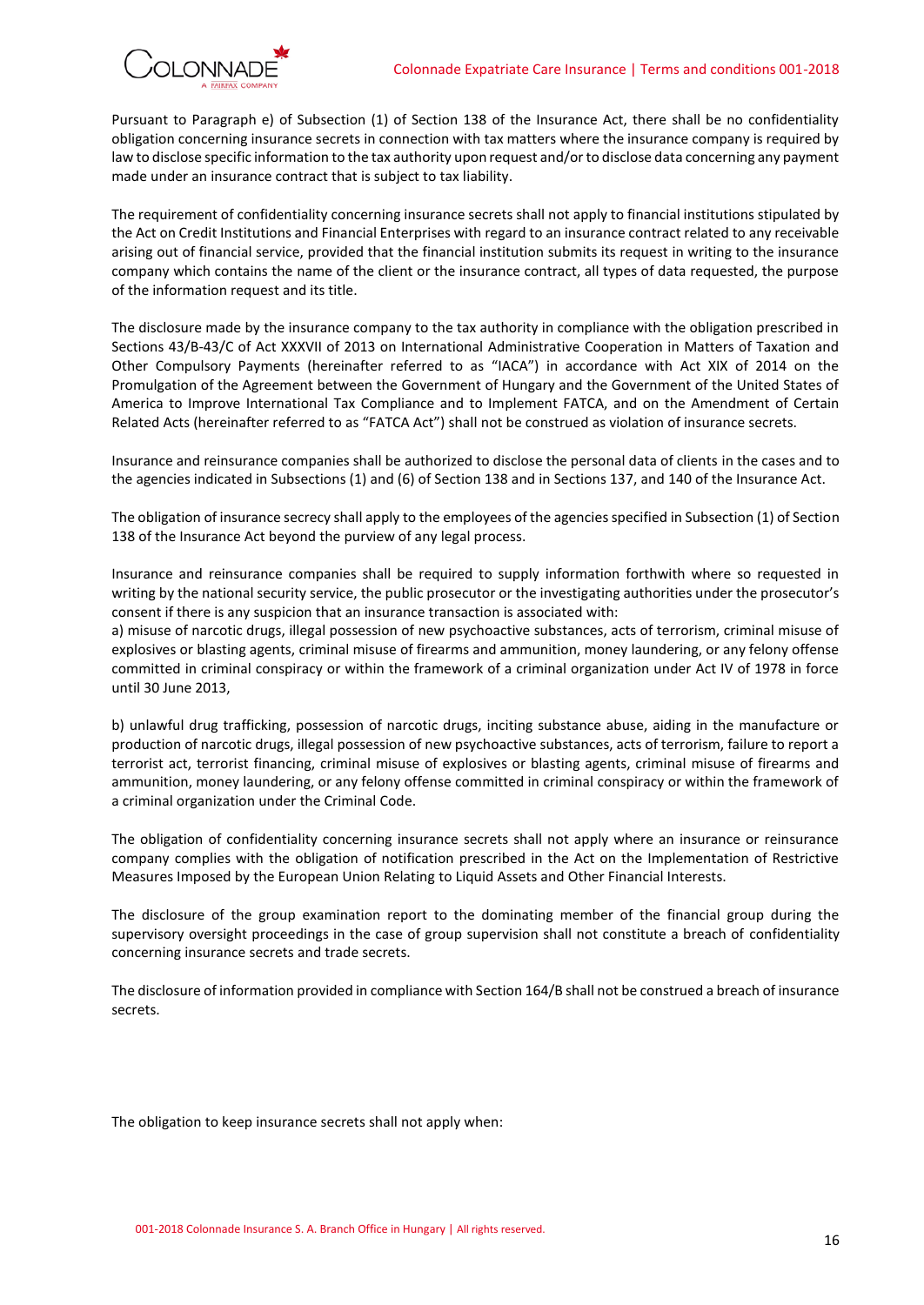Pursuant to Paragraph e) of Subsection (1) of Section 138 of the Insurance Act, there shall be no confidentiality obligation concerning insurance secrets in connection with tax matters where the insurance company is required by law to disclose specific information to the tax authority upon request and/or to disclose data concerning any payment made under an insurance contract that is subject to tax liability.

The requirement of confidentiality concerning insurance secrets shall not apply to financial institutions stipulated by the Act on Credit Institutions and Financial Enterprises with regard to an insurance contract related to any receivable arising out of financial service, provided that the financial institution submits its request in writing to the insurance company which contains the name of the client or the insurance contract, all types of data requested, the purpose of the information request and its title.

The disclosure made by the insurance company to the tax authority in compliance with the obligation prescribed in Sections 43/B-43/C of Act XXXVII of 2013 on International Administrative Cooperation in Matters of Taxation and Other Compulsory Payments (hereinafter referred to as "IACA") in accordance with Act XIX of 2014 on the Promulgation of the Agreement between the Government of Hungary and the Government of the United States of America to Improve International Tax Compliance and to Implement FATCA, and on the Amendment of Certain Related Acts (hereinafter referred to as "FATCA Act") shall not be construed as violation of insurance secrets.

Insurance and reinsurance companies shall be authorized to disclose the personal data of clients in the cases and to the agencies indicated in Subsections (1) and (6) of Section 138 and in Sections 137, and 140 of the Insurance Act.

The obligation of insurance secrecy shall apply to the employees of the agencies specified in Subsection (1) of Section 138 of the Insurance Act beyond the purview of any legal process.

Insurance and reinsurance companies shall be required to supply information forthwith where so requested in writing by the national security service, the public prosecutor or the investigating authorities under the prosecutor's consent if there is any suspicion that an insurance transaction is associated with:

a) misuse of narcotic drugs, illegal possession of new psychoactive substances, acts of terrorism, criminal misuse of explosives or blasting agents, criminal misuse of firearms and ammunition, money laundering, or any felony offense committed in criminal conspiracy or within the framework of a criminal organization under Act IV of 1978 in force until 30 June 2013,

b) unlawful drug trafficking, possession of narcotic drugs, inciting substance abuse, aiding in the manufacture or production of narcotic drugs, illegal possession of new psychoactive substances, acts of terrorism, failure to report a terrorist act, terrorist financing, criminal misuse of explosives or blasting agents, criminal misuse of firearms and ammunition, money laundering, or any felony offense committed in criminal conspiracy or within the framework of a criminal organization under the Criminal Code.

The obligation of confidentiality concerning insurance secrets shall not apply where an insurance or reinsurance company complies with the obligation of notification prescribed in the Act on the Implementation of Restrictive Measures Imposed by the European Union Relating to Liquid Assets and Other Financial Interests.

The disclosure of the group examination report to the dominating member of the financial group during the supervisory oversight proceedings in the case of group supervision shall not constitute a breach of confidentiality concerning insurance secrets and trade secrets.

The disclosure of information provided in compliance with Section 164/B shall not be construed a breach of insurance secrets.

The obligation to keep insurance secrets shall not apply when: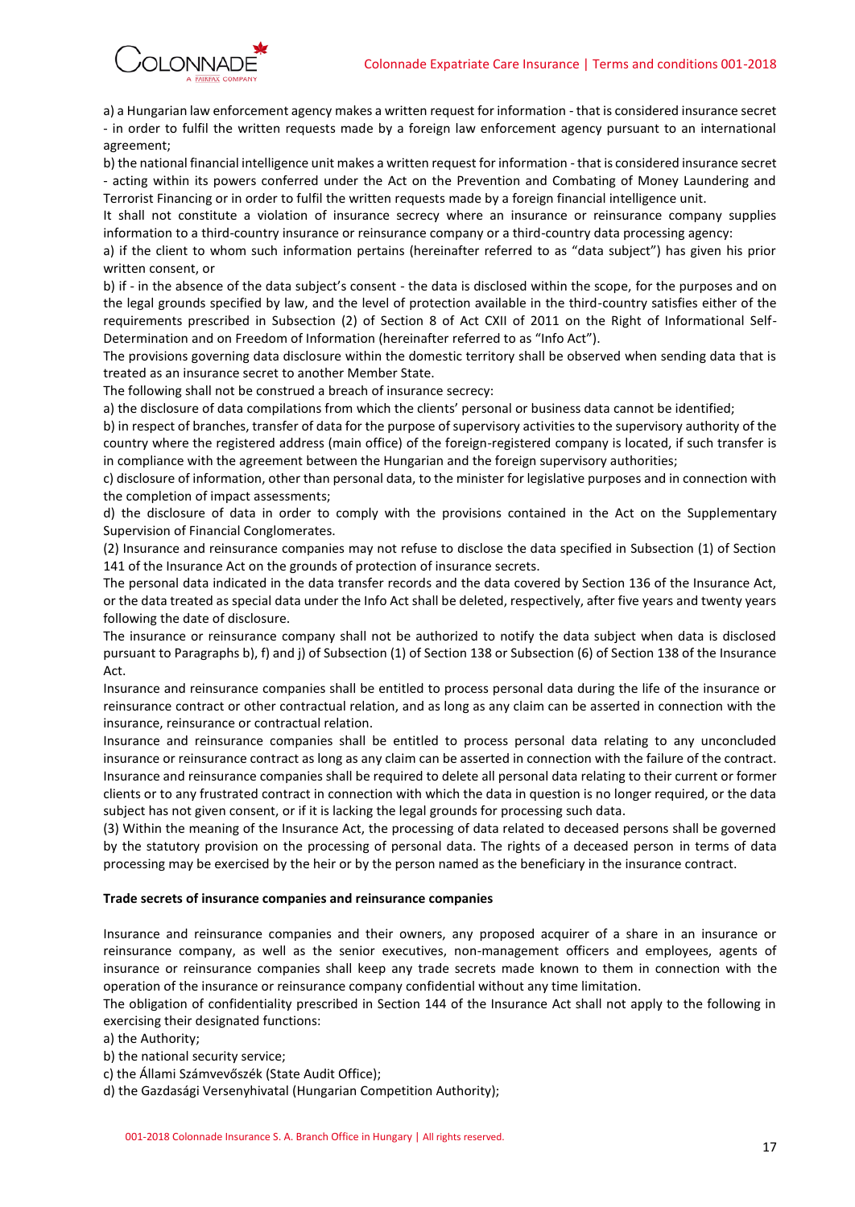a) a Hungarian law enforcement agency makes a written request for information - that is considered insurance secret - in order to fulfil the written requests made by a foreign law enforcement agency pursuant to an international agreement;

b) the national financial intelligence unit makes a written request for information - that is considered insurance secret - acting within its powers conferred under the Act on the Prevention and Combating of Money Laundering and Terrorist Financing or in order to fulfil the written requests made by a foreign financial intelligence unit.

It shall not constitute a violation of insurance secrecy where an insurance or reinsurance company supplies information to a third-country insurance or reinsurance company or a third-country data processing agency:

a) if the client to whom such information pertains (hereinafter referred to as "data subject") has given his prior written consent, or

b) if - in the absence of the data subject's consent - the data is disclosed within the scope, for the purposes and on the legal grounds specified by law, and the level of protection available in the third-country satisfies either of the requirements prescribed in Subsection (2) of Section 8 of Act CXII of 2011 on the Right of Informational Self-Determination and on Freedom of Information (hereinafter referred to as "Info Act").

The provisions governing data disclosure within the domestic territory shall be observed when sending data that is treated as an insurance secret to another Member State.

The following shall not be construed a breach of insurance secrecy:

a) the disclosure of data compilations from which the clients' personal or business data cannot be identified;

b) in respect of branches, transfer of data for the purpose of supervisory activities to the supervisory authority of the country where the registered address (main office) of the foreign-registered company is located, if such transfer is in compliance with the agreement between the Hungarian and the foreign supervisory authorities;

c) disclosure of information, other than personal data, to the minister for legislative purposes and in connection with the completion of impact assessments;

d) the disclosure of data in order to comply with the provisions contained in the Act on the Supplementary Supervision of Financial Conglomerates.

(2) Insurance and reinsurance companies may not refuse to disclose the data specified in Subsection (1) of Section 141 of the Insurance Act on the grounds of protection of insurance secrets.

The personal data indicated in the data transfer records and the data covered by Section 136 of the Insurance Act, or the data treated as special data under the Info Act shall be deleted, respectively, after five years and twenty years following the date of disclosure.

The insurance or reinsurance company shall not be authorized to notify the data subject when data is disclosed pursuant to Paragraphs b), f) and j) of Subsection (1) of Section 138 or Subsection (6) of Section 138 of the Insurance Act.

Insurance and reinsurance companies shall be entitled to process personal data during the life of the insurance or reinsurance contract or other contractual relation, and as long as any claim can be asserted in connection with the insurance, reinsurance or contractual relation.

Insurance and reinsurance companies shall be entitled to process personal data relating to any unconcluded insurance or reinsurance contract as long as any claim can be asserted in connection with the failure of the contract.

Insurance and reinsurance companies shall be required to delete all personal data relating to their current or former clients or to any frustrated contract in connection with which the data in question is no longer required, or the data subject has not given consent, or if it is lacking the legal grounds for processing such data.

(3) Within the meaning of the Insurance Act, the processing of data related to deceased persons shall be governed by the statutory provision on the processing of personal data. The rights of a deceased person in terms of data processing may be exercised by the heir or by the person named as the beneficiary in the insurance contract.

**Trade secrets of insurance companies and reinsurance companies**

Insurance and reinsurance companies and their owners, any proposed acquirer of a share in an insurance or reinsurance company, as well as the senior executives, non-management officers and employees, agents of insurance or reinsurance companies shall keep any trade secrets made known to them in connection with the operation of the insurance or reinsurance company confidential without any time limitation.

The obligation of confidentiality prescribed in Section 144 of the Insurance Act shall not apply to the following in exercising their designated functions:

a) the Authority;

b) the national security service;

c) the Állami Számvevőszék (State Audit Office);

d) the Gazdasági Versenyhivatal (Hungarian Competition Authority);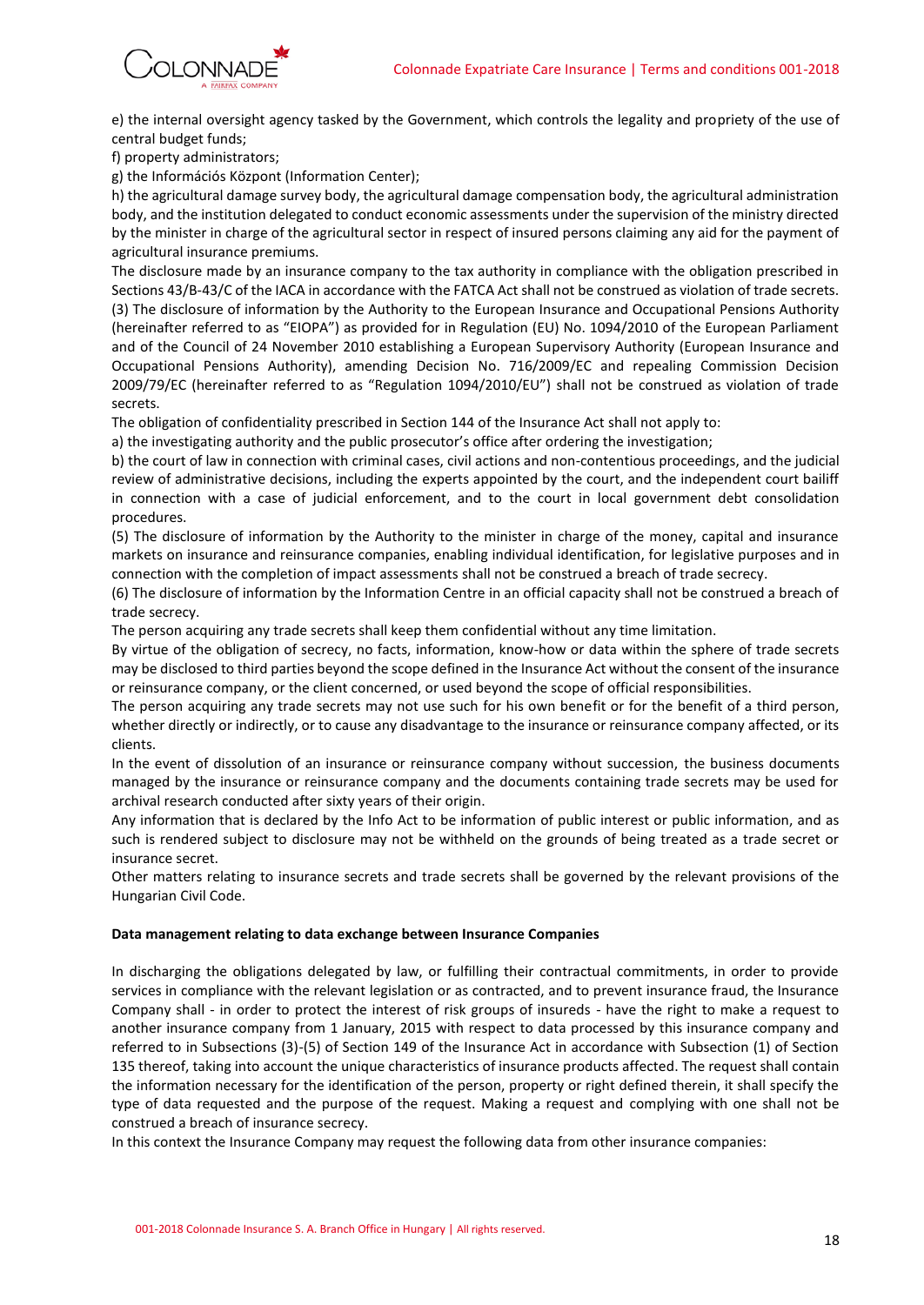e) the internal oversight agency tasked by the Government, which controls the legality and propriety of the use of central budget funds;

f) property administrators;

g) the Információs Központ (Information Center);

h) the agricultural damage survey body, the agricultural damage compensation body, the agricultural administration body, and the institution delegated to conduct economic assessments under the supervision of the ministry directed by the minister in charge of the agricultural sector in respect of insured persons claiming any aid for the payment of agricultural insurance premiums.

The disclosure made by an insurance company to the tax authority in compliance with the obligation prescribed in Sections 43/B-43/C of the IACA in accordance with the FATCA Act shall not be construed as violation of trade secrets.

(3) The disclosure of information by the Authority to the European Insurance and Occupational Pensions Authority (hereinafter referred to as "EIOPA") as provided for in Regulation (EU) No. 1094/2010 of the European Parliament and of the Council of 24 November 2010 establishing a European Supervisory Authority (European Insurance and Occupational Pensions Authority), amending Decision No. 716/2009/EC and repealing Commission Decision 2009/79/EC (hereinafter referred to as "Regulation 1094/2010/EU") shall not be construed as violation of trade secrets.

The obligation of confidentiality prescribed in Section 144 of the Insurance Act shall not apply to:

a) the investigating authority and the public prosecutor's office after ordering the investigation;

b) the court of law in connection with criminal cases, civil actions and non-contentious proceedings, and the judicial review of administrative decisions, including the experts appointed by the court, and the independent court bailiff in connection with a case of judicial enforcement, and to the court in local government debt consolidation procedures.

(5) The disclosure of information by the Authority to the minister in charge of the money, capital and insurance markets on insurance and reinsurance companies, enabling individual identification, for legislative purposes and in connection with the completion of impact assessments shall not be construed a breach of trade secrecy.

(6) The disclosure of information by the Information Centre in an official capacity shall not be construed a breach of trade secrecy.

The person acquiring any trade secrets shall keep them confidential without any time limitation.

By virtue of the obligation of secrecy, no facts, information, know-how or data within the sphere of trade secrets may be disclosed to third parties beyond the scope defined in the Insurance Act without the consent of the insurance or reinsurance company, or the client concerned, or used beyond the scope of official responsibilities.

The person acquiring any trade secrets may not use such for his own benefit or for the benefit of a third person, whether directly or indirectly, or to cause any disadvantage to the insurance or reinsurance company affected, or its clients.

In the event of dissolution of an insurance or reinsurance company without succession, the business documents managed by the insurance or reinsurance company and the documents containing trade secrets may be used for archival research conducted after sixty years of their origin.

Any information that is declared by the Info Act to be information of public interest or public information, and as such is rendered subject to disclosure may not be withheld on the grounds of being treated as a trade secret or insurance secret.

Other matters relating to insurance secrets and trade secrets shall be governed by the relevant provisions of the Hungarian Civil Code.

**Data management relating to data exchange between Insurance Companies**

In discharging the obligations delegated by law, or fulfilling their contractual commitments, in order to provide services in compliance with the relevant legislation or as contracted, and to prevent insurance fraud, the Insurance Company shall - in order to protect the interest of risk groups of insureds - have the right to make a request to another insurance company from 1 January, 2015 with respect to data processed by this insurance company and referred to in Subsections (3)-(5) of Section 149 of the Insurance Act in accordance with Subsection (1) of Section 135 thereof, taking into account the unique characteristics of insurance products affected. The request shall contain the information necessary for the identification of the person, property or right defined therein, it shall specify the type of data requested and the purpose of the request. Making a request and complying with one shall not be construed a breach of insurance secrecy.

In this context the Insurance Company may request the following data from other insurance companies: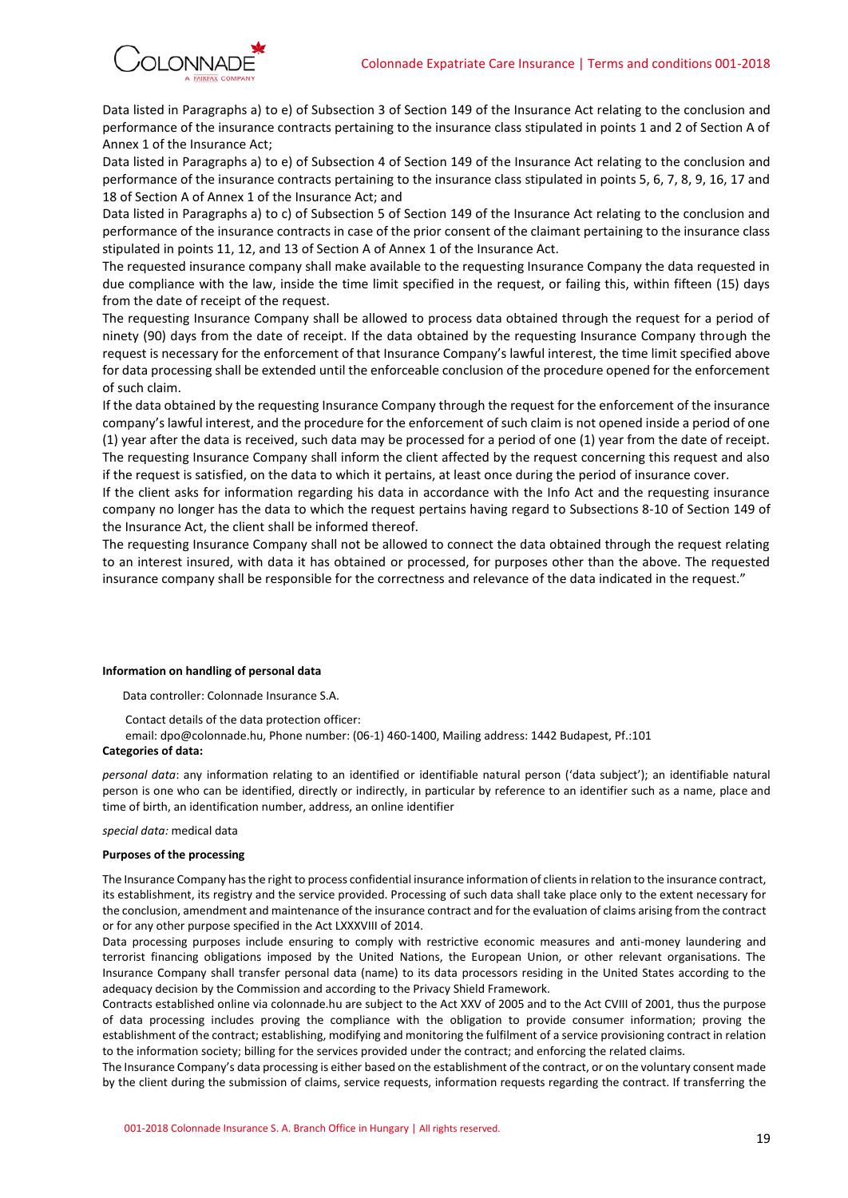Data listed in Paragraphs a) to e) of Subsection 3 of Section 149 of the Insurance Act relating to the conclusion and performance of the insurance contracts pertaining to the insurance class stipulated in points 1 and 2 of Section A of Annex 1 of the Insurance Act;

Data listed in Paragraphs a) to e) of Subsection 4 of Section 149 of the Insurance Act relating to the conclusion and performance of the insurance contracts pertaining to the insurance class stipulated in points 5, 6, 7, 8, 9, 16, 17 and 18 of Section A of Annex 1 of the Insurance Act; and

Data listed in Paragraphs a) to c) of Subsection 5 of Section 149 of the Insurance Act relating to the conclusion and performance of the insurance contracts in case of the prior consent of the claimant pertaining to the insurance class stipulated in points 11, 12, and 13 of Section A of Annex 1 of the Insurance Act.

The requested insurance company shall make available to the requesting Insurance Company the data requested in due compliance with the law, inside the time limit specified in the request, or failing this, within fifteen (15) days from the date of receipt of the request.

The requesting Insurance Company shall be allowed to process data obtained through the request for a period of ninety (90) days from the date of receipt. If the data obtained by the requesting Insurance Company through the request is necessary for the enforcement of that Insurance Company's lawful interest, the time limit specified above for data processing shall be extended until the enforceable conclusion of the procedure opened for the enforcement of such claim.

If the data obtained by the requesting Insurance Company through the request for the enforcement of the insurance company's lawful interest, and the procedure for the enforcement of such claim is not opened inside a period of one (1) year after the data is received, such data may be processed for a period of one (1) year from the date of receipt.

The requesting Insurance Company shall inform the client affected by the request concerning this request and also if the request is satisfied, on the data to which it pertains, at least once during the period of insurance cover.

If the client asks for information regarding his data in accordance with the Info Act and the requesting insurance company no longer has the data to which the request pertains having regard to Subsections 8-10 of Section 149 of the Insurance Act, the client shall be informed thereof.

The requesting Insurance Company shall not be allowed to connect the data obtained through the request relating to an interest insured, with data it has obtained or processed, for purposes other than the above. The requested insurance company shall be responsible for the correctness and relevance of the data indicated in the request."

**Information on handling of personal data**

Data controller: Colonnade Insurance S.A.

Contact details of the data protection officer:
email: dpo@colonnade.hu, Phone number: (06-1) 460-1400, Mailing address: 1442 Budapest, Pf.:101

**Categories of data:**

*personal data*: any information relating to an identified or identifiable natural person ('data subject'); an identifiable natural person is one who can be identified, directly or indirectly, in particular by reference to an identifier such as a name, place and time of birth, an identification number, address, an online identifier

*special data:* medical data

**Purposes of the processing**

The Insurance Company has the right to process confidential insurance information of clients in relation to the insurance contract, its establishment, its registry and the service provided. Processing of such data shall take place only to the extent necessary for the conclusion, amendment and maintenance of the insurance contract and for the evaluation of claims arising from the contract or for any other purpose specified in the Act LXXXVIII of 2014.

Data processing purposes include ensuring to comply with restrictive economic measures and anti-money laundering and terrorist financing obligations imposed by the United Nations, the European Union, or other relevant organisations. The Insurance Company shall transfer personal data (name) to its data processors residing in the United States according to the adequacy decision by the Commission and according to the Privacy Shield Framework.

Contracts established online via colonnade.hu are subject to the Act XXV of 2005 and to the Act CVIII of 2001, thus the purpose of data processing includes proving the compliance with the obligation to provide consumer information; proving the establishment of the contract; establishing, modifying and monitoring the fulfilment of a service provisioning contract in relation to the information society; billing for the services provided under the contract; and enforcing the related claims.

The Insurance Company's data processing is either based on the establishment of the contract, or on the voluntary consent made by the client during the submission of claims, service requests, information requests regarding the contract. If transferring the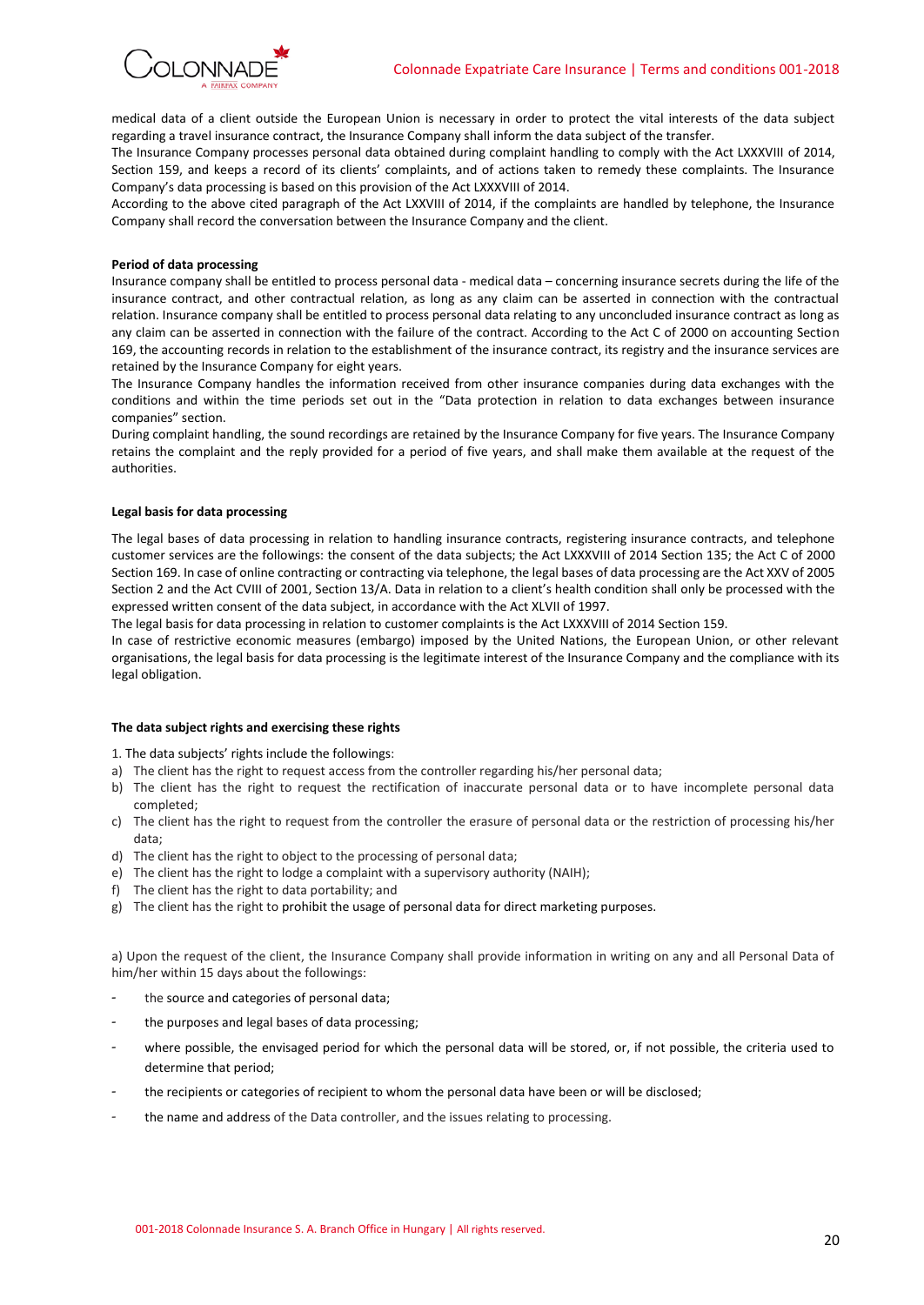medical data of a client outside the European Union is necessary in order to protect the vital interests of the data subject regarding a travel insurance contract, the Insurance Company shall inform the data subject of the transfer.

The Insurance Company processes personal data obtained during complaint handling to comply with the Act LXXXVIII of 2014, Section 159, and keeps a record of its clients' complaints, and of actions taken to remedy these complaints. The Insurance Company's data processing is based on this provision of the Act LXXXVIII of 2014.

According to the above cited paragraph of the Act LXXVIII of 2014, if the complaints are handled by telephone, the Insurance Company shall record the conversation between the Insurance Company and the client.

**Period of data processing**

Insurance company shall be entitled to process personal data - medical data – concerning insurance secrets during the life of the insurance contract, and other contractual relation, as long as any claim can be asserted in connection with the contractual relation. Insurance company shall be entitled to process personal data relating to any unconcluded insurance contract as long as any claim can be asserted in connection with the failure of the contract. According to the Act C of 2000 on accounting Section 169, the accounting records in relation to the establishment of the insurance contract, its registry and the insurance services are retained by the Insurance Company for eight years.

The Insurance Company handles the information received from other insurance companies during data exchanges with the conditions and within the time periods set out in the "Data protection in relation to data exchanges between insurance companies" section.

During complaint handling, the sound recordings are retained by the Insurance Company for five years. The Insurance Company retains the complaint and the reply provided for a period of five years, and shall make them available at the request of the authorities.

**Legal basis for data processing**

The legal bases of data processing in relation to handling insurance contracts, registering insurance contracts, and telephone customer services are the followings: the consent of the data subjects; the Act LXXXVIII of 2014 Section 135; the Act C of 2000 Section 169. In case of online contracting or contracting via telephone, the legal bases of data processing are the Act XXV of 2005 Section 2 and the Act CVIII of 2001, Section 13/A. Data in relation to a client's health condition shall only be processed with the expressed written consent of the data subject, in accordance with the Act XLVII of 1997.

The legal basis for data processing in relation to customer complaints is the Act LXXXVIII of 2014 Section 159.

In case of restrictive economic measures (embargo) imposed by the United Nations, the European Union, or other relevant organisations, the legal basis for data processing is the legitimate interest of the Insurance Company and the compliance with its legal obligation.

**The data subject rights and exercising these rights**

1. The data subjects' rights include the followings:

a) The client has the right to request access from the controller regarding his/her personal data;
b) The client has the right to request the rectification of inaccurate personal data or to have incomplete personal data completed;
c) The client has the right to request from the controller the erasure of personal data or the restriction of processing his/her data;
d) The client has the right to object to the processing of personal data;
e) The client has the right to lodge a complaint with a supervisory authority (NAIH);
f) The client has the right to data portability; and
g) The client has the right to prohibit the usage of personal data for direct marketing purposes.

a) Upon the request of the client, the Insurance Company shall provide information in writing on any and all Personal Data of him/her within 15 days about the followings:

- the source and categories of personal data;
- the purposes and legal bases of data processing;
- where possible, the envisaged period for which the personal data will be stored, or, if not possible, the criteria used to determine that period;
- the recipients or categories of recipient to whom the personal data have been or will be disclosed;
- the name and address of the Data controller, and the issues relating to processing.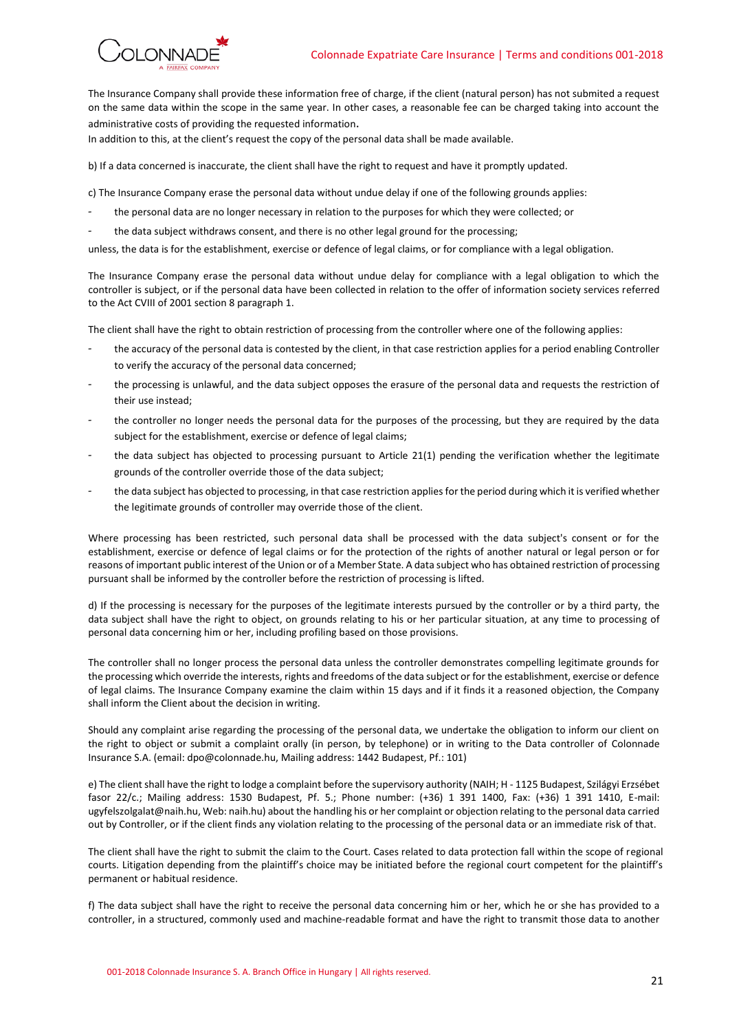The Insurance Company shall provide these information free of charge, if the client (natural person) has not submited a request on the same data within the scope in the same year. In other cases, a reasonable fee can be charged taking into account the administrative costs of providing the requested information.
In addition to this, at the client's request the copy of the personal data shall be made available.

b) If a data concerned is inaccurate, the client shall have the right to request and have it promptly updated.

c) The Insurance Company erase the personal data without undue delay if one of the following grounds applies:

- the personal data are no longer necessary in relation to the purposes for which they were collected; or
- the data subject withdraws consent, and there is no other legal ground for the processing;

unless, the data is for the establishment, exercise or defence of legal claims, or for compliance with a legal obligation.

The Insurance Company erase the personal data without undue delay for compliance with a legal obligation to which the controller is subject, or if the personal data have been collected in relation to the offer of information society services referred to the Act CVIII of 2001 section 8 paragraph 1.

The client shall have the right to obtain restriction of processing from the controller where one of the following applies:

- the accuracy of the personal data is contested by the client, in that case restriction applies for a period enabling Controller to verify the accuracy of the personal data concerned;
- the processing is unlawful, and the data subject opposes the erasure of the personal data and requests the restriction of their use instead;
- the controller no longer needs the personal data for the purposes of the processing, but they are required by the data subject for the establishment, exercise or defence of legal claims;
- the data subject has objected to processing pursuant to Article 21(1) pending the verification whether the legitimate grounds of the controller override those of the data subject;
- the data subject has objected to processing, in that case restriction applies for the period during which it is verified whether the legitimate grounds of controller may override those of the client.

Where processing has been restricted, such personal data shall be processed with the data subject's consent or for the establishment, exercise or defence of legal claims or for the protection of the rights of another natural or legal person or for reasons of important public interest of the Union or of a Member State. A data subject who has obtained restriction of processing pursuant shall be informed by the controller before the restriction of processing is lifted.

d) If the processing is necessary for the purposes of the legitimate interests pursued by the controller or by a third party, the data subject shall have the right to object, on grounds relating to his or her particular situation, at any time to processing of personal data concerning him or her, including profiling based on those provisions.

The controller shall no longer process the personal data unless the controller demonstrates compelling legitimate grounds for the processing which override the interests, rights and freedoms of the data subject or for the establishment, exercise or defence of legal claims. The Insurance Company examine the claim within 15 days and if it finds it a reasoned objection, the Company shall inform the Client about the decision in writing.

Should any complaint arise regarding the processing of the personal data, we undertake the obligation to inform our client on the right to object or submit a complaint orally (in person, by telephone) or in writing to the Data controller of Colonnade Insurance S.A. (email: dpo@colonnade.hu, Mailing address: 1442 Budapest, Pf.: 101)

e) The client shall have the right to lodge a complaint before the supervisory authority (NAIH; H - 1125 Budapest, Szilágyi Erzsébet fasor 22/c.; Mailing address: 1530 Budapest, Pf. 5.; Phone number: (+36) 1 391 1400, Fax: (+36) 1 391 1410, E-mail: ugyfelszolgalat@naih.hu, Web: naih.hu) about the handling his or her complaint or objection relating to the personal data carried out by Controller, or if the client finds any violation relating to the processing of the personal data or an immediate risk of that.

The client shall have the right to submit the claim to the Court. Cases related to data protection fall within the scope of regional courts. Litigation depending from the plaintiff's choice may be initiated before the regional court competent for the plaintiff's permanent or habitual residence.

f) The data subject shall have the right to receive the personal data concerning him or her, which he or she has provided to a controller, in a structured, commonly used and machine-readable format and have the right to transmit those data to another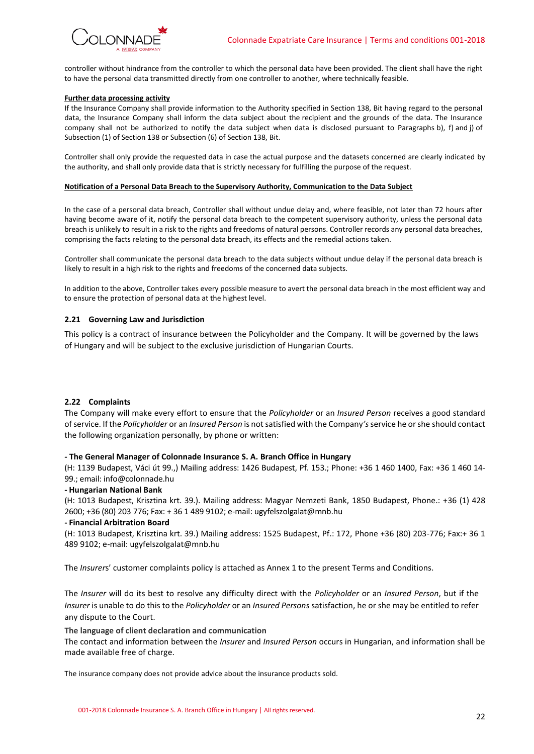controller without hindrance from the controller to which the personal data have been provided. The client shall have the right to have the personal data transmitted directly from one controller to another, where technically feasible.

**Further data processing activity**

If the Insurance Company shall provide information to the Authority specified in Section 138, Bit having regard to the personal data, the Insurance Company shall inform the data subject about the recipient and the grounds of the data. The Insurance company shall not be authorized to notify the data subject when data is disclosed pursuant to Paragraphs b), f) and j) of Subsection (1) of Section 138 or Subsection (6) of Section 138, Bit.

Controller shall only provide the requested data in case the actual purpose and the datasets concerned are clearly indicated by the authority, and shall only provide data that is strictly necessary for fulfilling the purpose of the request.

**Notification of a Personal Data Breach to the Supervisory Authority, Communication to the Data Subject**

In the case of a personal data breach, Controller shall without undue delay and, where feasible, not later than 72 hours after having become aware of it, notify the personal data breach to the competent supervisory authority, unless the personal data breach is unlikely to result in a risk to the rights and freedoms of natural persons. Controller records any personal data breaches, comprising the facts relating to the personal data breach, its effects and the remedial actions taken.

Controller shall communicate the personal data breach to the data subjects without undue delay if the personal data breach is likely to result in a high risk to the rights and freedoms of the concerned data subjects.

In addition to the above, Controller takes every possible measure to avert the personal data breach in the most efficient way and to ensure the protection of personal data at the highest level.

### 2.21 Governing Law and Jurisdiction

This policy is a contract of insurance between the Policyholder and the Company. It will be governed by the laws of Hungary and will be subject to the exclusive jurisdiction of Hungarian Courts.

### 2.22 Complaints

The Company will make every effort to ensure that the *Policyholder* or an *Insured Person* receives a good standard of service. If the *Policyholder* or an *Insured Person* is not satisfied with the Company*'s* service he or she should contact the following organization personally, by phone or written:

**- The General Manager of Colonnade Insurance S. A. Branch Office in Hungary**

(H: 1139 Budapest, Váci út 99.,) Mailing address: 1426 Budapest, Pf. 153.; Phone: +36 1 460 1400, Fax: +36 1 460 14-99.; email: info@colonnade.hu

**- Hungarian National Bank**

(H: 1013 Budapest, Krisztina krt. 39.). Mailing address: Magyar Nemzeti Bank, 1850 Budapest, Phone.: +36 (1) 428 2600; +36 (80) 203 776; Fax: + 36 1 489 9102; e-mail: ugyfelszolgalat@mnb.hu

**- Financial Arbitration Board**

(H: 1013 Budapest, Krisztina krt. 39.) Mailing address: 1525 Budapest, Pf.: 172, Phone +36 (80) 203-776; Fax:+ 36 1 489 9102; e-mail: ugyfelszolgalat@mnb.hu

The *Insurers*' customer complaints policy is attached as Annex 1 to the present Terms and Conditions.

The *Insurer* will do its best to resolve any difficulty direct with the *Policyholder* or an *Insured Person*, but if the *Insurer* is unable to do this to the *Policyholder* or an *Insured Persons* satisfaction, he or she may be entitled to refer any dispute to the Court.

**The language of client declaration and communication**

The contact and information between the *Insurer* and *Insured Person* occurs in Hungarian, and information shall be made available free of charge.

The insurance company does not provide advice about the insurance products sold.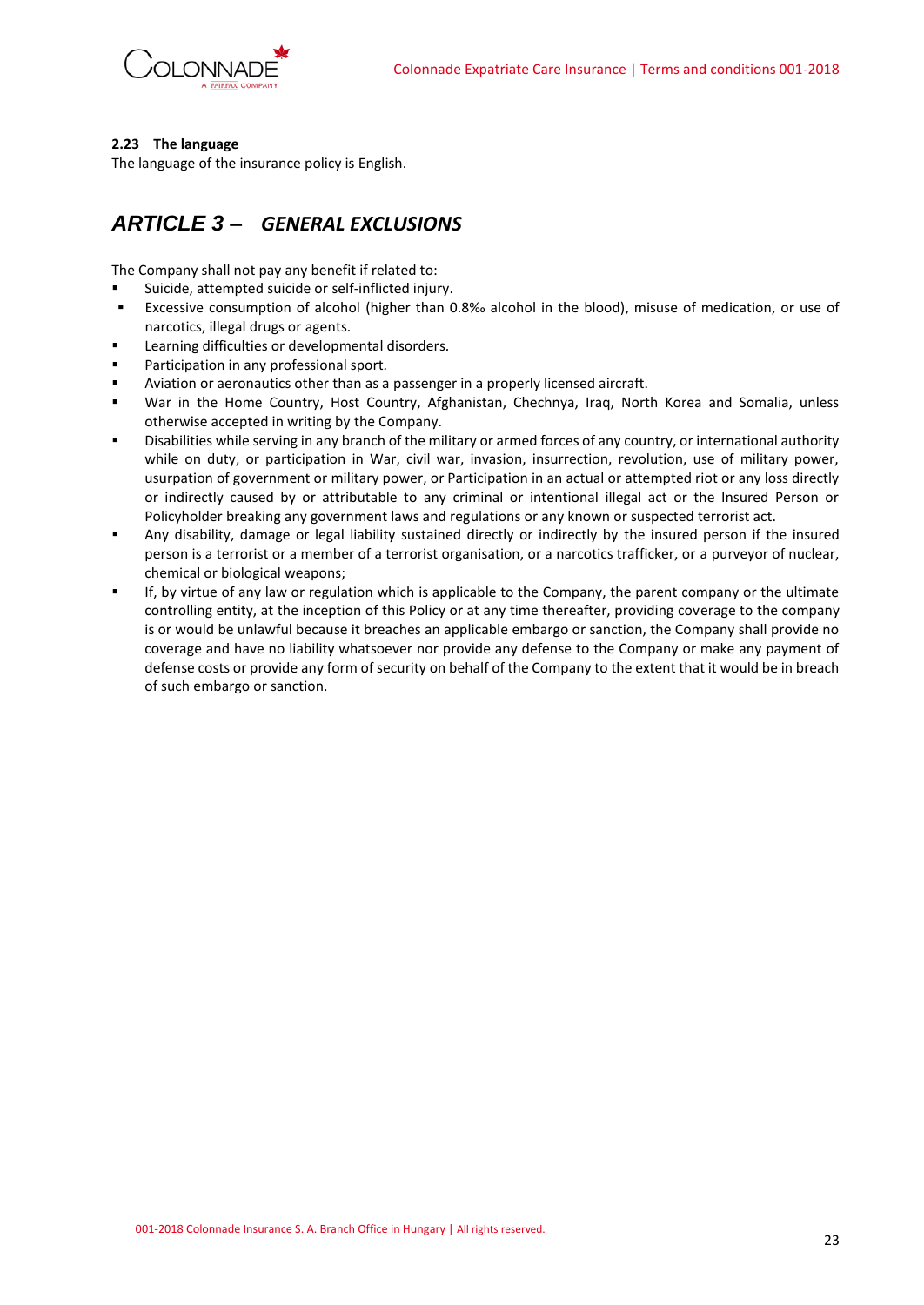### 2.23 The language

The language of the insurance policy is English.

## *ARTICLE 3 – GENERAL EXCLUSIONS*

The Company shall not pay any benefit if related to:

- Suicide, attempted suicide or self-inflicted injury.
- Excessive consumption of alcohol (higher than 0.8‰ alcohol in the blood), misuse of medication, or use of narcotics, illegal drugs or agents.
- Learning difficulties or developmental disorders.
- Participation in any professional sport.
- Aviation or aeronautics other than as a passenger in a properly licensed aircraft.
- War in the Home Country, Host Country, Afghanistan, Chechnya, Iraq, North Korea and Somalia, unless otherwise accepted in writing by the Company.
- Disabilities while serving in any branch of the military or armed forces of any country, or international authority while on duty, or participation in War, civil war, invasion, insurrection, revolution, use of military power, usurpation of government or military power, or Participation in an actual or attempted riot or any loss directly or indirectly caused by or attributable to any criminal or intentional illegal act or the Insured Person or Policyholder breaking any government laws and regulations or any known or suspected terrorist act.
- Any disability, damage or legal liability sustained directly or indirectly by the insured person if the insured person is a terrorist or a member of a terrorist organisation, or a narcotics trafficker, or a purveyor of nuclear, chemical or biological weapons;
- If, by virtue of any law or regulation which is applicable to the Company, the parent company or the ultimate controlling entity, at the inception of this Policy or at any time thereafter, providing coverage to the company is or would be unlawful because it breaches an applicable embargo or sanction, the Company shall provide no coverage and have no liability whatsoever nor provide any defense to the Company or make any payment of defense costs or provide any form of security on behalf of the Company to the extent that it would be in breach of such embargo or sanction.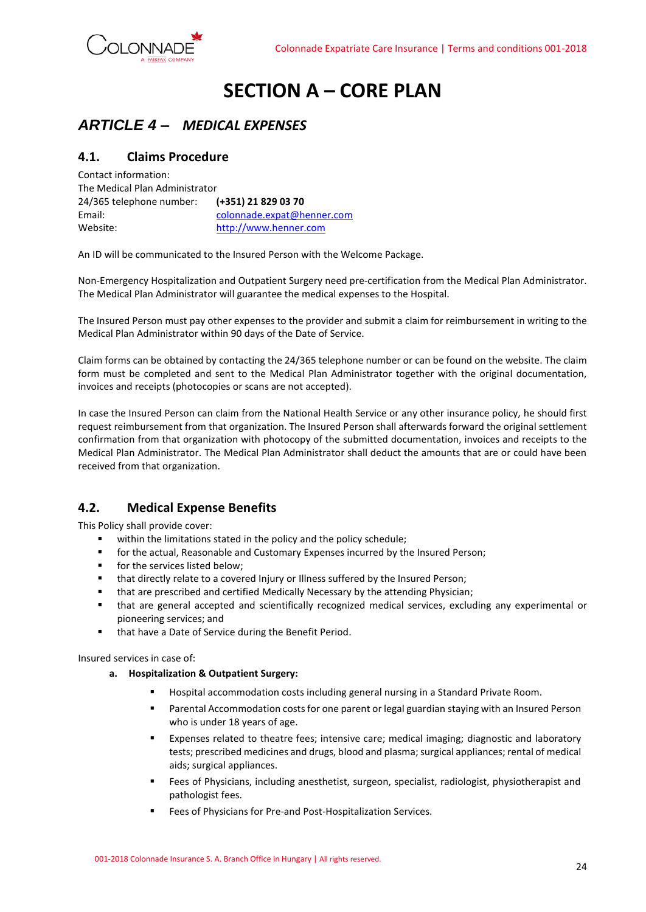# SECTION A – CORE PLAN

## *ARTICLE 4 – MEDICAL EXPENSES*

### 4.1. Claims Procedure

Contact information:
The Medical Plan Administrator

| | |
|---|---|
| 24/365 telephone number: | **(+351) 21 829 03 70** |
| Email: | colonnade.expat@henner.com |
| Website: | http://www.henner.com |

An ID will be communicated to the Insured Person with the Welcome Package.

Non-Emergency Hospitalization and Outpatient Surgery need pre-certification from the Medical Plan Administrator. The Medical Plan Administrator will guarantee the medical expenses to the Hospital.

The Insured Person must pay other expenses to the provider and submit a claim for reimbursement in writing to the Medical Plan Administrator within 90 days of the Date of Service.

Claim forms can be obtained by contacting the 24/365 telephone number or can be found on the website. The claim form must be completed and sent to the Medical Plan Administrator together with the original documentation, invoices and receipts (photocopies or scans are not accepted).

In case the Insured Person can claim from the National Health Service or any other insurance policy, he should first request reimbursement from that organization. The Insured Person shall afterwards forward the original settlement confirmation from that organization with photocopy of the submitted documentation, invoices and receipts to the Medical Plan Administrator. The Medical Plan Administrator shall deduct the amounts that are or could have been received from that organization.

### 4.2. Medical Expense Benefits

This Policy shall provide cover:

- within the limitations stated in the policy and the policy schedule;
- for the actual, Reasonable and Customary Expenses incurred by the Insured Person;
- for the services listed below;
- that directly relate to a covered Injury or Illness suffered by the Insured Person;
- that are prescribed and certified Medically Necessary by the attending Physician;
- that are general accepted and scientifically recognized medical services, excluding any experimental or pioneering services; and
- that have a Date of Service during the Benefit Period.

Insured services in case of:

**a. Hospitalization & Outpatient Surgery:**

- Hospital accommodation costs including general nursing in a Standard Private Room.
- Parental Accommodation costs for one parent or legal guardian staying with an Insured Person who is under 18 years of age.
- Expenses related to theatre fees; intensive care; medical imaging; diagnostic and laboratory tests; prescribed medicines and drugs, blood and plasma; surgical appliances; rental of medical aids; surgical appliances.
- Fees of Physicians, including anesthetist, surgeon, specialist, radiologist, physiotherapist and pathologist fees.
- Fees of Physicians for Pre-and Post-Hospitalization Services.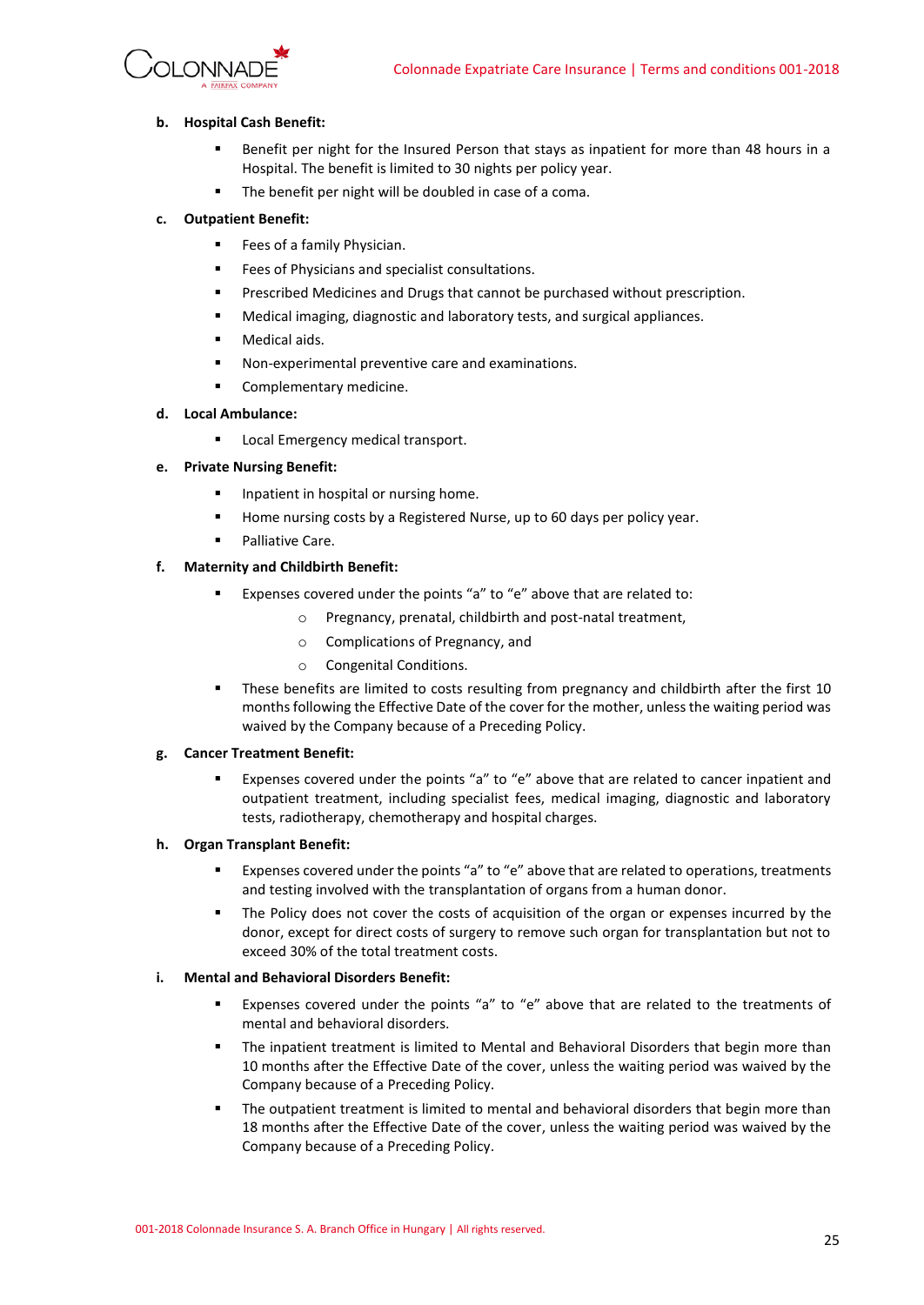**b. Hospital Cash Benefit:**

- Benefit per night for the Insured Person that stays as inpatient for more than 48 hours in a Hospital. The benefit is limited to 30 nights per policy year.
- The benefit per night will be doubled in case of a coma.

**c. Outpatient Benefit:**

- Fees of a family Physician.
- Fees of Physicians and specialist consultations.
- Prescribed Medicines and Drugs that cannot be purchased without prescription.
- Medical imaging, diagnostic and laboratory tests, and surgical appliances.
- Medical aids.
- Non-experimental preventive care and examinations.
- Complementary medicine.

**d. Local Ambulance:**

- Local Emergency medical transport.

**e. Private Nursing Benefit:**

- Inpatient in hospital or nursing home.
- Home nursing costs by a Registered Nurse, up to 60 days per policy year.
- Palliative Care.

**f. Maternity and Childbirth Benefit:**

- Expenses covered under the points "a" to "e" above that are related to:
  - Pregnancy, prenatal, childbirth and post-natal treatment,
  - Complications of Pregnancy, and
  - Congenital Conditions.
- These benefits are limited to costs resulting from pregnancy and childbirth after the first 10 months following the Effective Date of the cover for the mother, unless the waiting period was waived by the Company because of a Preceding Policy.

**g. Cancer Treatment Benefit:**

- Expenses covered under the points "a" to "e" above that are related to cancer inpatient and outpatient treatment, including specialist fees, medical imaging, diagnostic and laboratory tests, radiotherapy, chemotherapy and hospital charges.

**h. Organ Transplant Benefit:**

- Expenses covered under the points "a" to "e" above that are related to operations, treatments and testing involved with the transplantation of organs from a human donor.
- The Policy does not cover the costs of acquisition of the organ or expenses incurred by the donor, except for direct costs of surgery to remove such organ for transplantation but not to exceed 30% of the total treatment costs.

**i. Mental and Behavioral Disorders Benefit:**

- Expenses covered under the points "a" to "e" above that are related to the treatments of mental and behavioral disorders.
- The inpatient treatment is limited to Mental and Behavioral Disorders that begin more than 10 months after the Effective Date of the cover, unless the waiting period was waived by the Company because of a Preceding Policy.
- The outpatient treatment is limited to mental and behavioral disorders that begin more than 18 months after the Effective Date of the cover, unless the waiting period was waived by the Company because of a Preceding Policy.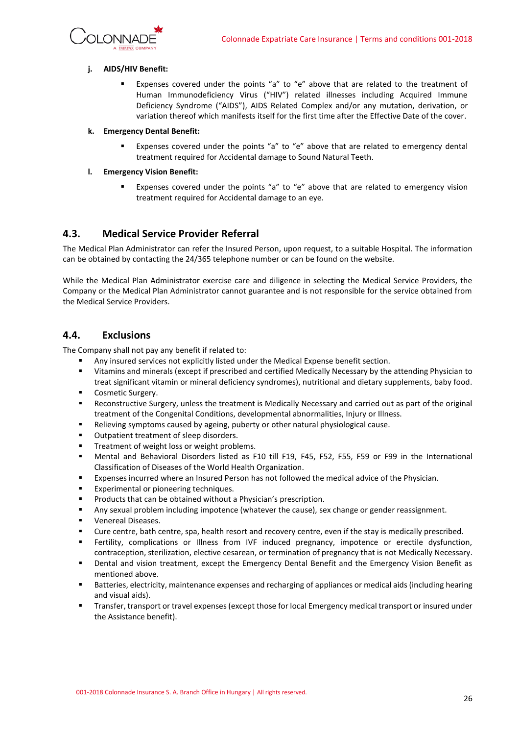**j. AIDS/HIV Benefit:**

- Expenses covered under the points "a" to "e" above that are related to the treatment of Human Immunodeficiency Virus ("HIV") related illnesses including Acquired Immune Deficiency Syndrome ("AIDS"), AIDS Related Complex and/or any mutation, derivation, or variation thereof which manifests itself for the first time after the Effective Date of the cover.

**k. Emergency Dental Benefit:**

- Expenses covered under the points "a" to "e" above that are related to emergency dental treatment required for Accidental damage to Sound Natural Teeth.

**l. Emergency Vision Benefit:**

- Expenses covered under the points "a" to "e" above that are related to emergency vision treatment required for Accidental damage to an eye.

## 4.3. Medical Service Provider Referral

The Medical Plan Administrator can refer the Insured Person, upon request, to a suitable Hospital. The information can be obtained by contacting the 24/365 telephone number or can be found on the website.

While the Medical Plan Administrator exercise care and diligence in selecting the Medical Service Providers, the Company or the Medical Plan Administrator cannot guarantee and is not responsible for the service obtained from the Medical Service Providers.

## 4.4. Exclusions

The Company shall not pay any benefit if related to:

- Any insured services not explicitly listed under the Medical Expense benefit section.
- Vitamins and minerals (except if prescribed and certified Medically Necessary by the attending Physician to treat significant vitamin or mineral deficiency syndromes), nutritional and dietary supplements, baby food.
- Cosmetic Surgery.
- Reconstructive Surgery, unless the treatment is Medically Necessary and carried out as part of the original treatment of the Congenital Conditions, developmental abnormalities, Injury or Illness.
- Relieving symptoms caused by ageing, puberty or other natural physiological cause.
- Outpatient treatment of sleep disorders.
- Treatment of weight loss or weight problems.
- Mental and Behavioral Disorders listed as F10 till F19, F45, F52, F55, F59 or F99 in the International Classification of Diseases of the World Health Organization.
- Expenses incurred where an Insured Person has not followed the medical advice of the Physician.
- Experimental or pioneering techniques.
- Products that can be obtained without a Physician's prescription.
- Any sexual problem including impotence (whatever the cause), sex change or gender reassignment.
- Venereal Diseases.
- Cure centre, bath centre, spa, health resort and recovery centre, even if the stay is medically prescribed.
- Fertility, complications or Illness from IVF induced pregnancy, impotence or erectile dysfunction, contraception, sterilization, elective cesarean, or termination of pregnancy that is not Medically Necessary.
- Dental and vision treatment, except the Emergency Dental Benefit and the Emergency Vision Benefit as mentioned above.
- Batteries, electricity, maintenance expenses and recharging of appliances or medical aids (including hearing and visual aids).
- Transfer, transport or travel expenses (except those for local Emergency medical transport or insured under the Assistance benefit).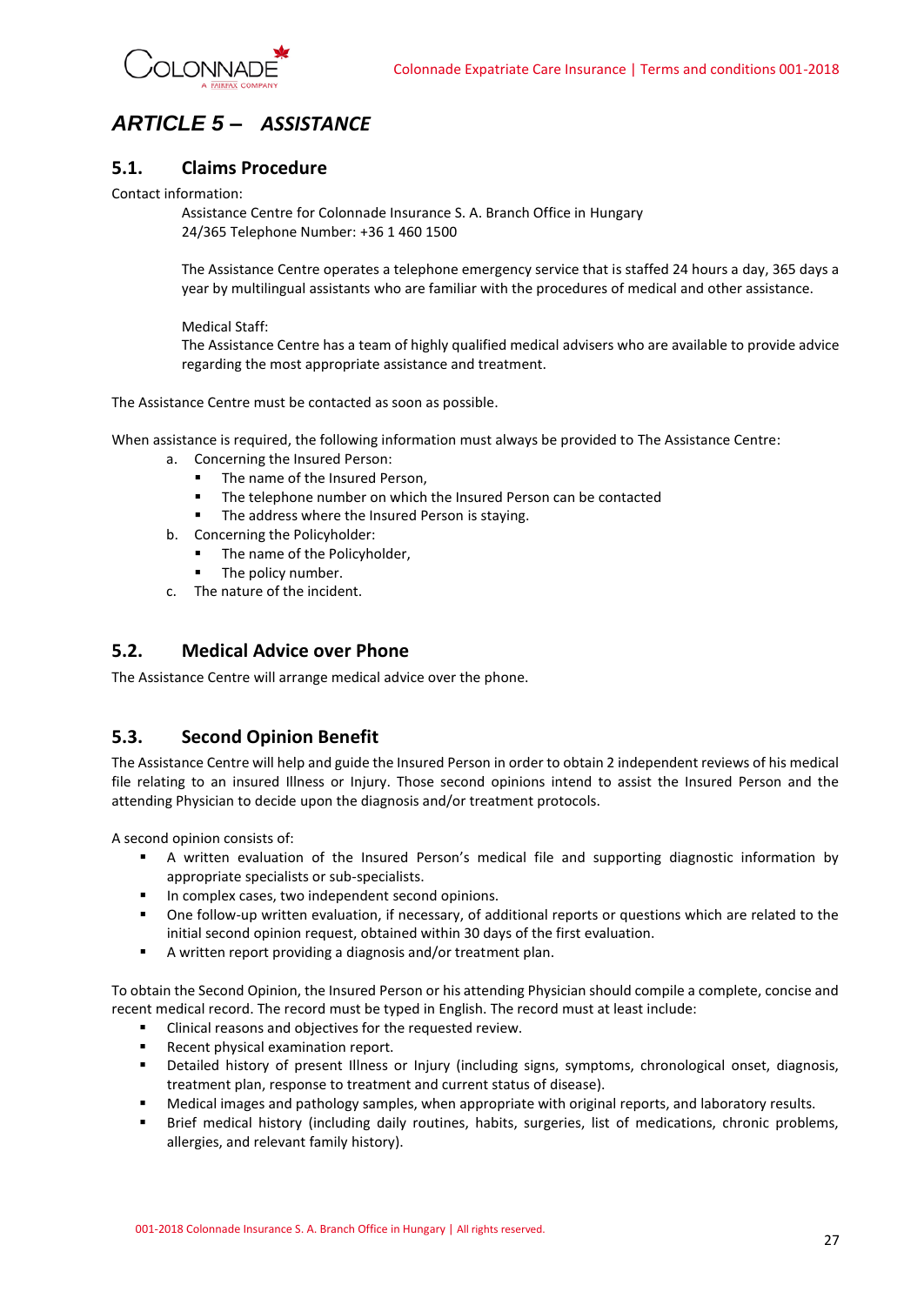# *ARTICLE 5 – ASSISTANCE*

## 5.1. Claims Procedure

Contact information:

Assistance Centre for Colonnade Insurance S. A. Branch Office in Hungary
24/365 Telephone Number: +36 1 460 1500

The Assistance Centre operates a telephone emergency service that is staffed 24 hours a day, 365 days a year by multilingual assistants who are familiar with the procedures of medical and other assistance.

Medical Staff:
The Assistance Centre has a team of highly qualified medical advisers who are available to provide advice regarding the most appropriate assistance and treatment.

The Assistance Centre must be contacted as soon as possible.

When assistance is required, the following information must always be provided to The Assistance Centre:

a. Concerning the Insured Person:
   - The name of the Insured Person,
   - The telephone number on which the Insured Person can be contacted
   - The address where the Insured Person is staying.
b. Concerning the Policyholder:
   - The name of the Policyholder,
   - The policy number.
c. The nature of the incident.

## 5.2. Medical Advice over Phone

The Assistance Centre will arrange medical advice over the phone.

## 5.3. Second Opinion Benefit

The Assistance Centre will help and guide the Insured Person in order to obtain 2 independent reviews of his medical file relating to an insured Illness or Injury. Those second opinions intend to assist the Insured Person and the attending Physician to decide upon the diagnosis and/or treatment protocols.

A second opinion consists of:

- A written evaluation of the Insured Person's medical file and supporting diagnostic information by appropriate specialists or sub-specialists.
- In complex cases, two independent second opinions.
- One follow-up written evaluation, if necessary, of additional reports or questions which are related to the initial second opinion request, obtained within 30 days of the first evaluation.
- A written report providing a diagnosis and/or treatment plan.

To obtain the Second Opinion, the Insured Person or his attending Physician should compile a complete, concise and recent medical record. The record must be typed in English. The record must at least include:

- Clinical reasons and objectives for the requested review.
- Recent physical examination report.
- Detailed history of present Illness or Injury (including signs, symptoms, chronological onset, diagnosis, treatment plan, response to treatment and current status of disease).
- Medical images and pathology samples, when appropriate with original reports, and laboratory results.
- Brief medical history (including daily routines, habits, surgeries, list of medications, chronic problems, allergies, and relevant family history).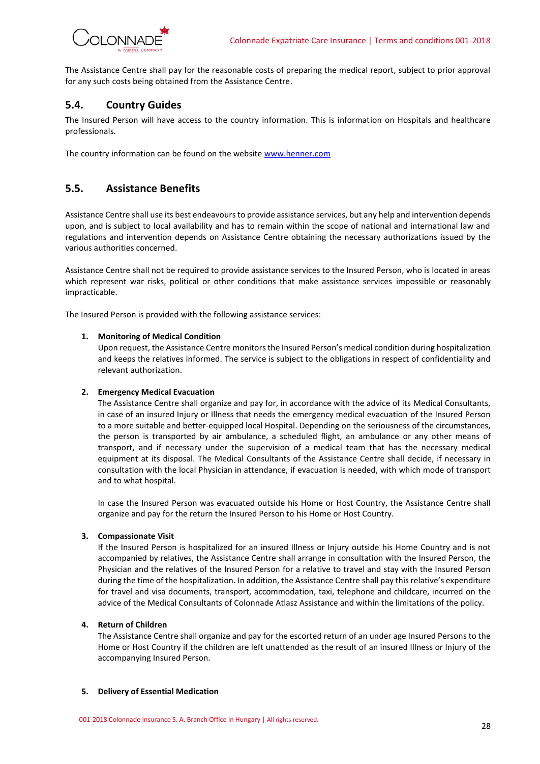The Assistance Centre shall pay for the reasonable costs of preparing the medical report, subject to prior approval for any such costs being obtained from the Assistance Centre.

## 5.4. Country Guides

The Insured Person will have access to the country information. This is information on Hospitals and healthcare professionals.

The country information can be found on the website [www.henner.com](http://www.henner.com)

## 5.5. Assistance Benefits

Assistance Centre shall use its best endeavours to provide assistance services, but any help and intervention depends upon, and is subject to local availability and has to remain within the scope of national and international law and regulations and intervention depends on Assistance Centre obtaining the necessary authorizations issued by the various authorities concerned.

Assistance Centre shall not be required to provide assistance services to the Insured Person, who is located in areas which represent war risks, political or other conditions that make assistance services impossible or reasonably impracticable.

The Insured Person is provided with the following assistance services:

1. **Monitoring of Medical Condition**
   Upon request, the Assistance Centre monitors the Insured Person's medical condition during hospitalization and keeps the relatives informed. The service is subject to the obligations in respect of confidentiality and relevant authorization.

2. **Emergency Medical Evacuation**
   The Assistance Centre shall organize and pay for, in accordance with the advice of its Medical Consultants, in case of an insured Injury or Illness that needs the emergency medical evacuation of the Insured Person to a more suitable and better-equipped local Hospital. Depending on the seriousness of the circumstances, the person is transported by air ambulance, a scheduled flight, an ambulance or any other means of transport, and if necessary under the supervision of a medical team that has the necessary medical equipment at its disposal. The Medical Consultants of the Assistance Centre shall decide, if necessary in consultation with the local Physician in attendance, if evacuation is needed, with which mode of transport and to what hospital.

   In case the Insured Person was evacuated outside his Home or Host Country, the Assistance Centre shall organize and pay for the return the Insured Person to his Home or Host Country.

3. **Compassionate Visit**
   If the Insured Person is hospitalized for an insured Illness or Injury outside his Home Country and is not accompanied by relatives, the Assistance Centre shall arrange in consultation with the Insured Person, the Physician and the relatives of the Insured Person for a relative to travel and stay with the Insured Person during the time of the hospitalization. In addition, the Assistance Centre shall pay this relative's expenditure for travel and visa documents, transport, accommodation, taxi, telephone and childcare, incurred on the advice of the Medical Consultants of Colonnade Atlasz Assistance and within the limitations of the policy.

4. **Return of Children**
   The Assistance Centre shall organize and pay for the escorted return of an under age Insured Persons to the Home or Host Country if the children are left unattended as the result of an insured Illness or Injury of the accompanying Insured Person.

5. **Delivery of Essential Medication**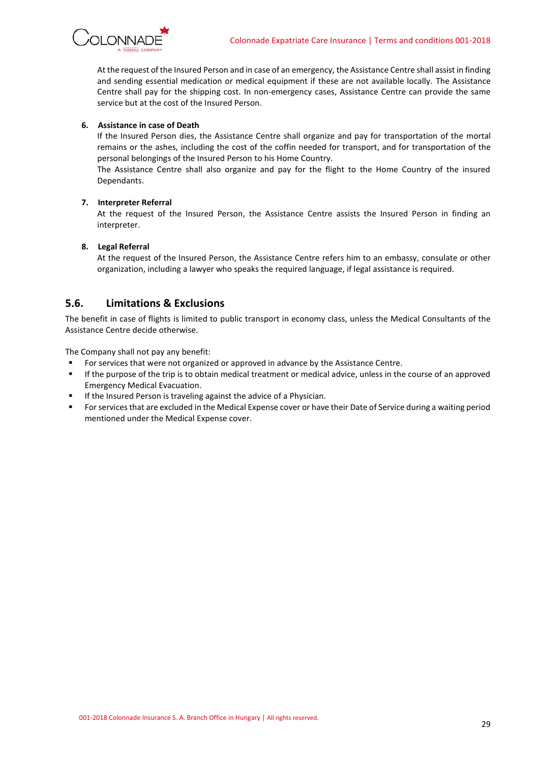At the request of the Insured Person and in case of an emergency, the Assistance Centre shall assist in finding and sending essential medication or medical equipment if these are not available locally. The Assistance Centre shall pay for the shipping cost. In non-emergency cases, Assistance Centre can provide the same service but at the cost of the Insured Person.

6. **Assistance in case of Death**

   If the Insured Person dies, the Assistance Centre shall organize and pay for transportation of the mortal remains or the ashes, including the cost of the coffin needed for transport, and for transportation of the personal belongings of the Insured Person to his Home Country.

   The Assistance Centre shall also organize and pay for the flight to the Home Country of the insured Dependants.

7. **Interpreter Referral**

   At the request of the Insured Person, the Assistance Centre assists the Insured Person in finding an interpreter.

8. **Legal Referral**

   At the request of the Insured Person, the Assistance Centre refers him to an embassy, consulate or other organization, including a lawyer who speaks the required language, if legal assistance is required.

## 5.6. Limitations & Exclusions

The benefit in case of flights is limited to public transport in economy class, unless the Medical Consultants of the Assistance Centre decide otherwise.

The Company shall not pay any benefit:

- For services that were not organized or approved in advance by the Assistance Centre.
- If the purpose of the trip is to obtain medical treatment or medical advice, unless in the course of an approved Emergency Medical Evacuation.
- If the Insured Person is traveling against the advice of a Physician.
- For services that are excluded in the Medical Expense cover or have their Date of Service during a waiting period mentioned under the Medical Expense cover.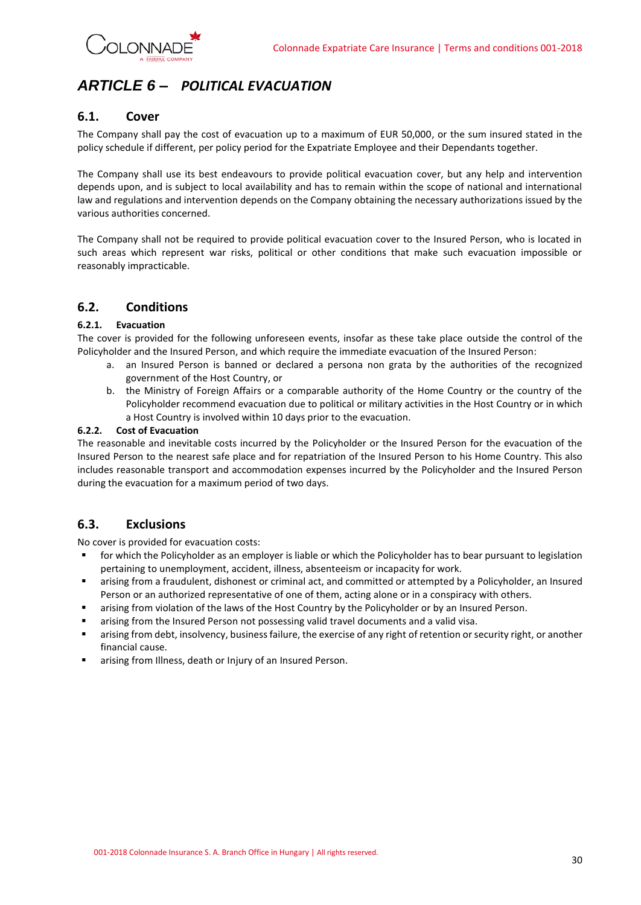# *ARTICLE 6 – POLITICAL EVACUATION*

## 6.1. Cover

The Company shall pay the cost of evacuation up to a maximum of EUR 50,000, or the sum insured stated in the policy schedule if different, per policy period for the Expatriate Employee and their Dependants together.

The Company shall use its best endeavours to provide political evacuation cover, but any help and intervention depends upon, and is subject to local availability and has to remain within the scope of national and international law and regulations and intervention depends on the Company obtaining the necessary authorizations issued by the various authorities concerned.

The Company shall not be required to provide political evacuation cover to the Insured Person, who is located in such areas which represent war risks, political or other conditions that make such evacuation impossible or reasonably impracticable.

## 6.2. Conditions

### 6.2.1. Evacuation

The cover is provided for the following unforeseen events, insofar as these take place outside the control of the Policyholder and the Insured Person, and which require the immediate evacuation of the Insured Person:

a. an Insured Person is banned or declared a persona non grata by the authorities of the recognized government of the Host Country, or
b. the Ministry of Foreign Affairs or a comparable authority of the Home Country or the country of the Policyholder recommend evacuation due to political or military activities in the Host Country or in which a Host Country is involved within 10 days prior to the evacuation.

### 6.2.2. Cost of Evacuation

The reasonable and inevitable costs incurred by the Policyholder or the Insured Person for the evacuation of the Insured Person to the nearest safe place and for repatriation of the Insured Person to his Home Country. This also includes reasonable transport and accommodation expenses incurred by the Policyholder and the Insured Person during the evacuation for a maximum period of two days.

## 6.3. Exclusions

No cover is provided for evacuation costs:

- for which the Policyholder as an employer is liable or which the Policyholder has to bear pursuant to legislation pertaining to unemployment, accident, illness, absenteeism or incapacity for work.
- arising from a fraudulent, dishonest or criminal act, and committed or attempted by a Policyholder, an Insured Person or an authorized representative of one of them, acting alone or in a conspiracy with others.
- arising from violation of the laws of the Host Country by the Policyholder or by an Insured Person.
- arising from the Insured Person not possessing valid travel documents and a valid visa.
- arising from debt, insolvency, business failure, the exercise of any right of retention or security right, or another financial cause.
- arising from Illness, death or Injury of an Insured Person.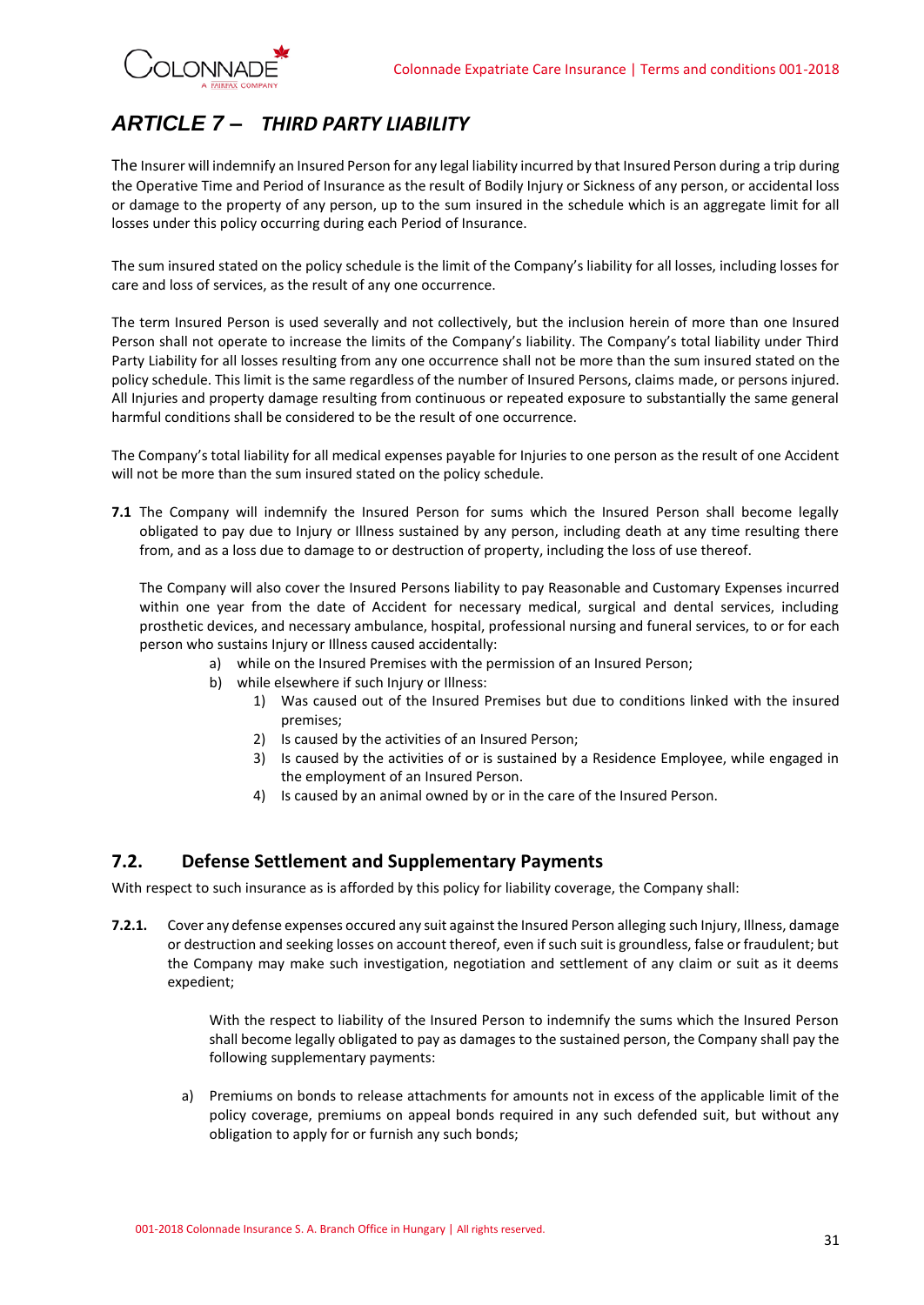## ARTICLE 7 – *THIRD PARTY LIABILITY*

The Insurer will indemnify an Insured Person for any legal liability incurred by that Insured Person during a trip during the Operative Time and Period of Insurance as the result of Bodily Injury or Sickness of any person, or accidental loss or damage to the property of any person, up to the sum insured in the schedule which is an aggregate limit for all losses under this policy occurring during each Period of Insurance.

The sum insured stated on the policy schedule is the limit of the Company's liability for all losses, including losses for care and loss of services, as the result of any one occurrence.

The term Insured Person is used severally and not collectively, but the inclusion herein of more than one Insured Person shall not operate to increase the limits of the Company's liability. The Company's total liability under Third Party Liability for all losses resulting from any one occurrence shall not be more than the sum insured stated on the policy schedule. This limit is the same regardless of the number of Insured Persons, claims made, or persons injured. All Injuries and property damage resulting from continuous or repeated exposure to substantially the same general harmful conditions shall be considered to be the result of one occurrence.

The Company's total liability for all medical expenses payable for Injuries to one person as the result of one Accident will not be more than the sum insured stated on the policy schedule.

**7.1** The Company will indemnify the Insured Person for sums which the Insured Person shall become legally obligated to pay due to Injury or Illness sustained by any person, including death at any time resulting there from, and as a loss due to damage to or destruction of property, including the loss of use thereof.

The Company will also cover the Insured Persons liability to pay Reasonable and Customary Expenses incurred within one year from the date of Accident for necessary medical, surgical and dental services, including prosthetic devices, and necessary ambulance, hospital, professional nursing and funeral services, to or for each person who sustains Injury or Illness caused accidentally:

a) while on the Insured Premises with the permission of an Insured Person;
b) while elsewhere if such Injury or Illness:
   1) Was caused out of the Insured Premises but due to conditions linked with the insured premises;
   2) Is caused by the activities of an Insured Person;
   3) Is caused by the activities of or is sustained by a Residence Employee, while engaged in the employment of an Insured Person.
   4) Is caused by an animal owned by or in the care of the Insured Person.

## 7.2. Defense Settlement and Supplementary Payments

With respect to such insurance as is afforded by this policy for liability coverage, the Company shall:

**7.2.1.** Cover any defense expenses occured any suit against the Insured Person alleging such Injury, Illness, damage or destruction and seeking losses on account thereof, even if such suit is groundless, false or fraudulent; but the Company may make such investigation, negotiation and settlement of any claim or suit as it deems expedient;

With the respect to liability of the Insured Person to indemnify the sums which the Insured Person shall become legally obligated to pay as damages to the sustained person, the Company shall pay the following supplementary payments:

a) Premiums on bonds to release attachments for amounts not in excess of the applicable limit of the policy coverage, premiums on appeal bonds required in any such defended suit, but without any obligation to apply for or furnish any such bonds;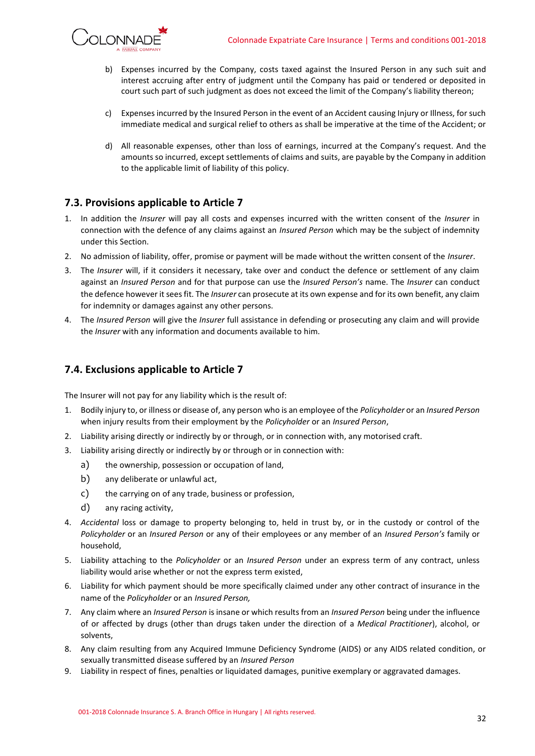b) Expenses incurred by the Company, costs taxed against the Insured Person in any such suit and interest accruing after entry of judgment until the Company has paid or tendered or deposited in court such part of such judgment as does not exceed the limit of the Company's liability thereon;

c) Expenses incurred by the Insured Person in the event of an Accident causing Injury or Illness, for such immediate medical and surgical relief to others as shall be imperative at the time of the Accident; or

d) All reasonable expenses, other than loss of earnings, incurred at the Company's request. And the amounts so incurred, except settlements of claims and suits, are payable by the Company in addition to the applicable limit of liability of this policy.

## 7.3. Provisions applicable to Article 7

1. In addition the *Insurer* will pay all costs and expenses incurred with the written consent of the *Insurer* in connection with the defence of any claims against an *Insured Person* which may be the subject of indemnity under this Section.
2. No admission of liability, offer, promise or payment will be made without the written consent of the *Insurer*.
3. The *Insurer* will, if it considers it necessary, take over and conduct the defence or settlement of any claim against an *Insured Person* and for that purpose can use the *Insured Person's* name. The *Insurer* can conduct the defence however it sees fit. The *Insurer* can prosecute at its own expense and for its own benefit, any claim for indemnity or damages against any other persons.
4. The *Insured Person* will give the *Insurer* full assistance in defending or prosecuting any claim and will provide the *Insurer* with any information and documents available to him.

## 7.4. Exclusions applicable to Article 7

The Insurer will not pay for any liability which is the result of:

1. Bodily injury to, or illness or disease of, any person who is an employee of the *Policyholder* or an *Insured Person* when injury results from their employment by the *Policyholder* or an *Insured Person*,
2. Liability arising directly or indirectly by or through, or in connection with, any motorised craft.
3. Liability arising directly or indirectly by or through or in connection with:
   a) the ownership, possession or occupation of land,
   b) any deliberate or unlawful act,
   c) the carrying on of any trade, business or profession,
   d) any racing activity,
4. *Accidental* loss or damage to property belonging to, held in trust by, or in the custody or control of the *Policyholder* or an *Insured Person* or any of their employees or any member of an *Insured Person's* family or household,
5. Liability attaching to the *Policyholder* or an *Insured Person* under an express term of any contract, unless liability would arise whether or not the express term existed,
6. Liability for which payment should be more specifically claimed under any other contract of insurance in the name of the *Policyholder* or an *Insured Person,*
7. Any claim where an *Insured Person* is insane or which results from an *Insured Person* being under the influence of or affected by drugs (other than drugs taken under the direction of a *Medical Practitioner*), alcohol, or solvents,
8. Any claim resulting from any Acquired Immune Deficiency Syndrome (AIDS) or any AIDS related condition, or sexually transmitted disease suffered by an *Insured Person*
9. Liability in respect of fines, penalties or liquidated damages, punitive exemplary or aggravated damages.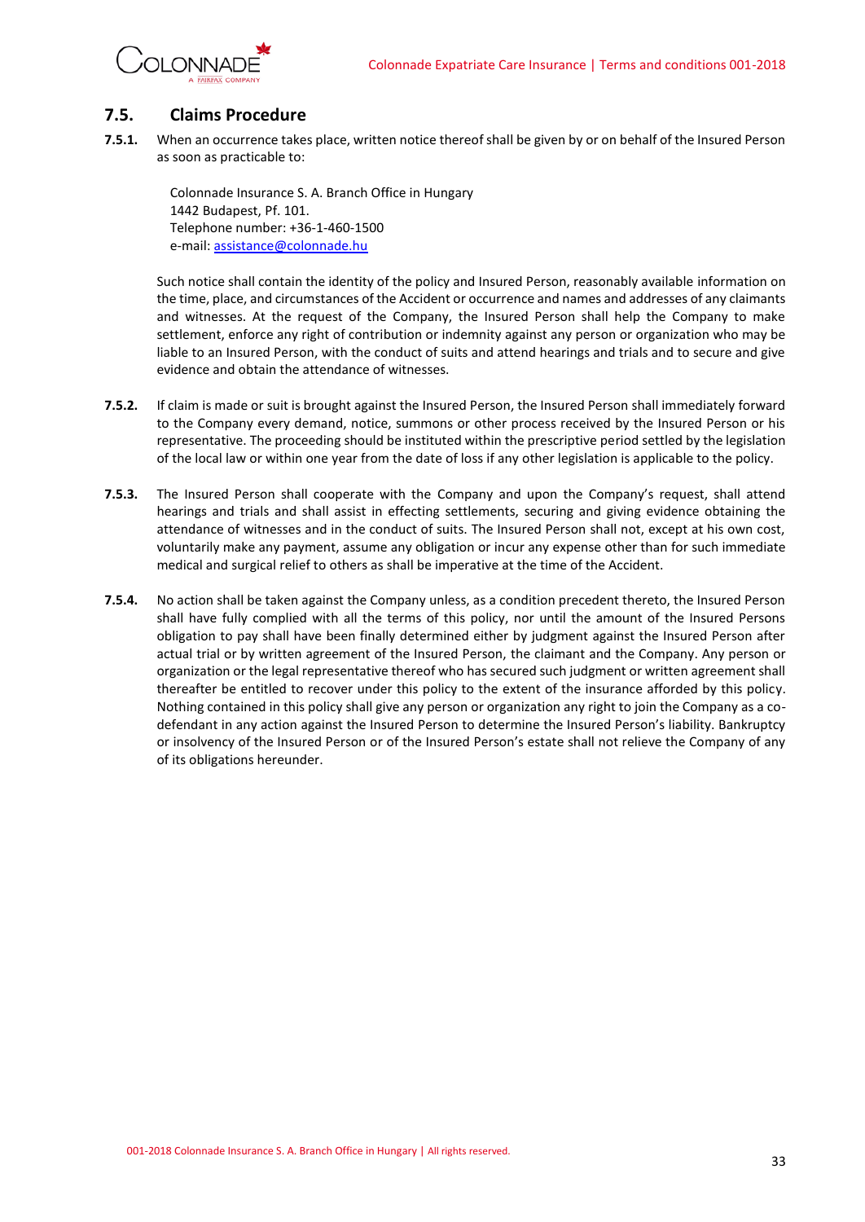## 7.5. Claims Procedure

**7.5.1.** When an occurrence takes place, written notice thereof shall be given by or on behalf of the Insured Person as soon as practicable to:

Colonnade Insurance S. A. Branch Office in Hungary
1442 Budapest, Pf. 101.
Telephone number: +36-1-460-1500
e-mail: assistance@colonnade.hu

Such notice shall contain the identity of the policy and Insured Person, reasonably available information on the time, place, and circumstances of the Accident or occurrence and names and addresses of any claimants and witnesses. At the request of the Company, the Insured Person shall help the Company to make settlement, enforce any right of contribution or indemnity against any person or organization who may be liable to an Insured Person, with the conduct of suits and attend hearings and trials and to secure and give evidence and obtain the attendance of witnesses.

**7.5.2.** If claim is made or suit is brought against the Insured Person, the Insured Person shall immediately forward to the Company every demand, notice, summons or other process received by the Insured Person or his representative. The proceeding should be instituted within the prescriptive period settled by the legislation of the local law or within one year from the date of loss if any other legislation is applicable to the policy.

**7.5.3.** The Insured Person shall cooperate with the Company and upon the Company's request, shall attend hearings and trials and shall assist in effecting settlements, securing and giving evidence obtaining the attendance of witnesses and in the conduct of suits. The Insured Person shall not, except at his own cost, voluntarily make any payment, assume any obligation or incur any expense other than for such immediate medical and surgical relief to others as shall be imperative at the time of the Accident.

**7.5.4.** No action shall be taken against the Company unless, as a condition precedent thereto, the Insured Person shall have fully complied with all the terms of this policy, nor until the amount of the Insured Persons obligation to pay shall have been finally determined either by judgment against the Insured Person after actual trial or by written agreement of the Insured Person, the claimant and the Company. Any person or organization or the legal representative thereof who has secured such judgment or written agreement shall thereafter be entitled to recover under this policy to the extent of the insurance afforded by this policy. Nothing contained in this policy shall give any person or organization any right to join the Company as a co-defendant in any action against the Insured Person to determine the Insured Person's liability. Bankruptcy or insolvency of the Insured Person or of the Insured Person's estate shall not relieve the Company of any of its obligations hereunder.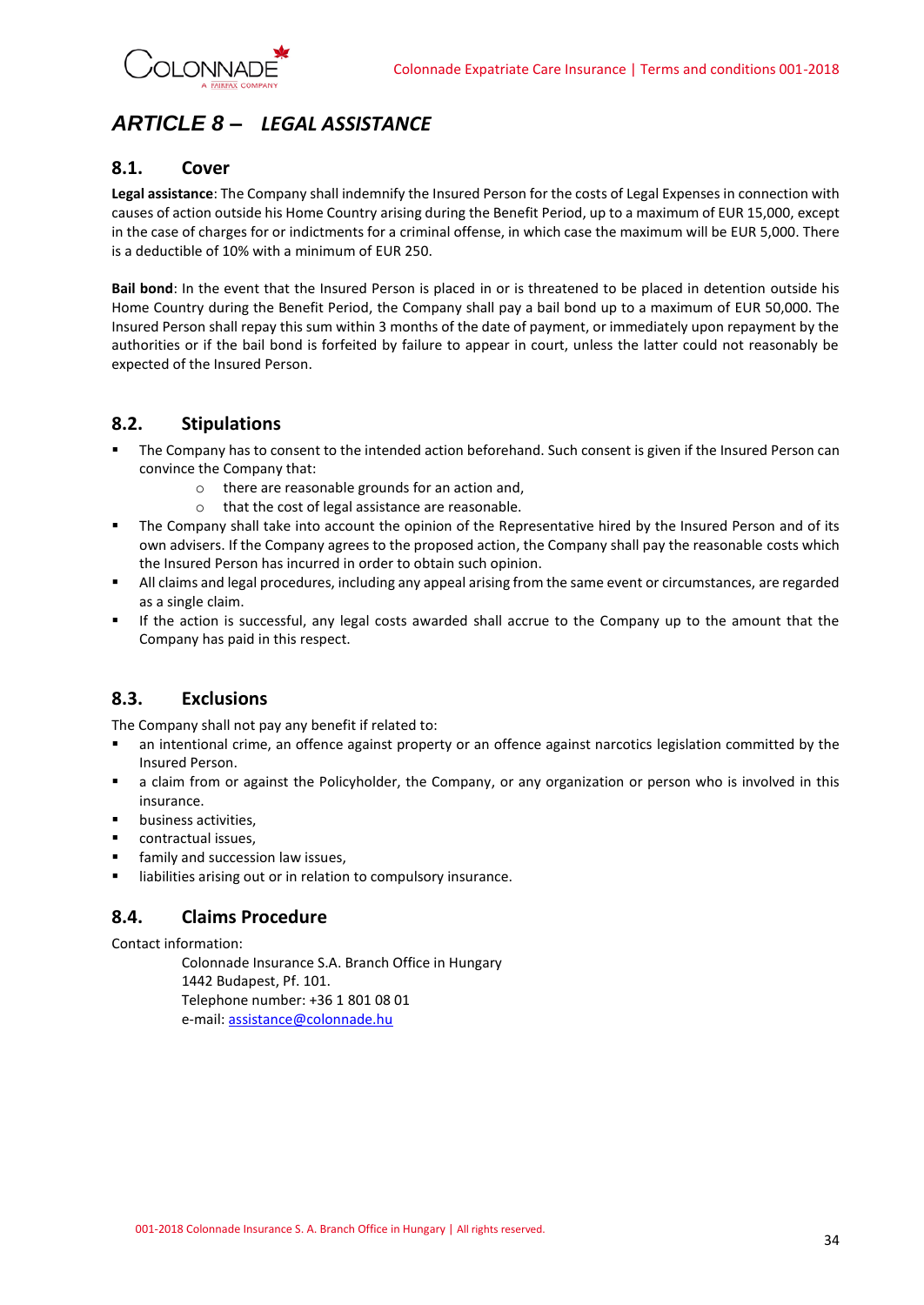# *ARTICLE 8 – LEGAL ASSISTANCE*

## 8.1. Cover

**Legal assistance**: The Company shall indemnify the Insured Person for the costs of Legal Expenses in connection with causes of action outside his Home Country arising during the Benefit Period, up to a maximum of EUR 15,000, except in the case of charges for or indictments for a criminal offense, in which case the maximum will be EUR 5,000. There is a deductible of 10% with a minimum of EUR 250.

**Bail bond**: In the event that the Insured Person is placed in or is threatened to be placed in detention outside his Home Country during the Benefit Period, the Company shall pay a bail bond up to a maximum of EUR 50,000. The Insured Person shall repay this sum within 3 months of the date of payment, or immediately upon repayment by the authorities or if the bail bond is forfeited by failure to appear in court, unless the latter could not reasonably be expected of the Insured Person.

## 8.2. Stipulations

- The Company has to consent to the intended action beforehand. Such consent is given if the Insured Person can convince the Company that:
  - there are reasonable grounds for an action and,
  - that the cost of legal assistance are reasonable.
- The Company shall take into account the opinion of the Representative hired by the Insured Person and of its own advisers. If the Company agrees to the proposed action, the Company shall pay the reasonable costs which the Insured Person has incurred in order to obtain such opinion.
- All claims and legal procedures, including any appeal arising from the same event or circumstances, are regarded as a single claim.
- If the action is successful, any legal costs awarded shall accrue to the Company up to the amount that the Company has paid in this respect.

## 8.3. Exclusions

The Company shall not pay any benefit if related to:

- an intentional crime, an offence against property or an offence against narcotics legislation committed by the Insured Person.
- a claim from or against the Policyholder, the Company, or any organization or person who is involved in this insurance.
- business activities,
- contractual issues,
- family and succession law issues,
- liabilities arising out or in relation to compulsory insurance.

## 8.4. Claims Procedure

Contact information:

Colonnade Insurance S.A. Branch Office in Hungary
1442 Budapest, Pf. 101.
Telephone number: +36 1 801 08 01
e-mail: assistance@colonnade.hu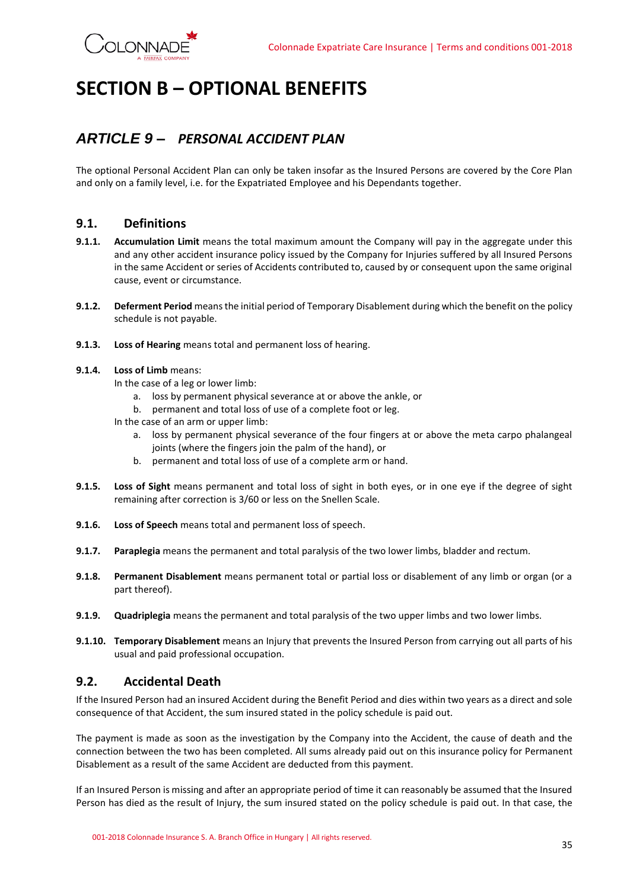# SECTION B – OPTIONAL BENEFITS

## *ARTICLE 9 – PERSONAL ACCIDENT PLAN*

The optional Personal Accident Plan can only be taken insofar as the Insured Persons are covered by the Core Plan and only on a family level, i.e. for the Expatriated Employee and his Dependants together.

### 9.1. Definitions

**9.1.1.** **Accumulation Limit** means the total maximum amount the Company will pay in the aggregate under this and any other accident insurance policy issued by the Company for Injuries suffered by all Insured Persons in the same Accident or series of Accidents contributed to, caused by or consequent upon the same original cause, event or circumstance.

**9.1.2.** **Deferment Period** means the initial period of Temporary Disablement during which the benefit on the policy schedule is not payable.

**9.1.3.** **Loss of Hearing** means total and permanent loss of hearing.

**9.1.4.** **Loss of Limb** means:

In the case of a leg or lower limb:

a. loss by permanent physical severance at or above the ankle, or
b. permanent and total loss of use of a complete foot or leg.

In the case of an arm or upper limb:

a. loss by permanent physical severance of the four fingers at or above the meta carpo phalangeal joints (where the fingers join the palm of the hand), or
b. permanent and total loss of use of a complete arm or hand.

**9.1.5.** **Loss of Sight** means permanent and total loss of sight in both eyes, or in one eye if the degree of sight remaining after correction is 3/60 or less on the Snellen Scale.

**9.1.6.** **Loss of Speech** means total and permanent loss of speech.

**9.1.7.** **Paraplegia** means the permanent and total paralysis of the two lower limbs, bladder and rectum.

**9.1.8.** **Permanent Disablement** means permanent total or partial loss or disablement of any limb or organ (or a part thereof).

**9.1.9.** **Quadriplegia** means the permanent and total paralysis of the two upper limbs and two lower limbs.

**9.1.10.** **Temporary Disablement** means an Injury that prevents the Insured Person from carrying out all parts of his usual and paid professional occupation.

### 9.2. Accidental Death

If the Insured Person had an insured Accident during the Benefit Period and dies within two years as a direct and sole consequence of that Accident, the sum insured stated in the policy schedule is paid out.

The payment is made as soon as the investigation by the Company into the Accident, the cause of death and the connection between the two has been completed. All sums already paid out on this insurance policy for Permanent Disablement as a result of the same Accident are deducted from this payment.

If an Insured Person is missing and after an appropriate period of time it can reasonably be assumed that the Insured Person has died as the result of Injury, the sum insured stated on the policy schedule is paid out. In that case, the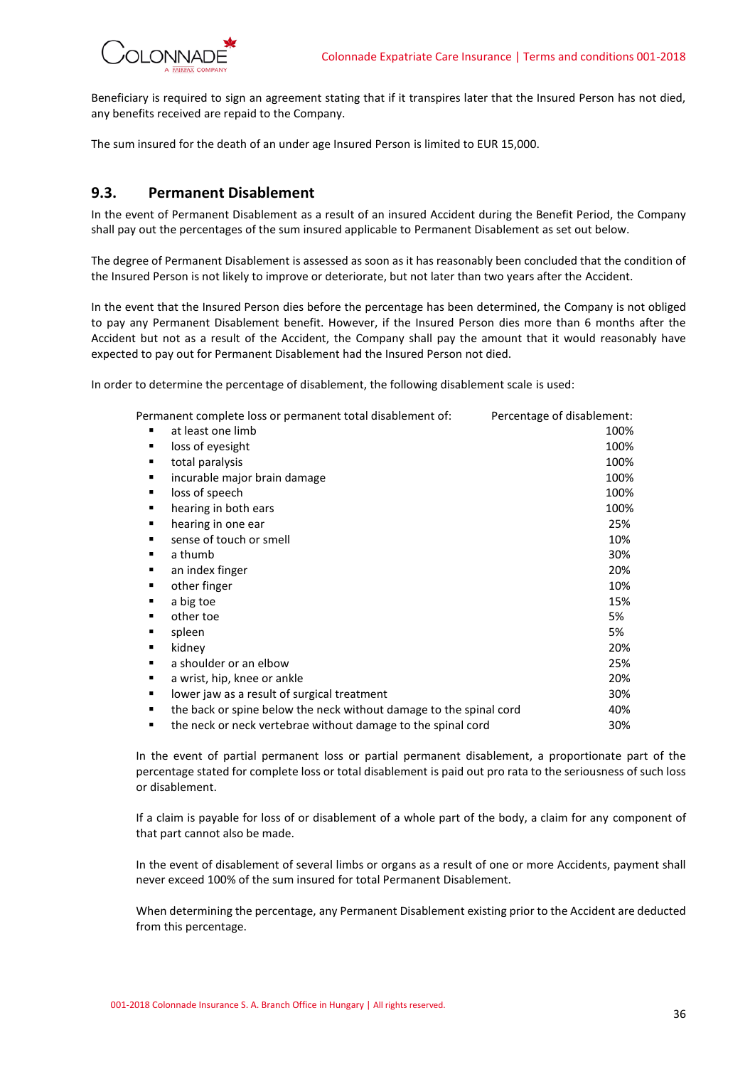Beneficiary is required to sign an agreement stating that if it transpires later that the Insured Person has not died, any benefits received are repaid to the Company.

The sum insured for the death of an under age Insured Person is limited to EUR 15,000.

## 9.3. Permanent Disablement

In the event of Permanent Disablement as a result of an insured Accident during the Benefit Period, the Company shall pay out the percentages of the sum insured applicable to Permanent Disablement as set out below.

The degree of Permanent Disablement is assessed as soon as it has reasonably been concluded that the condition of the Insured Person is not likely to improve or deteriorate, but not later than two years after the Accident.

In the event that the Insured Person dies before the percentage has been determined, the Company is not obliged to pay any Permanent Disablement benefit. However, if the Insured Person dies more than 6 months after the Accident but not as a result of the Accident, the Company shall pay the amount that it would reasonably have expected to pay out for Permanent Disablement had the Insured Person not died.

In order to determine the percentage of disablement, the following disablement scale is used:

| Permanent complete loss or permanent total disablement of: | Percentage of disablement: |
|---|---|
| ▪ at least one limb | 100% |
| ▪ loss of eyesight | 100% |
| ▪ total paralysis | 100% |
| ▪ incurable major brain damage | 100% |
| ▪ loss of speech | 100% |
| ▪ hearing in both ears | 100% |
| ▪ hearing in one ear | 25% |
| ▪ sense of touch or smell | 10% |
| ▪ a thumb | 30% |
| ▪ an index finger | 20% |
| ▪ other finger | 10% |
| ▪ a big toe | 15% |
| ▪ other toe | 5% |
| ▪ spleen | 5% |
| ▪ kidney | 20% |
| ▪ a shoulder or an elbow | 25% |
| ▪ a wrist, hip, knee or ankle | 20% |
| ▪ lower jaw as a result of surgical treatment | 30% |
| ▪ the back or spine below the neck without damage to the spinal cord | 40% |
| ▪ the neck or neck vertebrae without damage to the spinal cord | 30% |

In the event of partial permanent loss or partial permanent disablement, a proportionate part of the percentage stated for complete loss or total disablement is paid out pro rata to the seriousness of such loss or disablement.

If a claim is payable for loss of or disablement of a whole part of the body, a claim for any component of that part cannot also be made.

In the event of disablement of several limbs or organs as a result of one or more Accidents, payment shall never exceed 100% of the sum insured for total Permanent Disablement.

When determining the percentage, any Permanent Disablement existing prior to the Accident are deducted from this percentage.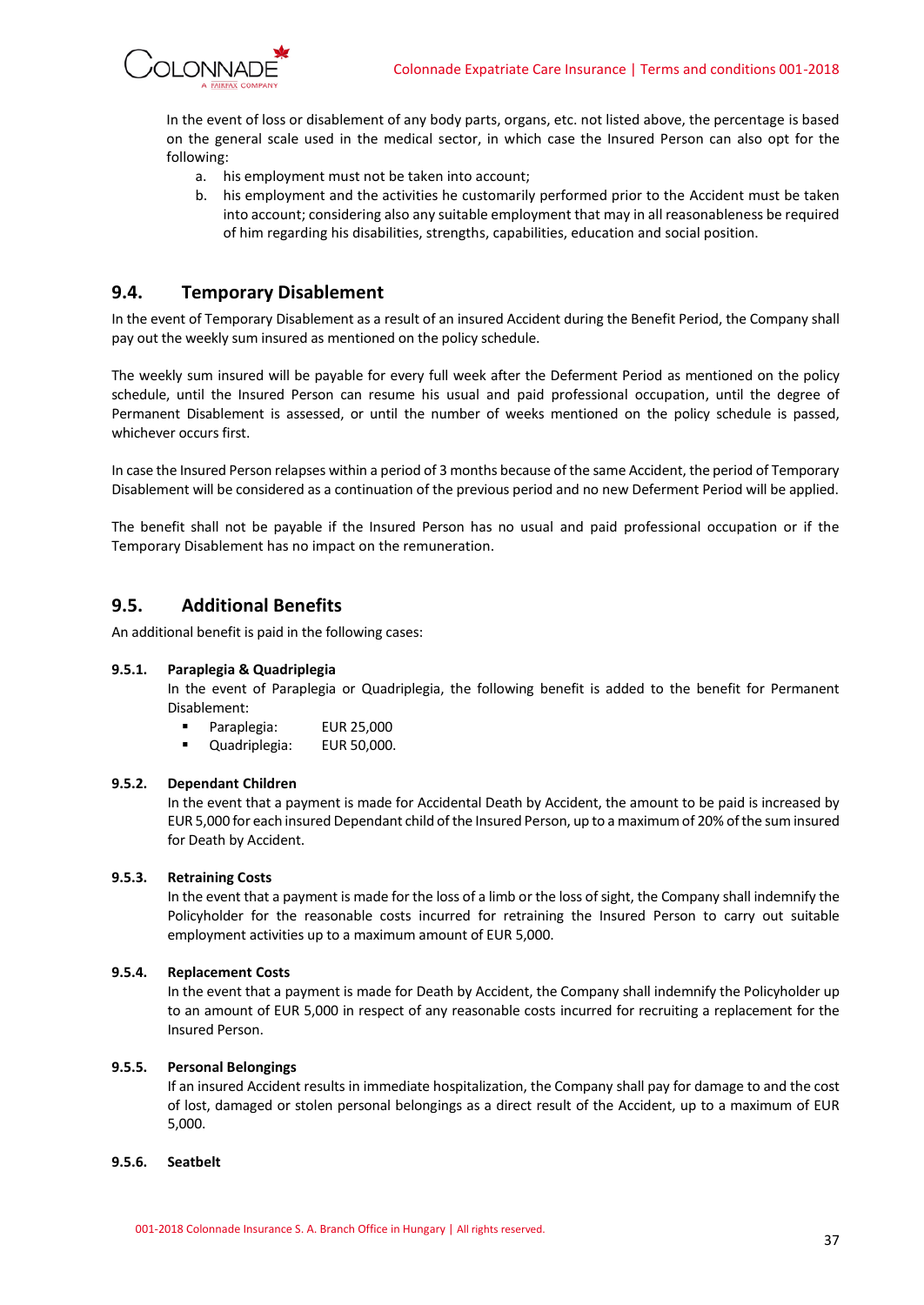In the event of loss or disablement of any body parts, organs, etc. not listed above, the percentage is based on the general scale used in the medical sector, in which case the Insured Person can also opt for the following:

a. his employment must not be taken into account;
b. his employment and the activities he customarily performed prior to the Accident must be taken into account; considering also any suitable employment that may in all reasonableness be required of him regarding his disabilities, strengths, capabilities, education and social position.

## 9.4. Temporary Disablement

In the event of Temporary Disablement as a result of an insured Accident during the Benefit Period, the Company shall pay out the weekly sum insured as mentioned on the policy schedule.

The weekly sum insured will be payable for every full week after the Deferment Period as mentioned on the policy schedule, until the Insured Person can resume his usual and paid professional occupation, until the degree of Permanent Disablement is assessed, or until the number of weeks mentioned on the policy schedule is passed, whichever occurs first.

In case the Insured Person relapses within a period of 3 months because of the same Accident, the period of Temporary Disablement will be considered as a continuation of the previous period and no new Deferment Period will be applied.

The benefit shall not be payable if the Insured Person has no usual and paid professional occupation or if the Temporary Disablement has no impact on the remuneration.

## 9.5. Additional Benefits

An additional benefit is paid in the following cases:

### 9.5.1. Paraplegia & Quadriplegia

In the event of Paraplegia or Quadriplegia, the following benefit is added to the benefit for Permanent Disablement:

- Paraplegia: EUR 25,000
- Quadriplegia: EUR 50,000.

### 9.5.2. Dependant Children

In the event that a payment is made for Accidental Death by Accident, the amount to be paid is increased by EUR 5,000 for each insured Dependant child of the Insured Person, up to a maximum of 20% of the sum insured for Death by Accident.

### 9.5.3. Retraining Costs

In the event that a payment is made for the loss of a limb or the loss of sight, the Company shall indemnify the Policyholder for the reasonable costs incurred for retraining the Insured Person to carry out suitable employment activities up to a maximum amount of EUR 5,000.

### 9.5.4. Replacement Costs

In the event that a payment is made for Death by Accident, the Company shall indemnify the Policyholder up to an amount of EUR 5,000 in respect of any reasonable costs incurred for recruiting a replacement for the Insured Person.

### 9.5.5. Personal Belongings

If an insured Accident results in immediate hospitalization, the Company shall pay for damage to and the cost of lost, damaged or stolen personal belongings as a direct result of the Accident, up to a maximum of EUR 5,000.

### 9.5.6. Seatbelt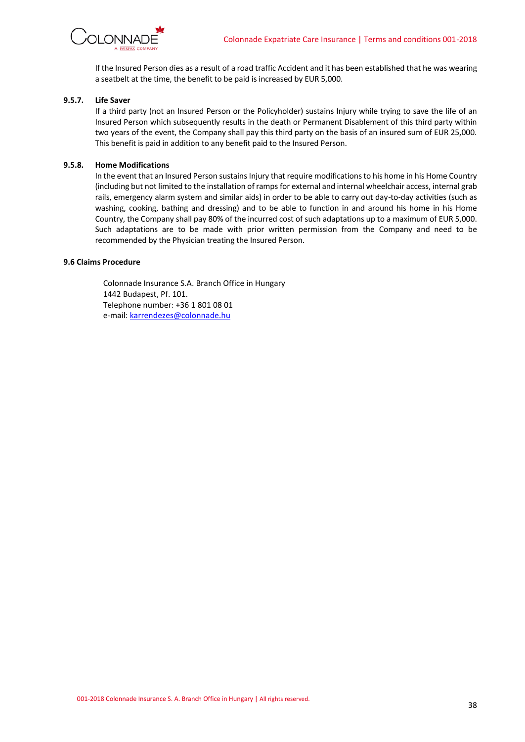If the Insured Person dies as a result of a road traffic Accident and it has been established that he was wearing a seatbelt at the time, the benefit to be paid is increased by EUR 5,000.

#### 9.5.7. Life Saver

If a third party (not an Insured Person or the Policyholder) sustains Injury while trying to save the life of an Insured Person which subsequently results in the death or Permanent Disablement of this third party within two years of the event, the Company shall pay this third party on the basis of an insured sum of EUR 25,000. This benefit is paid in addition to any benefit paid to the Insured Person.

#### 9.5.8. Home Modifications

In the event that an Insured Person sustains Injury that require modifications to his home in his Home Country (including but not limited to the installation of ramps for external and internal wheelchair access, internal grab rails, emergency alarm system and similar aids) in order to be able to carry out day-to-day activities (such as washing, cooking, bathing and dressing) and to be able to function in and around his home in his Home Country, the Company shall pay 80% of the incurred cost of such adaptations up to a maximum of EUR 5,000. Such adaptations are to be made with prior written permission from the Company and need to be recommended by the Physician treating the Insured Person.

### 9.6 Claims Procedure

Colonnade Insurance S.A. Branch Office in Hungary
1442 Budapest, Pf. 101.
Telephone number: +36 1 801 08 01
e-mail: karrendezes@colonnade.hu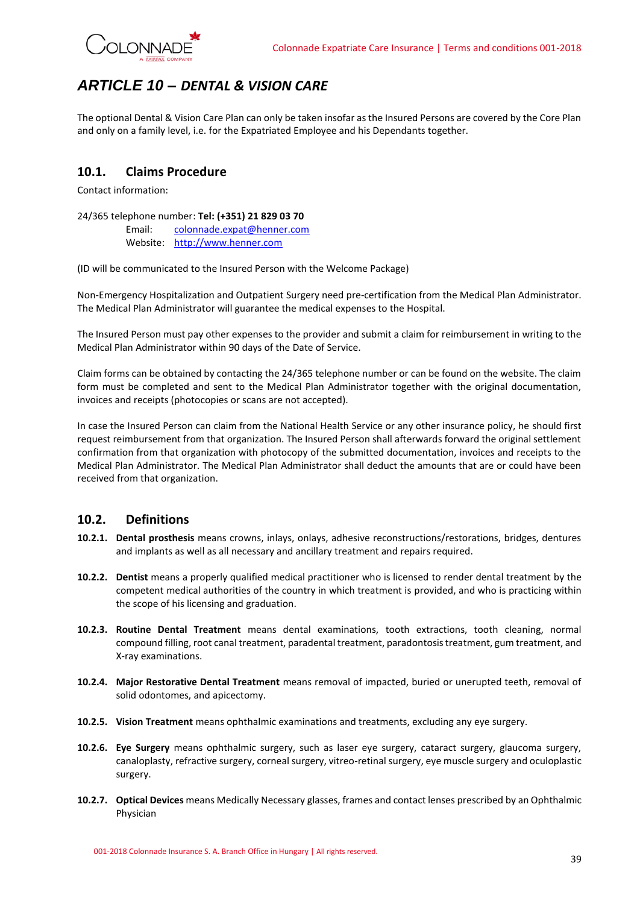# *ARTICLE 10 – DENTAL & VISION CARE*

The optional Dental & Vision Care Plan can only be taken insofar as the Insured Persons are covered by the Core Plan and only on a family level, i.e. for the Expatriated Employee and his Dependants together.

## 10.1. Claims Procedure

Contact information:

24/365 telephone number: **Tel: (+351) 21 829 03 70**
Email: colonnade.expat@henner.com
Website: http://www.henner.com

(ID will be communicated to the Insured Person with the Welcome Package)

Non-Emergency Hospitalization and Outpatient Surgery need pre-certification from the Medical Plan Administrator. The Medical Plan Administrator will guarantee the medical expenses to the Hospital.

The Insured Person must pay other expenses to the provider and submit a claim for reimbursement in writing to the Medical Plan Administrator within 90 days of the Date of Service.

Claim forms can be obtained by contacting the 24/365 telephone number or can be found on the website. The claim form must be completed and sent to the Medical Plan Administrator together with the original documentation, invoices and receipts (photocopies or scans are not accepted).

In case the Insured Person can claim from the National Health Service or any other insurance policy, he should first request reimbursement from that organization. The Insured Person shall afterwards forward the original settlement confirmation from that organization with photocopy of the submitted documentation, invoices and receipts to the Medical Plan Administrator. The Medical Plan Administrator shall deduct the amounts that are or could have been received from that organization.

## 10.2. Definitions

**10.2.1. Dental prosthesis** means crowns, inlays, onlays, adhesive reconstructions/restorations, bridges, dentures and implants as well as all necessary and ancillary treatment and repairs required.

**10.2.2. Dentist** means a properly qualified medical practitioner who is licensed to render dental treatment by the competent medical authorities of the country in which treatment is provided, and who is practicing within the scope of his licensing and graduation.

**10.2.3. Routine Dental Treatment** means dental examinations, tooth extractions, tooth cleaning, normal compound filling, root canal treatment, paradental treatment, paradontosis treatment, gum treatment, and X-ray examinations.

**10.2.4. Major Restorative Dental Treatment** means removal of impacted, buried or unerupted teeth, removal of solid odontomes, and apicectomy.

**10.2.5. Vision Treatment** means ophthalmic examinations and treatments, excluding any eye surgery.

**10.2.6. Eye Surgery** means ophthalmic surgery, such as laser eye surgery, cataract surgery, glaucoma surgery, canaloplasty, refractive surgery, corneal surgery, vitreo-retinal surgery, eye muscle surgery and oculoplastic surgery.

**10.2.7. Optical Devices** means Medically Necessary glasses, frames and contact lenses prescribed by an Ophthalmic Physician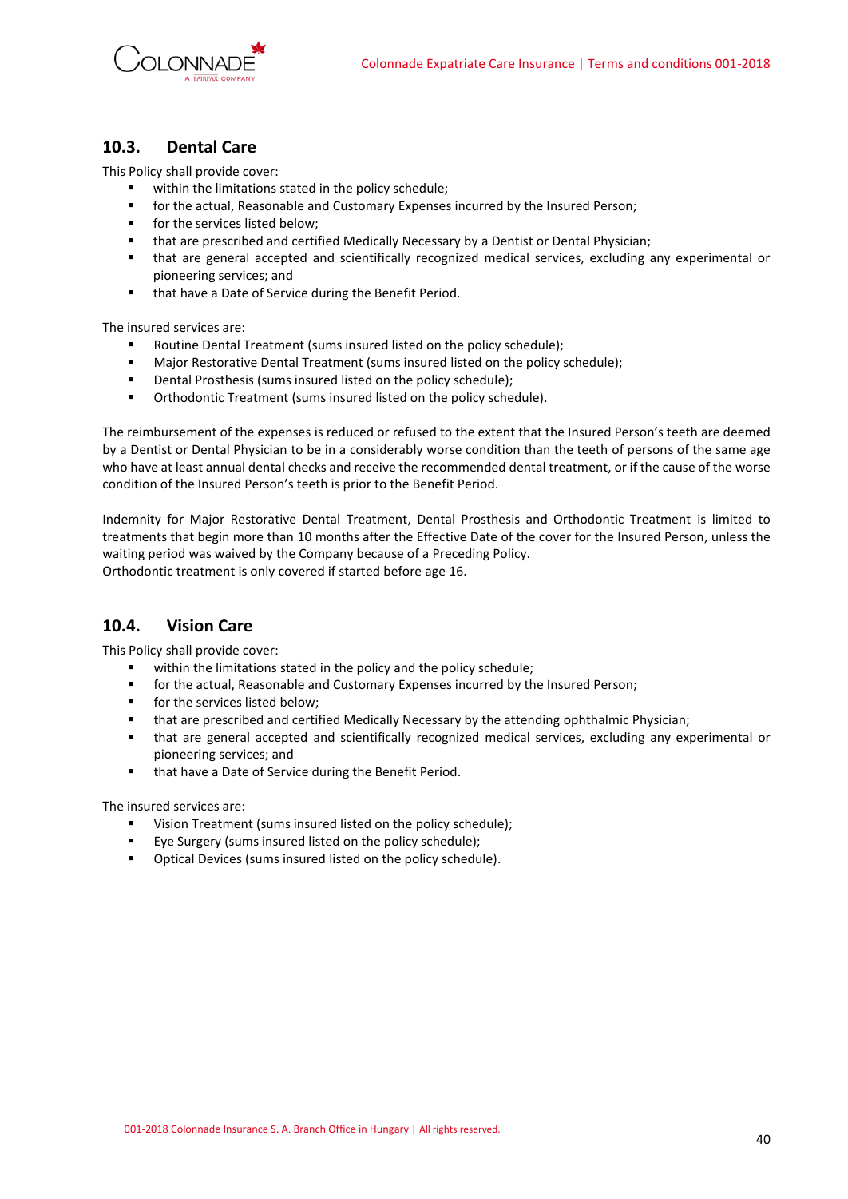## 10.3. Dental Care

This Policy shall provide cover:

- within the limitations stated in the policy schedule;
- for the actual, Reasonable and Customary Expenses incurred by the Insured Person;
- for the services listed below;
- that are prescribed and certified Medically Necessary by a Dentist or Dental Physician;
- that are general accepted and scientifically recognized medical services, excluding any experimental or pioneering services; and
- that have a Date of Service during the Benefit Period.

The insured services are:

- Routine Dental Treatment (sums insured listed on the policy schedule);
- Major Restorative Dental Treatment (sums insured listed on the policy schedule);
- Dental Prosthesis (sums insured listed on the policy schedule);
- Orthodontic Treatment (sums insured listed on the policy schedule).

The reimbursement of the expenses is reduced or refused to the extent that the Insured Person's teeth are deemed by a Dentist or Dental Physician to be in a considerably worse condition than the teeth of persons of the same age who have at least annual dental checks and receive the recommended dental treatment, or if the cause of the worse condition of the Insured Person's teeth is prior to the Benefit Period.

Indemnity for Major Restorative Dental Treatment, Dental Prosthesis and Orthodontic Treatment is limited to treatments that begin more than 10 months after the Effective Date of the cover for the Insured Person, unless the waiting period was waived by the Company because of a Preceding Policy.
Orthodontic treatment is only covered if started before age 16.

## 10.4. Vision Care

This Policy shall provide cover:

- within the limitations stated in the policy and the policy schedule;
- for the actual, Reasonable and Customary Expenses incurred by the Insured Person;
- for the services listed below;
- that are prescribed and certified Medically Necessary by the attending ophthalmic Physician;
- that are general accepted and scientifically recognized medical services, excluding any experimental or pioneering services; and
- that have a Date of Service during the Benefit Period.

The insured services are:

- Vision Treatment (sums insured listed on the policy schedule);
- Eye Surgery (sums insured listed on the policy schedule);
- Optical Devices (sums insured listed on the policy schedule).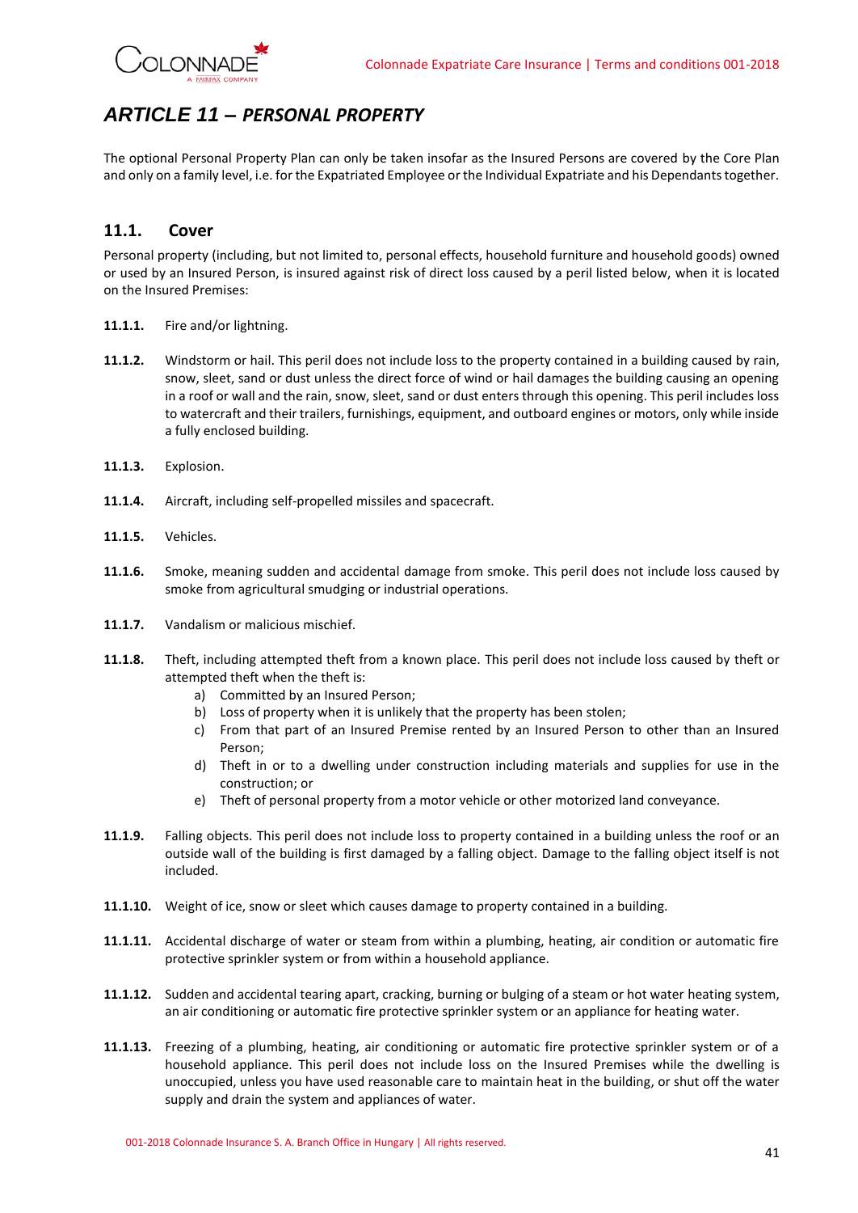# *ARTICLE 11 – PERSONAL PROPERTY*

The optional Personal Property Plan can only be taken insofar as the Insured Persons are covered by the Core Plan and only on a family level, i.e. for the Expatriated Employee or the Individual Expatriate and his Dependants together.

## 11.1. Cover

Personal property (including, but not limited to, personal effects, household furniture and household goods) owned or used by an Insured Person, is insured against risk of direct loss caused by a peril listed below, when it is located on the Insured Premises:

**11.1.1.** Fire and/or lightning.

**11.1.2.** Windstorm or hail. This peril does not include loss to the property contained in a building caused by rain, snow, sleet, sand or dust unless the direct force of wind or hail damages the building causing an opening in a roof or wall and the rain, snow, sleet, sand or dust enters through this opening. This peril includes loss to watercraft and their trailers, furnishings, equipment, and outboard engines or motors, only while inside a fully enclosed building.

**11.1.3.** Explosion.

**11.1.4.** Aircraft, including self-propelled missiles and spacecraft.

**11.1.5.** Vehicles.

**11.1.6.** Smoke, meaning sudden and accidental damage from smoke. This peril does not include loss caused by smoke from agricultural smudging or industrial operations.

**11.1.7.** Vandalism or malicious mischief.

**11.1.8.** Theft, including attempted theft from a known place. This peril does not include loss caused by theft or attempted theft when the theft is:

a) Committed by an Insured Person;
b) Loss of property when it is unlikely that the property has been stolen;
c) From that part of an Insured Premise rented by an Insured Person to other than an Insured Person;
d) Theft in or to a dwelling under construction including materials and supplies for use in the construction; or
e) Theft of personal property from a motor vehicle or other motorized land conveyance.

**11.1.9.** Falling objects. This peril does not include loss to property contained in a building unless the roof or an outside wall of the building is first damaged by a falling object. Damage to the falling object itself is not included.

**11.1.10.** Weight of ice, snow or sleet which causes damage to property contained in a building.

**11.1.11.** Accidental discharge of water or steam from within a plumbing, heating, air condition or automatic fire protective sprinkler system or from within a household appliance.

**11.1.12.** Sudden and accidental tearing apart, cracking, burning or bulging of a steam or hot water heating system, an air conditioning or automatic fire protective sprinkler system or an appliance for heating water.

**11.1.13.** Freezing of a plumbing, heating, air conditioning or automatic fire protective sprinkler system or of a household appliance. This peril does not include loss on the Insured Premises while the dwelling is unoccupied, unless you have used reasonable care to maintain heat in the building, or shut off the water supply and drain the system and appliances of water.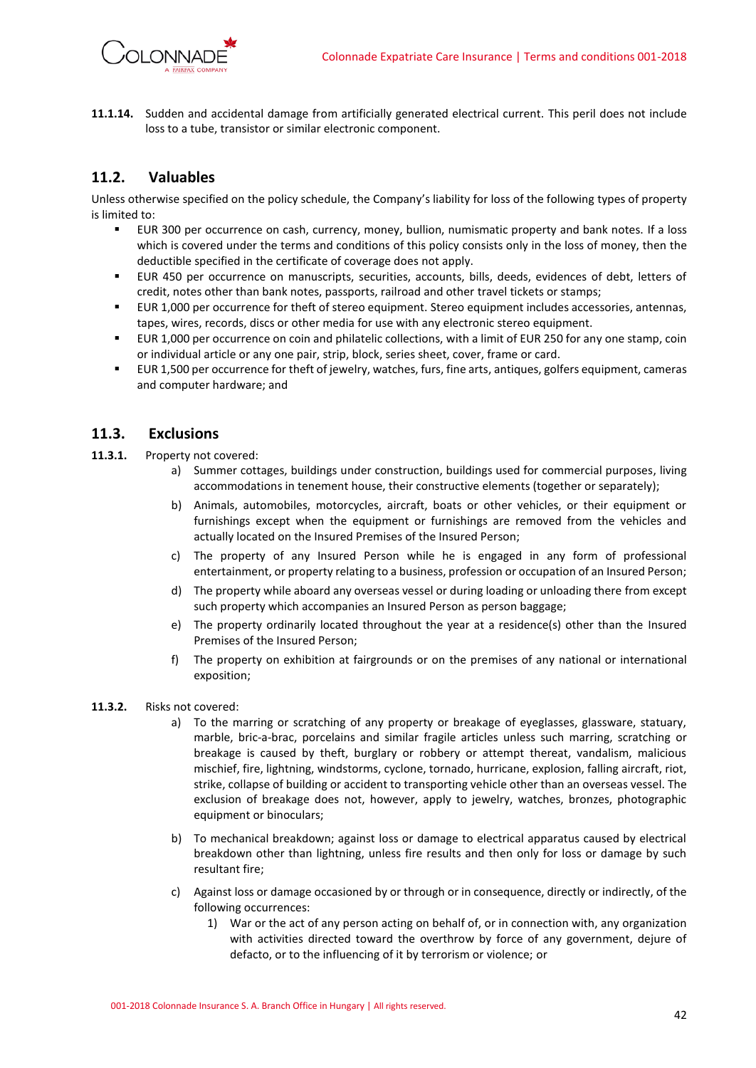**11.1.14.** Sudden and accidental damage from artificially generated electrical current. This peril does not include loss to a tube, transistor or similar electronic component.

## 11.2. Valuables

Unless otherwise specified on the policy schedule, the Company's liability for loss of the following types of property is limited to:

- EUR 300 per occurrence on cash, currency, money, bullion, numismatic property and bank notes. If a loss which is covered under the terms and conditions of this policy consists only in the loss of money, then the deductible specified in the certificate of coverage does not apply.
- EUR 450 per occurrence on manuscripts, securities, accounts, bills, deeds, evidences of debt, letters of credit, notes other than bank notes, passports, railroad and other travel tickets or stamps;
- EUR 1,000 per occurrence for theft of stereo equipment. Stereo equipment includes accessories, antennas, tapes, wires, records, discs or other media for use with any electronic stereo equipment.
- EUR 1,000 per occurrence on coin and philatelic collections, with a limit of EUR 250 for any one stamp, coin or individual article or any one pair, strip, block, series sheet, cover, frame or card.
- EUR 1,500 per occurrence for theft of jewelry, watches, furs, fine arts, antiques, golfers equipment, cameras and computer hardware; and

## 11.3. Exclusions

**11.3.1.** Property not covered:

a) Summer cottages, buildings under construction, buildings used for commercial purposes, living accommodations in tenement house, their constructive elements (together or separately);

b) Animals, automobiles, motorcycles, aircraft, boats or other vehicles, or their equipment or furnishings except when the equipment or furnishings are removed from the vehicles and actually located on the Insured Premises of the Insured Person;

c) The property of any Insured Person while he is engaged in any form of professional entertainment, or property relating to a business, profession or occupation of an Insured Person;

d) The property while aboard any overseas vessel or during loading or unloading there from except such property which accompanies an Insured Person as person baggage;

e) The property ordinarily located throughout the year at a residence(s) other than the Insured Premises of the Insured Person;

f) The property on exhibition at fairgrounds or on the premises of any national or international exposition;

**11.3.2.** Risks not covered:

a) To the marring or scratching of any property or breakage of eyeglasses, glassware, statuary, marble, bric-a-brac, porcelains and similar fragile articles unless such marring, scratching or breakage is caused by theft, burglary or robbery or attempt thereat, vandalism, malicious mischief, fire, lightning, windstorms, cyclone, tornado, hurricane, explosion, falling aircraft, riot, strike, collapse of building or accident to transporting vehicle other than an overseas vessel. The exclusion of breakage does not, however, apply to jewelry, watches, bronzes, photographic equipment or binoculars;

b) To mechanical breakdown; against loss or damage to electrical apparatus caused by electrical breakdown other than lightning, unless fire results and then only for loss or damage by such resultant fire;

c) Against loss or damage occasioned by or through or in consequence, directly or indirectly, of the following occurrences:

1) War or the act of any person acting on behalf of, or in connection with, any organization with activities directed toward the overthrow by force of any government, dejure of defacto, or to the influencing of it by terrorism or violence; or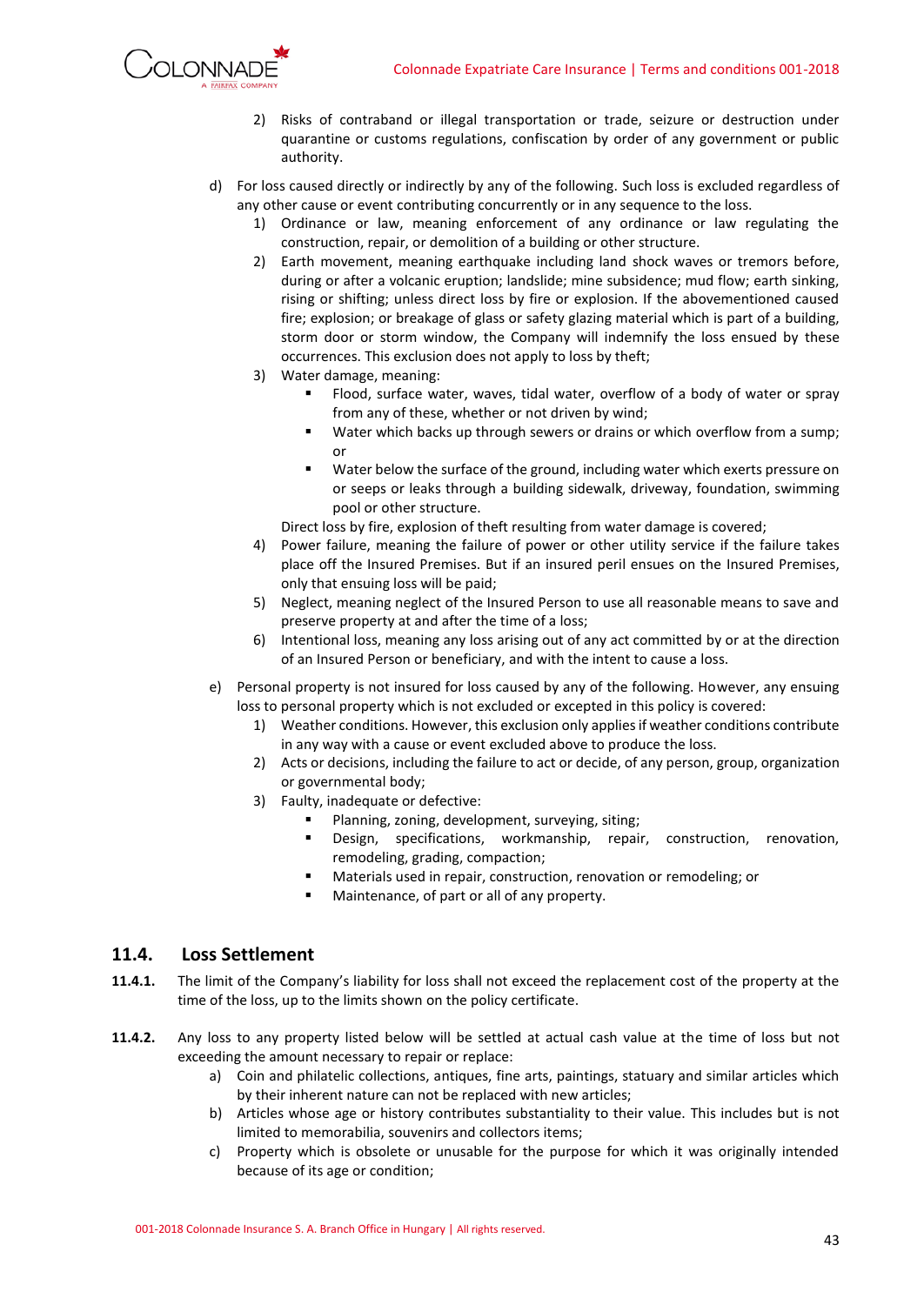2) Risks of contraband or illegal transportation or trade, seizure or destruction under quarantine or customs regulations, confiscation by order of any government or public authority.

d) For loss caused directly or indirectly by any of the following. Such loss is excluded regardless of any other cause or event contributing concurrently or in any sequence to the loss.

1) Ordinance or law, meaning enforcement of any ordinance or law regulating the construction, repair, or demolition of a building or other structure.
2) Earth movement, meaning earthquake including land shock waves or tremors before, during or after a volcanic eruption; landslide; mine subsidence; mud flow; earth sinking, rising or shifting; unless direct loss by fire or explosion. If the abovementioned caused fire; explosion; or breakage of glass or safety glazing material which is part of a building, storm door or storm window, the Company will indemnify the loss ensued by these occurrences. This exclusion does not apply to loss by theft;
3) Water damage, meaning:
   - Flood, surface water, waves, tidal water, overflow of a body of water or spray from any of these, whether or not driven by wind;
   - Water which backs up through sewers or drains or which overflow from a sump; or
   - Water below the surface of the ground, including water which exerts pressure on or seeps or leaks through a building sidewalk, driveway, foundation, swimming pool or other structure.

   Direct loss by fire, explosion of theft resulting from water damage is covered;
4) Power failure, meaning the failure of power or other utility service if the failure takes place off the Insured Premises. But if an insured peril ensues on the Insured Premises, only that ensuing loss will be paid;
5) Neglect, meaning neglect of the Insured Person to use all reasonable means to save and preserve property at and after the time of a loss;
6) Intentional loss, meaning any loss arising out of any act committed by or at the direction of an Insured Person or beneficiary, and with the intent to cause a loss.

e) Personal property is not insured for loss caused by any of the following. However, any ensuing loss to personal property which is not excluded or excepted in this policy is covered:

1) Weather conditions. However, this exclusion only applies if weather conditions contribute in any way with a cause or event excluded above to produce the loss.
2) Acts or decisions, including the failure to act or decide, of any person, group, organization or governmental body;
3) Faulty, inadequate or defective:
   - Planning, zoning, development, surveying, siting;
   - Design, specifications, workmanship, repair, construction, renovation, remodeling, grading, compaction;
   - Materials used in repair, construction, renovation or remodeling; or
   - Maintenance, of part or all of any property.

## 11.4. Loss Settlement

**11.4.1.** The limit of the Company's liability for loss shall not exceed the replacement cost of the property at the time of the loss, up to the limits shown on the policy certificate.

**11.4.2.** Any loss to any property listed below will be settled at actual cash value at the time of loss but not exceeding the amount necessary to repair or replace:

a) Coin and philatelic collections, antiques, fine arts, paintings, statuary and similar articles which by their inherent nature can not be replaced with new articles;
b) Articles whose age or history contributes substantiality to their value. This includes but is not limited to memorabilia, souvenirs and collectors items;
c) Property which is obsolete or unusable for the purpose for which it was originally intended because of its age or condition;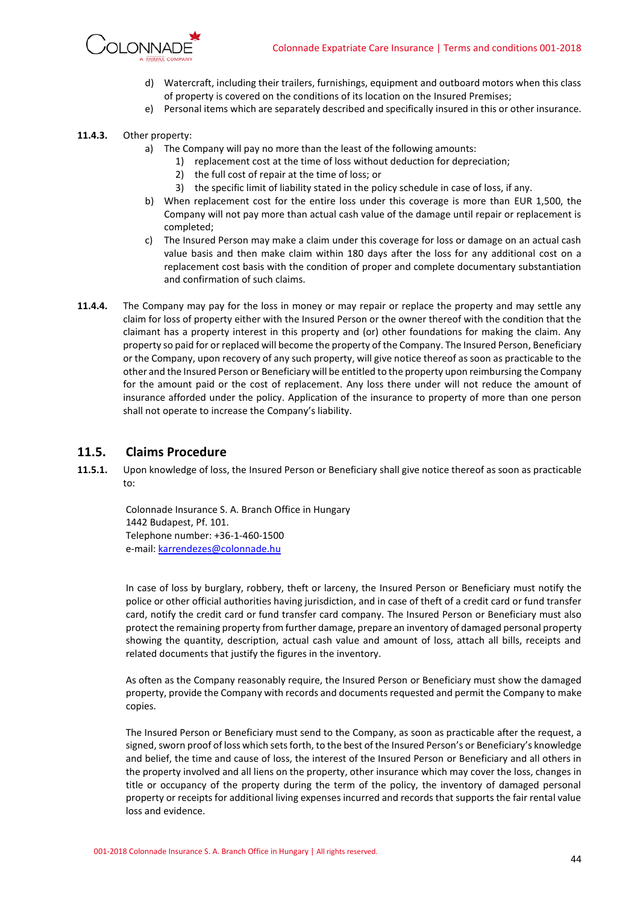d) Watercraft, including their trailers, furnishings, equipment and outboard motors when this class of property is covered on the conditions of its location on the Insured Premises;

e) Personal items which are separately described and specifically insured in this or other insurance.

**11.4.3.** Other property:

a) The Company will pay no more than the least of the following amounts:

1) replacement cost at the time of loss without deduction for depreciation;
2) the full cost of repair at the time of loss; or
3) the specific limit of liability stated in the policy schedule in case of loss, if any.

b) When replacement cost for the entire loss under this coverage is more than EUR 1,500, the Company will not pay more than actual cash value of the damage until repair or replacement is completed;

c) The Insured Person may make a claim under this coverage for loss or damage on an actual cash value basis and then make claim within 180 days after the loss for any additional cost on a replacement cost basis with the condition of proper and complete documentary substantiation and confirmation of such claims.

**11.4.4.** The Company may pay for the loss in money or may repair or replace the property and may settle any claim for loss of property either with the Insured Person or the owner thereof with the condition that the claimant has a property interest in this property and (or) other foundations for making the claim. Any property so paid for or replaced will become the property of the Company. The Insured Person, Beneficiary or the Company, upon recovery of any such property, will give notice thereof as soon as practicable to the other and the Insured Person or Beneficiary will be entitled to the property upon reimbursing the Company for the amount paid or the cost of replacement. Any loss there under will not reduce the amount of insurance afforded under the policy. Application of the insurance to property of more than one person shall not operate to increase the Company's liability.

## 11.5. Claims Procedure

**11.5.1.** Upon knowledge of loss, the Insured Person or Beneficiary shall give notice thereof as soon as practicable to:

Colonnade Insurance S. A. Branch Office in Hungary
1442 Budapest, Pf. 101.
Telephone number: +36-1-460-1500
e-mail: karrendezes@colonnade.hu

In case of loss by burglary, robbery, theft or larceny, the Insured Person or Beneficiary must notify the police or other official authorities having jurisdiction, and in case of theft of a credit card or fund transfer card, notify the credit card or fund transfer card company. The Insured Person or Beneficiary must also protect the remaining property from further damage, prepare an inventory of damaged personal property showing the quantity, description, actual cash value and amount of loss, attach all bills, receipts and related documents that justify the figures in the inventory.

As often as the Company reasonably require, the Insured Person or Beneficiary must show the damaged property, provide the Company with records and documents requested and permit the Company to make copies.

The Insured Person or Beneficiary must send to the Company, as soon as practicable after the request, a signed, sworn proof of loss which sets forth, to the best of the Insured Person's or Beneficiary's knowledge and belief, the time and cause of loss, the interest of the Insured Person or Beneficiary and all others in the property involved and all liens on the property, other insurance which may cover the loss, changes in title or occupancy of the property during the term of the policy, the inventory of damaged personal property or receipts for additional living expenses incurred and records that supports the fair rental value loss and evidence.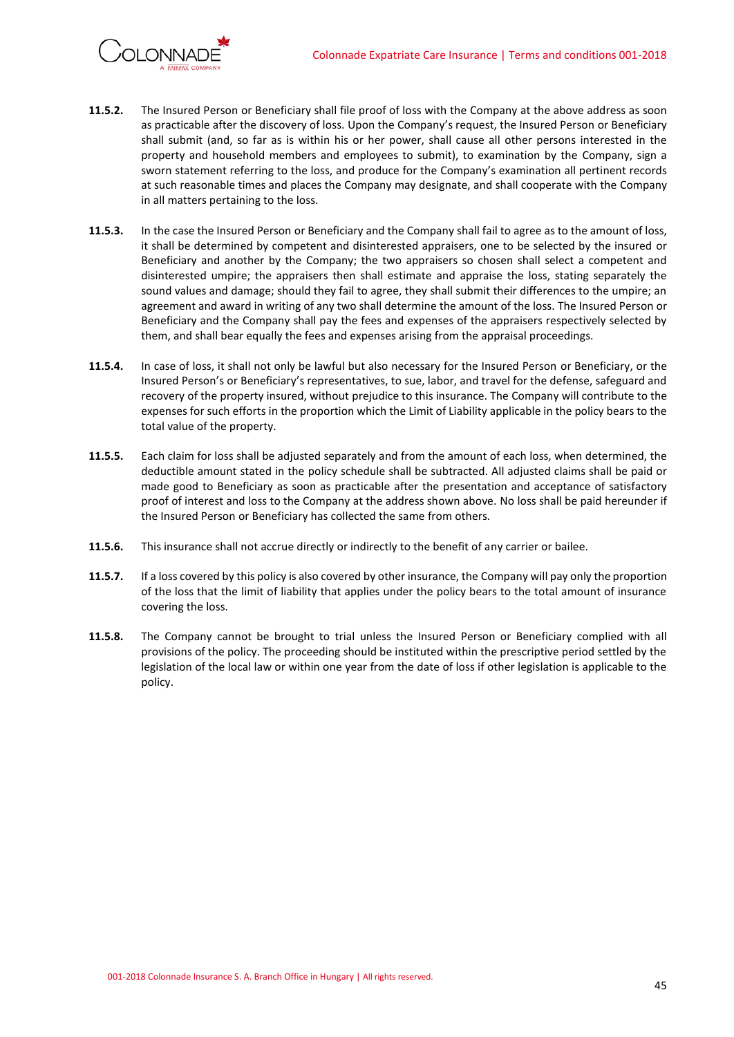**11.5.2.** The Insured Person or Beneficiary shall file proof of loss with the Company at the above address as soon as practicable after the discovery of loss. Upon the Company's request, the Insured Person or Beneficiary shall submit (and, so far as is within his or her power, shall cause all other persons interested in the property and household members and employees to submit), to examination by the Company, sign a sworn statement referring to the loss, and produce for the Company's examination all pertinent records at such reasonable times and places the Company may designate, and shall cooperate with the Company in all matters pertaining to the loss.

**11.5.3.** In the case the Insured Person or Beneficiary and the Company shall fail to agree as to the amount of loss, it shall be determined by competent and disinterested appraisers, one to be selected by the insured or Beneficiary and another by the Company; the two appraisers so chosen shall select a competent and disinterested umpire; the appraisers then shall estimate and appraise the loss, stating separately the sound values and damage; should they fail to agree, they shall submit their differences to the umpire; an agreement and award in writing of any two shall determine the amount of the loss. The Insured Person or Beneficiary and the Company shall pay the fees and expenses of the appraisers respectively selected by them, and shall bear equally the fees and expenses arising from the appraisal proceedings.

**11.5.4.** In case of loss, it shall not only be lawful but also necessary for the Insured Person or Beneficiary, or the Insured Person's or Beneficiary's representatives, to sue, labor, and travel for the defense, safeguard and recovery of the property insured, without prejudice to this insurance. The Company will contribute to the expenses for such efforts in the proportion which the Limit of Liability applicable in the policy bears to the total value of the property.

**11.5.5.** Each claim for loss shall be adjusted separately and from the amount of each loss, when determined, the deductible amount stated in the policy schedule shall be subtracted. All adjusted claims shall be paid or made good to Beneficiary as soon as practicable after the presentation and acceptance of satisfactory proof of interest and loss to the Company at the address shown above. No loss shall be paid hereunder if the Insured Person or Beneficiary has collected the same from others.

**11.5.6.** This insurance shall not accrue directly or indirectly to the benefit of any carrier or bailee.

**11.5.7.** If a loss covered by this policy is also covered by other insurance, the Company will pay only the proportion of the loss that the limit of liability that applies under the policy bears to the total amount of insurance covering the loss.

**11.5.8.** The Company cannot be brought to trial unless the Insured Person or Beneficiary complied with all provisions of the policy. The proceeding should be instituted within the prescriptive period settled by the legislation of the local law or within one year from the date of loss if other legislation is applicable to the policy.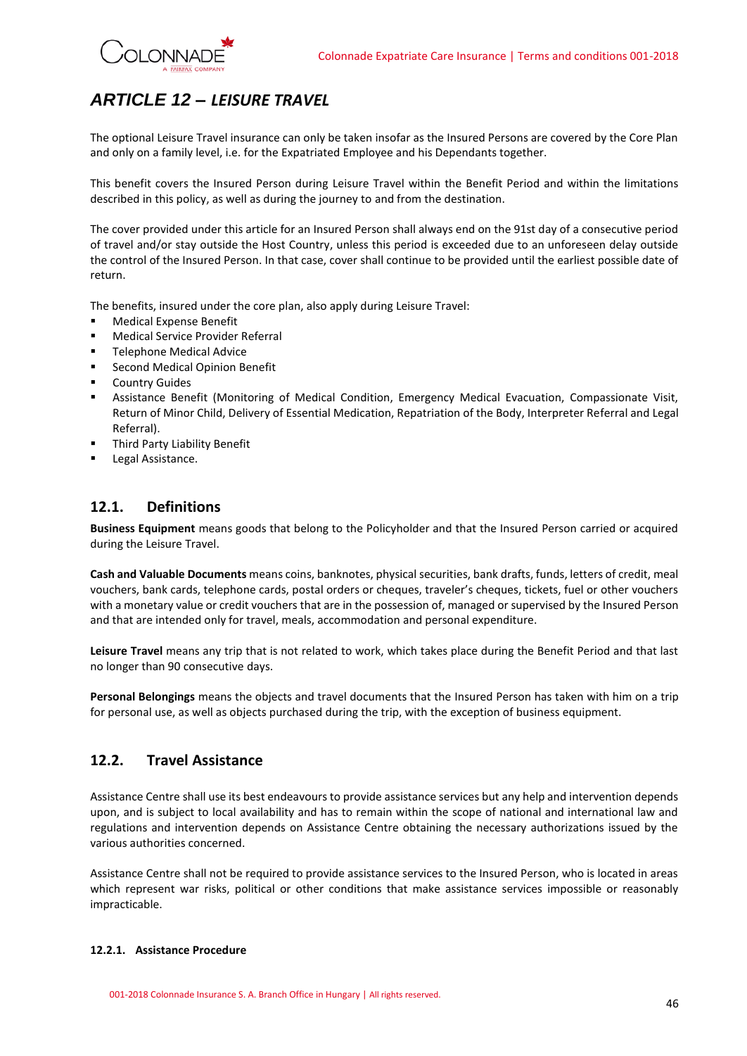## ARTICLE 12 – *LEISURE TRAVEL*

The optional Leisure Travel insurance can only be taken insofar as the Insured Persons are covered by the Core Plan and only on a family level, i.e. for the Expatriated Employee and his Dependants together.

This benefit covers the Insured Person during Leisure Travel within the Benefit Period and within the limitations described in this policy, as well as during the journey to and from the destination.

The cover provided under this article for an Insured Person shall always end on the 91st day of a consecutive period of travel and/or stay outside the Host Country, unless this period is exceeded due to an unforeseen delay outside the control of the Insured Person. In that case, cover shall continue to be provided until the earliest possible date of return.

The benefits, insured under the core plan, also apply during Leisure Travel:

- Medical Expense Benefit
- Medical Service Provider Referral
- Telephone Medical Advice
- Second Medical Opinion Benefit
- Country Guides
- Assistance Benefit (Monitoring of Medical Condition, Emergency Medical Evacuation, Compassionate Visit, Return of Minor Child, Delivery of Essential Medication, Repatriation of the Body, Interpreter Referral and Legal Referral).
- Third Party Liability Benefit
- Legal Assistance.

### 12.1. Definitions

**Business Equipment** means goods that belong to the Policyholder and that the Insured Person carried or acquired during the Leisure Travel.

**Cash and Valuable Documents** means coins, banknotes, physical securities, bank drafts, funds, letters of credit, meal vouchers, bank cards, telephone cards, postal orders or cheques, traveler's cheques, tickets, fuel or other vouchers with a monetary value or credit vouchers that are in the possession of, managed or supervised by the Insured Person and that are intended only for travel, meals, accommodation and personal expenditure.

**Leisure Travel** means any trip that is not related to work, which takes place during the Benefit Period and that last no longer than 90 consecutive days.

**Personal Belongings** means the objects and travel documents that the Insured Person has taken with him on a trip for personal use, as well as objects purchased during the trip, with the exception of business equipment.

### 12.2. Travel Assistance

Assistance Centre shall use its best endeavours to provide assistance services but any help and intervention depends upon, and is subject to local availability and has to remain within the scope of national and international law and regulations and intervention depends on Assistance Centre obtaining the necessary authorizations issued by the various authorities concerned.

Assistance Centre shall not be required to provide assistance services to the Insured Person, who is located in areas which represent war risks, political or other conditions that make assistance services impossible or reasonably impracticable.

#### 12.2.1. Assistance Procedure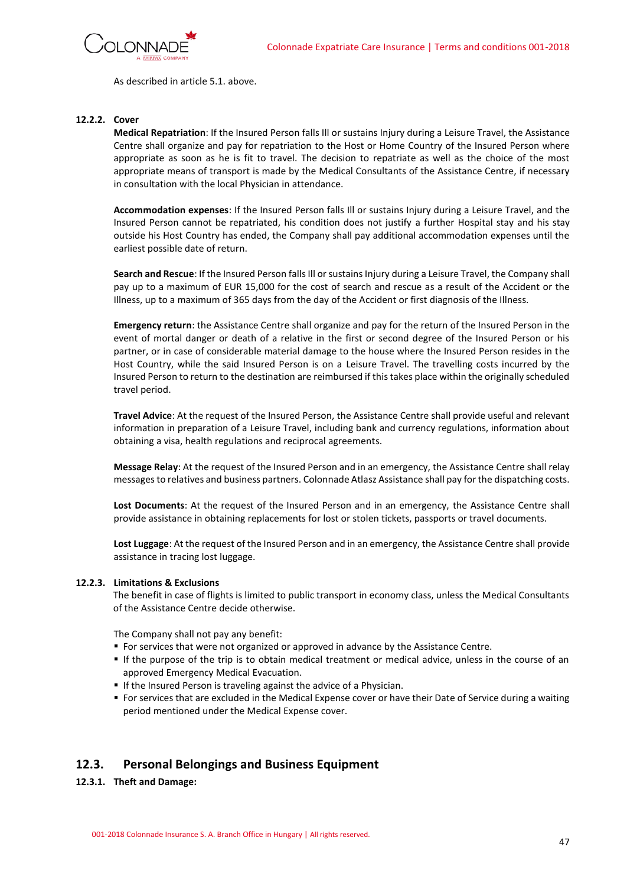As described in article 5.1. above.

**12.2.2. Cover**

**Medical Repatriation**: If the Insured Person falls Ill or sustains Injury during a Leisure Travel, the Assistance Centre shall organize and pay for repatriation to the Host or Home Country of the Insured Person where appropriate as soon as he is fit to travel. The decision to repatriate as well as the choice of the most appropriate means of transport is made by the Medical Consultants of the Assistance Centre, if necessary in consultation with the local Physician in attendance.

**Accommodation expenses**: If the Insured Person falls Ill or sustains Injury during a Leisure Travel, and the Insured Person cannot be repatriated, his condition does not justify a further Hospital stay and his stay outside his Host Country has ended, the Company shall pay additional accommodation expenses until the earliest possible date of return.

**Search and Rescue**: If the Insured Person falls Ill or sustains Injury during a Leisure Travel, the Company shall pay up to a maximum of EUR 15,000 for the cost of search and rescue as a result of the Accident or the Illness, up to a maximum of 365 days from the day of the Accident or first diagnosis of the Illness.

**Emergency return**: the Assistance Centre shall organize and pay for the return of the Insured Person in the event of mortal danger or death of a relative in the first or second degree of the Insured Person or his partner, or in case of considerable material damage to the house where the Insured Person resides in the Host Country, while the said Insured Person is on a Leisure Travel. The travelling costs incurred by the Insured Person to return to the destination are reimbursed if this takes place within the originally scheduled travel period.

**Travel Advice**: At the request of the Insured Person, the Assistance Centre shall provide useful and relevant information in preparation of a Leisure Travel, including bank and currency regulations, information about obtaining a visa, health regulations and reciprocal agreements.

**Message Relay**: At the request of the Insured Person and in an emergency, the Assistance Centre shall relay messages to relatives and business partners. Colonnade Atlasz Assistance shall pay for the dispatching costs.

**Lost Documents**: At the request of the Insured Person and in an emergency, the Assistance Centre shall provide assistance in obtaining replacements for lost or stolen tickets, passports or travel documents.

**Lost Luggage**: At the request of the Insured Person and in an emergency, the Assistance Centre shall provide assistance in tracing lost luggage.

**12.2.3. Limitations & Exclusions**

The benefit in case of flights is limited to public transport in economy class, unless the Medical Consultants of the Assistance Centre decide otherwise.

The Company shall not pay any benefit:

- For services that were not organized or approved in advance by the Assistance Centre.
- If the purpose of the trip is to obtain medical treatment or medical advice, unless in the course of an approved Emergency Medical Evacuation.
- If the Insured Person is traveling against the advice of a Physician.
- For services that are excluded in the Medical Expense cover or have their Date of Service during a waiting period mentioned under the Medical Expense cover.

## 12.3. Personal Belongings and Business Equipment

**12.3.1. Theft and Damage:**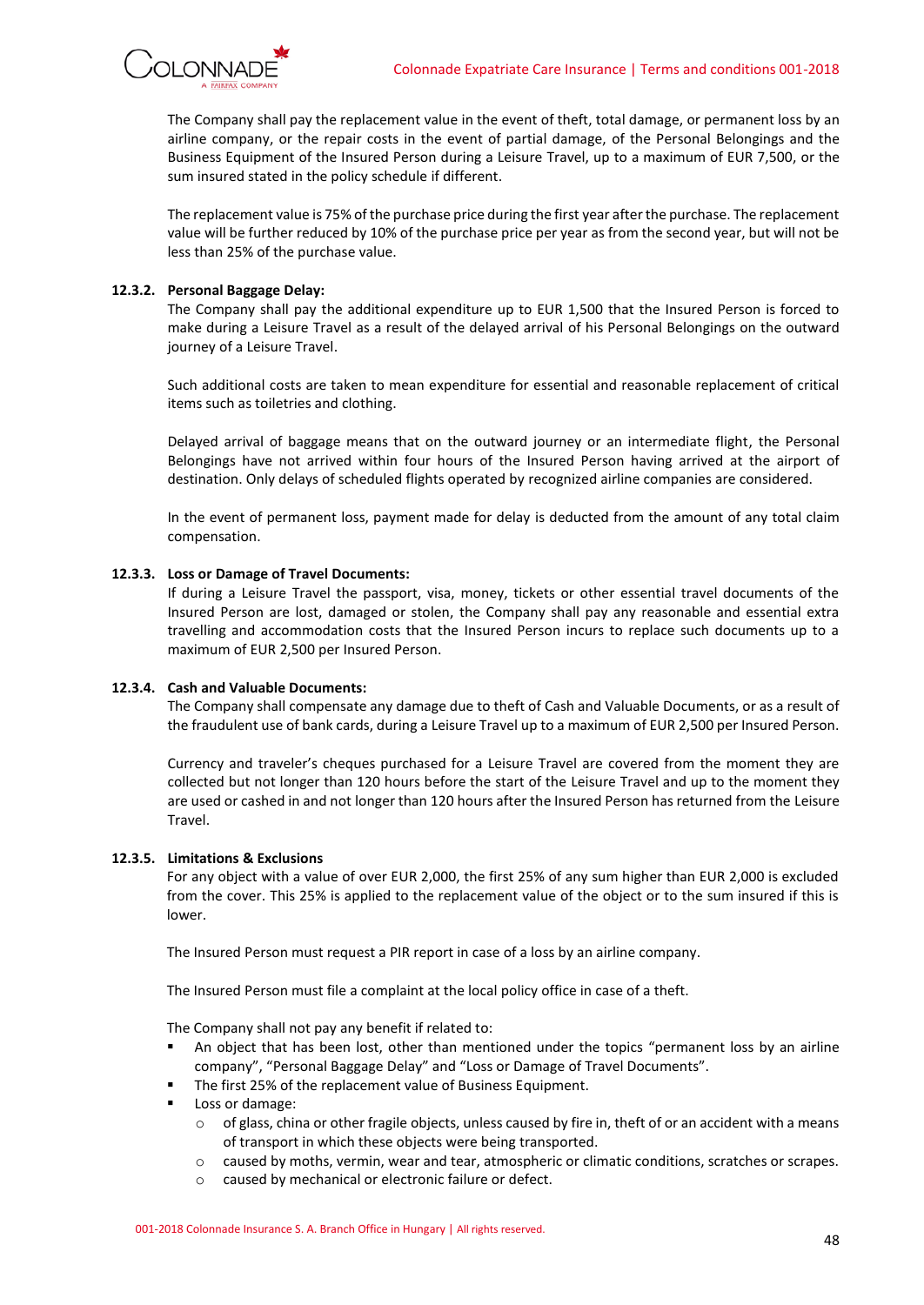The Company shall pay the replacement value in the event of theft, total damage, or permanent loss by an airline company, or the repair costs in the event of partial damage, of the Personal Belongings and the Business Equipment of the Insured Person during a Leisure Travel, up to a maximum of EUR 7,500, or the sum insured stated in the policy schedule if different.

The replacement value is 75% of the purchase price during the first year after the purchase. The replacement value will be further reduced by 10% of the purchase price per year as from the second year, but will not be less than 25% of the purchase value.

#### 12.3.2. Personal Baggage Delay:

The Company shall pay the additional expenditure up to EUR 1,500 that the Insured Person is forced to make during a Leisure Travel as a result of the delayed arrival of his Personal Belongings on the outward journey of a Leisure Travel.

Such additional costs are taken to mean expenditure for essential and reasonable replacement of critical items such as toiletries and clothing.

Delayed arrival of baggage means that on the outward journey or an intermediate flight, the Personal Belongings have not arrived within four hours of the Insured Person having arrived at the airport of destination. Only delays of scheduled flights operated by recognized airline companies are considered.

In the event of permanent loss, payment made for delay is deducted from the amount of any total claim compensation.

#### 12.3.3. Loss or Damage of Travel Documents:

If during a Leisure Travel the passport, visa, money, tickets or other essential travel documents of the Insured Person are lost, damaged or stolen, the Company shall pay any reasonable and essential extra travelling and accommodation costs that the Insured Person incurs to replace such documents up to a maximum of EUR 2,500 per Insured Person.

#### 12.3.4. Cash and Valuable Documents:

The Company shall compensate any damage due to theft of Cash and Valuable Documents, or as a result of the fraudulent use of bank cards, during a Leisure Travel up to a maximum of EUR 2,500 per Insured Person.

Currency and traveler's cheques purchased for a Leisure Travel are covered from the moment they are collected but not longer than 120 hours before the start of the Leisure Travel and up to the moment they are used or cashed in and not longer than 120 hours after the Insured Person has returned from the Leisure Travel.

#### 12.3.5. Limitations & Exclusions

For any object with a value of over EUR 2,000, the first 25% of any sum higher than EUR 2,000 is excluded from the cover. This 25% is applied to the replacement value of the object or to the sum insured if this is lower.

The Insured Person must request a PIR report in case of a loss by an airline company.

The Insured Person must file a complaint at the local policy office in case of a theft.

The Company shall not pay any benefit if related to:

- An object that has been lost, other than mentioned under the topics "permanent loss by an airline company", "Personal Baggage Delay" and "Loss or Damage of Travel Documents".
- The first 25% of the replacement value of Business Equipment.
- Loss or damage:
  - of glass, china or other fragile objects, unless caused by fire in, theft of or an accident with a means of transport in which these objects were being transported.
  - caused by moths, vermin, wear and tear, atmospheric or climatic conditions, scratches or scrapes.
  - caused by mechanical or electronic failure or defect.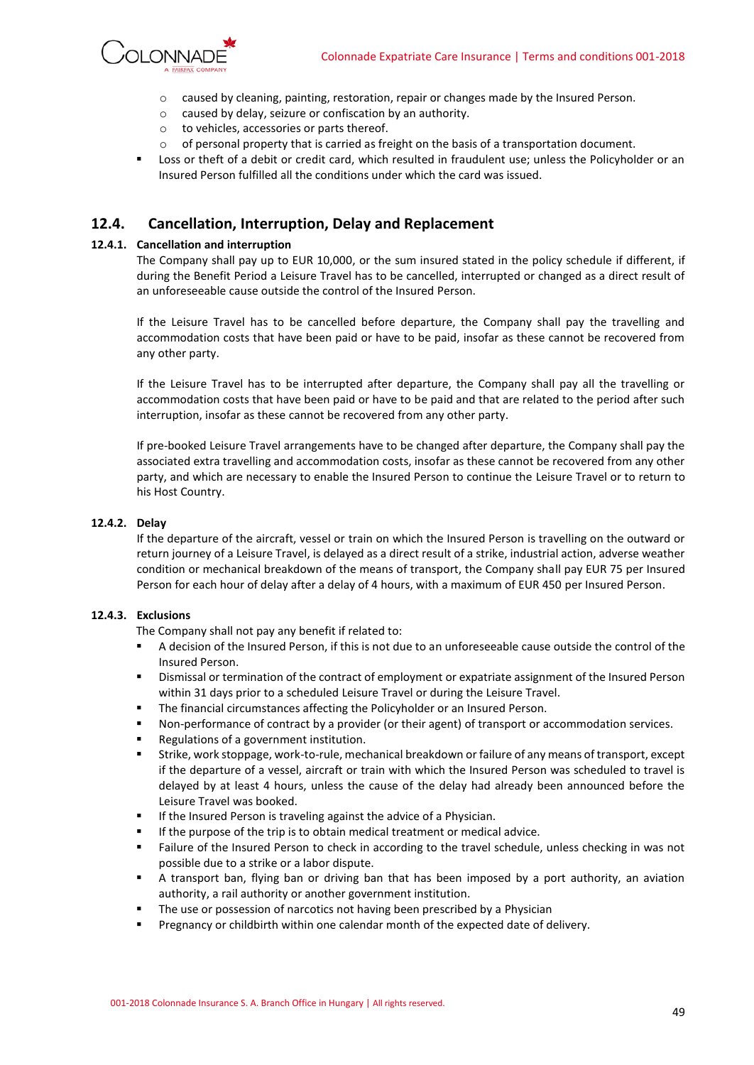- caused by cleaning, painting, restoration, repair or changes made by the Insured Person.
  - caused by delay, seizure or confiscation by an authority.
  - to vehicles, accessories or parts thereof.
  - of personal property that is carried as freight on the basis of a transportation document.
- Loss or theft of a debit or credit card, which resulted in fraudulent use; unless the Policyholder or an Insured Person fulfilled all the conditions under which the card was issued.

## 12.4. Cancellation, Interruption, Delay and Replacement

### 12.4.1. Cancellation and interruption

The Company shall pay up to EUR 10,000, or the sum insured stated in the policy schedule if different, if during the Benefit Period a Leisure Travel has to be cancelled, interrupted or changed as a direct result of an unforeseeable cause outside the control of the Insured Person.

If the Leisure Travel has to be cancelled before departure, the Company shall pay the travelling and accommodation costs that have been paid or have to be paid, insofar as these cannot be recovered from any other party.

If the Leisure Travel has to be interrupted after departure, the Company shall pay all the travelling or accommodation costs that have been paid or have to be paid and that are related to the period after such interruption, insofar as these cannot be recovered from any other party.

If pre-booked Leisure Travel arrangements have to be changed after departure, the Company shall pay the associated extra travelling and accommodation costs, insofar as these cannot be recovered from any other party, and which are necessary to enable the Insured Person to continue the Leisure Travel or to return to his Host Country.

### 12.4.2. Delay

If the departure of the aircraft, vessel or train on which the Insured Person is travelling on the outward or return journey of a Leisure Travel, is delayed as a direct result of a strike, industrial action, adverse weather condition or mechanical breakdown of the means of transport, the Company shall pay EUR 75 per Insured Person for each hour of delay after a delay of 4 hours, with a maximum of EUR 450 per Insured Person.

### 12.4.3. Exclusions

The Company shall not pay any benefit if related to:

- A decision of the Insured Person, if this is not due to an unforeseeable cause outside the control of the Insured Person.
- Dismissal or termination of the contract of employment or expatriate assignment of the Insured Person within 31 days prior to a scheduled Leisure Travel or during the Leisure Travel.
- The financial circumstances affecting the Policyholder or an Insured Person.
- Non-performance of contract by a provider (or their agent) of transport or accommodation services.
- Regulations of a government institution.
- Strike, work stoppage, work-to-rule, mechanical breakdown or failure of any means of transport, except if the departure of a vessel, aircraft or train with which the Insured Person was scheduled to travel is delayed by at least 4 hours, unless the cause of the delay had already been announced before the Leisure Travel was booked.
- If the Insured Person is traveling against the advice of a Physician.
- If the purpose of the trip is to obtain medical treatment or medical advice.
- Failure of the Insured Person to check in according to the travel schedule, unless checking in was not possible due to a strike or a labor dispute.
- A transport ban, flying ban or driving ban that has been imposed by a port authority, an aviation authority, a rail authority or another government institution.
- The use or possession of narcotics not having been prescribed by a Physician
- Pregnancy or childbirth within one calendar month of the expected date of delivery.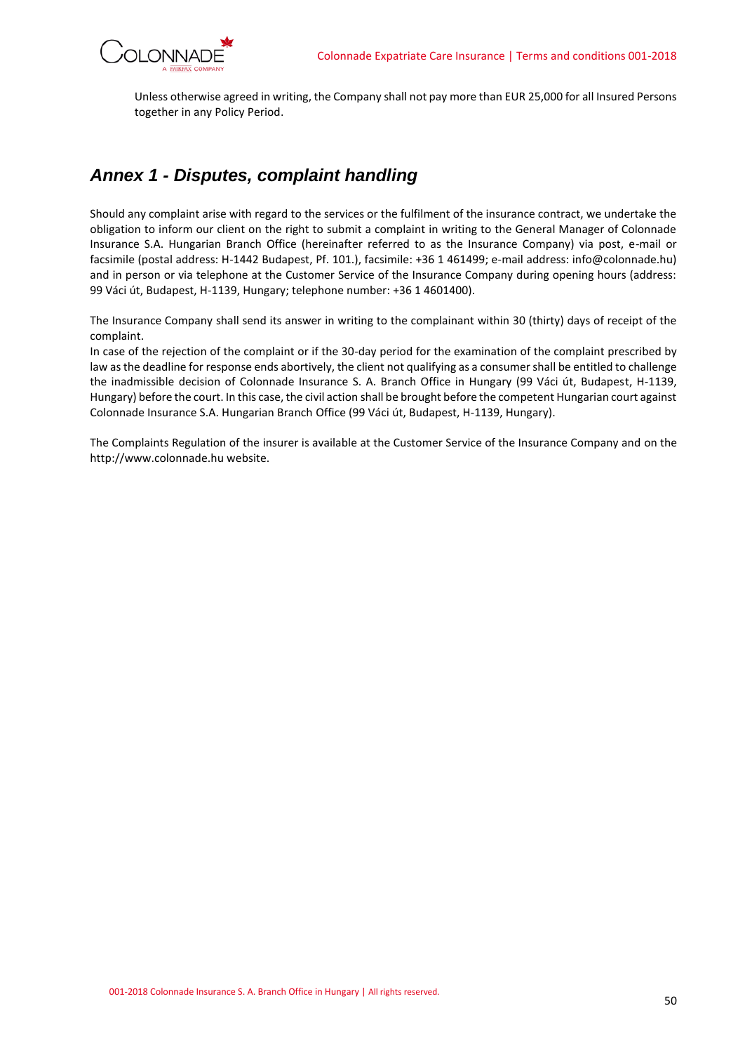Unless otherwise agreed in writing, the Company shall not pay more than EUR 25,000 for all Insured Persons together in any Policy Period.

## *Annex 1 - Disputes, complaint handling*

Should any complaint arise with regard to the services or the fulfilment of the insurance contract, we undertake the obligation to inform our client on the right to submit a complaint in writing to the General Manager of Colonnade Insurance S.A. Hungarian Branch Office (hereinafter referred to as the Insurance Company) via post, e-mail or facsimile (postal address: H-1442 Budapest, Pf. 101.), facsimile: +36 1 461499; e-mail address: info@colonnade.hu) and in person or via telephone at the Customer Service of the Insurance Company during opening hours (address: 99 Váci út, Budapest, H-1139, Hungary; telephone number: +36 1 4601400).

The Insurance Company shall send its answer in writing to the complainant within 30 (thirty) days of receipt of the complaint.
In case of the rejection of the complaint or if the 30-day period for the examination of the complaint prescribed by law as the deadline for response ends abortively, the client not qualifying as a consumer shall be entitled to challenge the inadmissible decision of Colonnade Insurance S. A. Branch Office in Hungary (99 Váci út, Budapest, H-1139, Hungary) before the court. In this case, the civil action shall be brought before the competent Hungarian court against Colonnade Insurance S.A. Hungarian Branch Office (99 Váci út, Budapest, H-1139, Hungary).

The Complaints Regulation of the insurer is available at the Customer Service of the Insurance Company and on the http://www.colonnade.hu website.